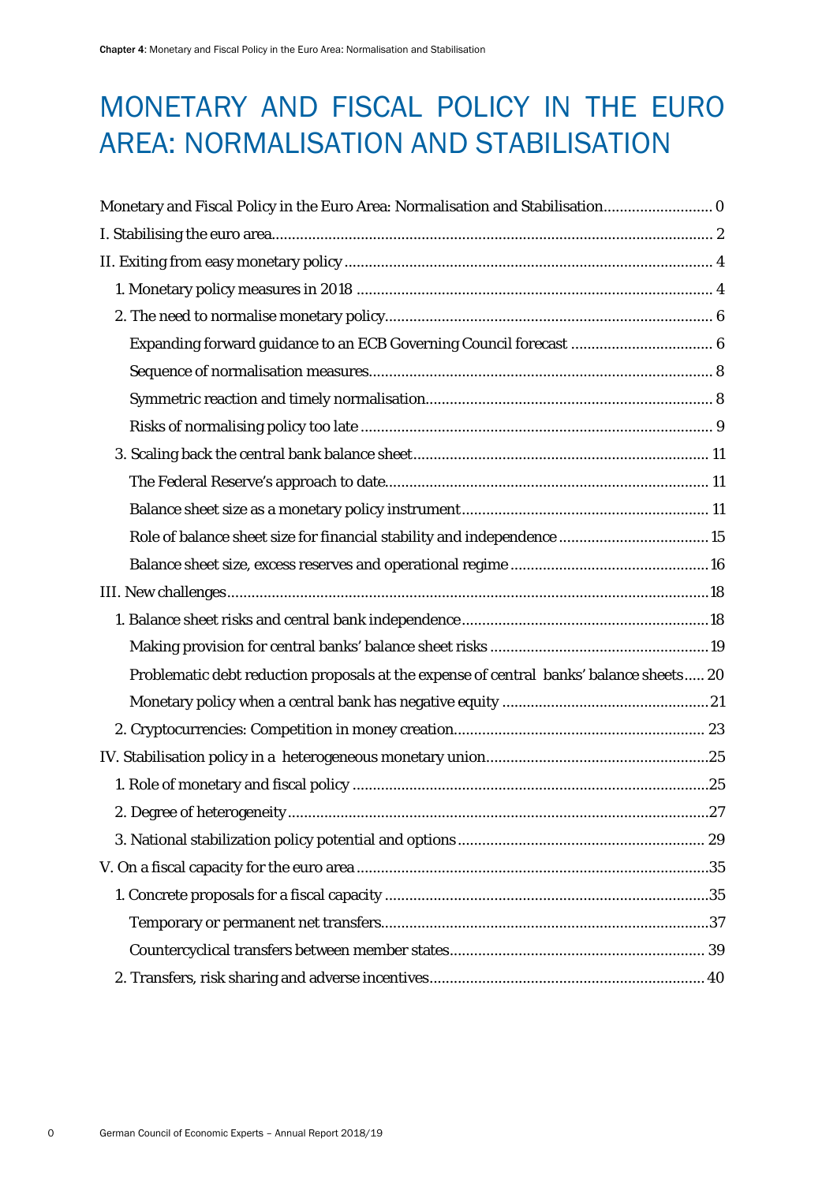# MONETARY AND FISCAL POLICY IN THE EURO AREA: NORMALISATION AND STABILISATION

Monetary and Fiscal Policy in the Euro Area: Normalisation and Stabilisation .......... 0

I. Stabilising the euro area .......... 2

II. Exiting from easy monetary policy .......... 4

- 1. Monetary policy measures in 2018 .......... 4
- 2. The need to normalise monetary policy .......... 6
  - Expanding forward guidance to an ECB Governing Council forecast .......... 6
  - Sequence of normalisation measures .......... 8
  - Symmetric reaction and timely normalisation .......... 8
  - Risks of normalising policy too late .......... 9
- 3. Scaling back the central bank balance sheet .......... 11
  - The Federal Reserve's approach to date .......... 11
  - Balance sheet size as a monetary policy instrument .......... 11
  - Role of balance sheet size for financial stability and independence .......... 15
  - Balance sheet size, excess reserves and operational regime .......... 16

III. New challenges .......... 18

- 1. Balance sheet risks and central bank independence .......... 18
  - Making provision for central banks' balance sheet risks .......... 19
  - Problematic debt reduction proposals at the expense of central banks' balance sheets .......... 20
  - Monetary policy when a central bank has negative equity .......... 21
- 2. Cryptocurrencies: Competition in money creation .......... 23

IV. Stabilisation policy in a heterogeneous monetary union .......... 25

- 1. Role of monetary and fiscal policy .......... 25
- 2. Degree of heterogeneity .......... 27
- 3. National stabilization policy potential and options .......... 29

V. On a fiscal capacity for the euro area .......... 35

- 1. Concrete proposals for a fiscal capacity .......... 35
  - Temporary or permanent net transfers .......... 37
  - Countercyclical transfers between member states .......... 39
- 2. Transfers, risk sharing and adverse incentives .......... 40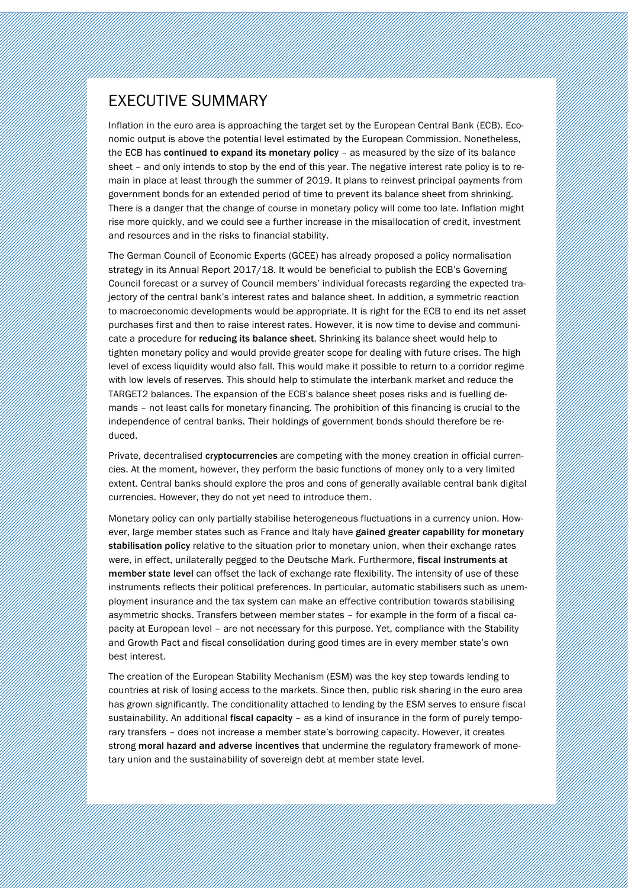# EXECUTIVE SUMMARY

Inflation in the euro area is approaching the target set by the European Central Bank (ECB). Economic output is above the potential level estimated by the European Commission. Nonetheless, the ECB has **continued to expand its monetary policy** – as measured by the size of its balance sheet – and only intends to stop by the end of this year. The negative interest rate policy is to remain in place at least through the summer of 2019. It plans to reinvest principal payments from government bonds for an extended period of time to prevent its balance sheet from shrinking. There is a danger that the change of course in monetary policy will come too late. Inflation might rise more quickly, and we could see a further increase in the misallocation of credit, investment and resources and in the risks to financial stability.

The German Council of Economic Experts (GCEE) has already proposed a policy normalisation strategy in its Annual Report 2017/18. It would be beneficial to publish the ECB's Governing Council forecast or a survey of Council members' individual forecasts regarding the expected trajectory of the central bank's interest rates and balance sheet. In addition, a symmetric reaction to macroeconomic developments would be appropriate. It is right for the ECB to end its net asset purchases first and then to raise interest rates. However, it is now time to devise and communicate a procedure for **reducing its balance sheet**. Shrinking its balance sheet would help to tighten monetary policy and would provide greater scope for dealing with future crises. The high level of excess liquidity would also fall. This would make it possible to return to a corridor regime with low levels of reserves. This should help to stimulate the interbank market and reduce the TARGET2 balances. The expansion of the ECB's balance sheet poses risks and is fuelling demands – not least calls for monetary financing. The prohibition of this financing is crucial to the independence of central banks. Their holdings of government bonds should therefore be reduced.

Private, decentralised **cryptocurrencies** are competing with the money creation in official currencies. At the moment, however, they perform the basic functions of money only to a very limited extent. Central banks should explore the pros and cons of generally available central bank digital currencies. However, they do not yet need to introduce them.

Monetary policy can only partially stabilise heterogeneous fluctuations in a currency union. However, large member states such as France and Italy have **gained greater capability for monetary stabilisation policy** relative to the situation prior to monetary union, when their exchange rates were, in effect, unilaterally pegged to the Deutsche Mark. Furthermore, **fiscal instruments at member state level** can offset the lack of exchange rate flexibility. The intensity of use of these instruments reflects their political preferences. In particular, automatic stabilisers such as unemployment insurance and the tax system can make an effective contribution towards stabilising asymmetric shocks. Transfers between member states – for example in the form of a fiscal capacity at European level – are not necessary for this purpose. Yet, compliance with the Stability and Growth Pact and fiscal consolidation during good times are in every member state's own best interest.

The creation of the European Stability Mechanism (ESM) was the key step towards lending to countries at risk of losing access to the markets. Since then, public risk sharing in the euro area has grown significantly. The conditionality attached to lending by the ESM serves to ensure fiscal sustainability. An additional **fiscal capacity** – as a kind of insurance in the form of purely temporary transfers – does not increase a member state's borrowing capacity. However, it creates strong **moral hazard and adverse incentives** that undermine the regulatory framework of monetary union and the sustainability of sovereign debt at member state level.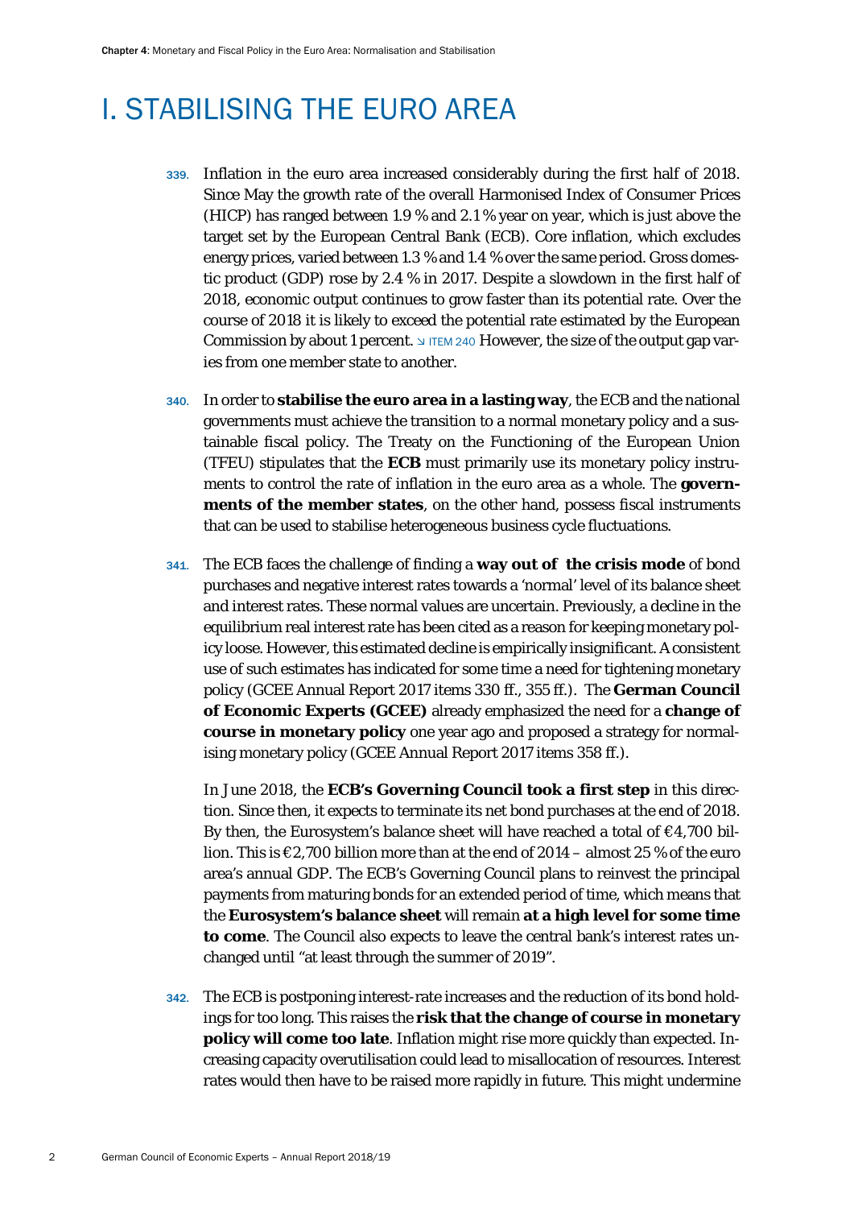# I. STABILISING THE EURO AREA

339. Inflation in the euro area increased considerably during the first half of 2018. Since May the growth rate of the overall Harmonised Index of Consumer Prices (HICP) has ranged between 1.9 % and 2.1 % year on year, which is just above the target set by the European Central Bank (ECB). Core inflation, which excludes energy prices, varied between 1.3 % and 1.4 % over the same period. Gross domestic product (GDP) rose by 2.4 % in 2017. Despite a slowdown in the first half of 2018, economic output continues to grow faster than its potential rate. Over the course of 2018 it is likely to exceed the potential rate estimated by the European Commission by about 1 percent. ↘ ITEM 240 However, the size of the output gap varies from one member state to another.

340. In order to **stabilise the euro area in a lasting way**, the ECB and the national governments must achieve the transition to a normal monetary policy and a sustainable fiscal policy. The Treaty on the Functioning of the European Union (TFEU) stipulates that the **ECB** must primarily use its monetary policy instruments to control the rate of inflation in the euro area as a whole. The **governments of the member states**, on the other hand, possess fiscal instruments that can be used to stabilise heterogeneous business cycle fluctuations.

341. The ECB faces the challenge of finding a **way out of the crisis mode** of bond purchases and negative interest rates towards a 'normal' level of its balance sheet and interest rates. These normal values are uncertain. Previously, a decline in the equilibrium real interest rate has been cited as a reason for keeping monetary policy loose. However, this estimated decline is empirically insignificant. A consistent use of such estimates has indicated for some time a need for tightening monetary policy (GCEE Annual Report 2017 items 330 ff., 355 ff.). The **German Council of Economic Experts (GCEE)** already emphasized the need for a **change of course in monetary policy** one year ago and proposed a strategy for normalising monetary policy (GCEE Annual Report 2017 items 358 ff.).

In June 2018, the **ECB's Governing Council took a first step** in this direction. Since then, it expects to terminate its net bond purchases at the end of 2018. By then, the Eurosystem's balance sheet will have reached a total of €4,700 billion. This is €2,700 billion more than at the end of 2014 – almost 25 % of the euro area's annual GDP. The ECB's Governing Council plans to reinvest the principal payments from maturing bonds for an extended period of time, which means that the **Eurosystem's balance sheet** will remain **at a high level for some time to come**. The Council also expects to leave the central bank's interest rates unchanged until "at least through the summer of 2019".

342. The ECB is postponing interest-rate increases and the reduction of its bond holdings for too long. This raises the **risk that the change of course in monetary policy will come too late**. Inflation might rise more quickly than expected. Increasing capacity overutilisation could lead to misallocation of resources. Interest rates would then have to be raised more rapidly in future. This might undermine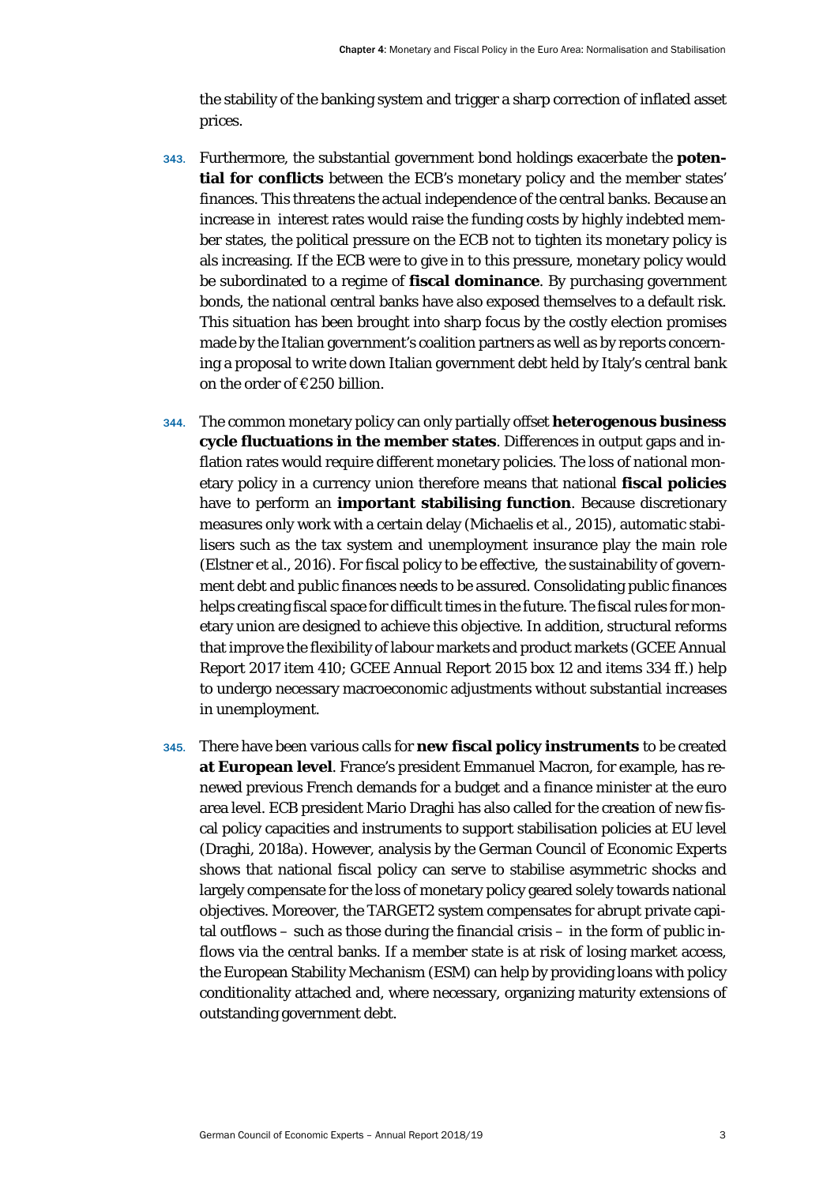the stability of the banking system and trigger a sharp correction of inflated asset prices.

343. Furthermore, the substantial government bond holdings exacerbate the **potential for conflicts** between the ECB's monetary policy and the member states' finances. This threatens the actual independence of the central banks. Because an increase in interest rates would raise the funding costs by highly indebted member states, the political pressure on the ECB not to tighten its monetary policy is als increasing. If the ECB were to give in to this pressure, monetary policy would be subordinated to a regime of **fiscal dominance**. By purchasing government bonds, the national central banks have also exposed themselves to a default risk. This situation has been brought into sharp focus by the costly election promises made by the Italian government's coalition partners as well as by reports concerning a proposal to write down Italian government debt held by Italy's central bank on the order of €250 billion.

344. The common monetary policy can only partially offset **heterogenous business cycle fluctuations in the member states**. Differences in output gaps and inflation rates would require different monetary policies. The loss of national monetary policy in a currency union therefore means that national **fiscal policies** have to perform an **important stabilising function**. Because discretionary measures only work with a certain delay (Michaelis et al., 2015), automatic stabilisers such as the tax system and unemployment insurance play the main role (Elstner et al., 2016). For fiscal policy to be effective, the sustainability of government debt and public finances needs to be assured. Consolidating public finances helps creating fiscal space for difficult times in the future. The fiscal rules for monetary union are designed to achieve this objective. In addition, structural reforms that improve the flexibility of labour markets and product markets (GCEE Annual Report 2017 item 410; GCEE Annual Report 2015 box 12 and items 334 ff.) help to undergo necessary macroeconomic adjustments without substantial increases in unemployment.

345. There have been various calls for **new fiscal policy instruments** to be created **at European level**. France's president Emmanuel Macron, for example, has renewed previous French demands for a budget and a finance minister at the euro area level. ECB president Mario Draghi has also called for the creation of new fiscal policy capacities and instruments to support stabilisation policies at EU level (Draghi, 2018a). However, analysis by the German Council of Economic Experts shows that national fiscal policy can serve to stabilise asymmetric shocks and largely compensate for the loss of monetary policy geared solely towards national objectives. Moreover, the TARGET2 system compensates for abrupt private capital outflows – such as those during the financial crisis – in the form of public inflows via the central banks. If a member state is at risk of losing market access, the European Stability Mechanism (ESM) can help by providing loans with policy conditionality attached and, where necessary, organizing maturity extensions of outstanding government debt.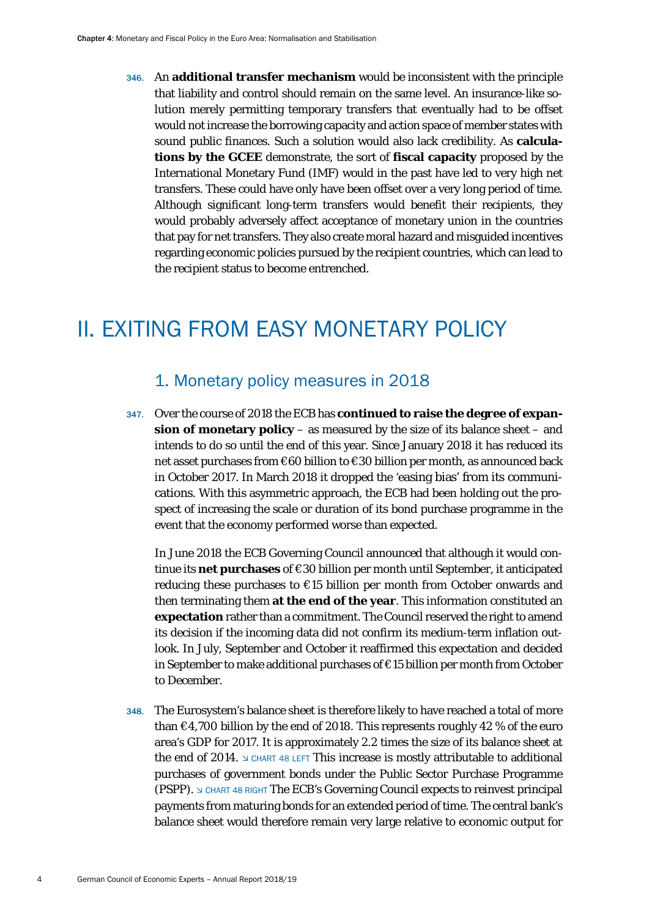346. An **additional transfer mechanism** would be inconsistent with the principle that liability and control should remain on the same level. An insurance-like solution merely permitting temporary transfers that eventually had to be offset would not increase the borrowing capacity and action space of member states with sound public finances. Such a solution would also lack credibility. As **calculations by the GCEE** demonstrate, the sort of **fiscal capacity** proposed by the International Monetary Fund (IMF) would in the past have led to very high net transfers. These could have only have been offset over a very long period of time. Although significant long-term transfers would benefit their recipients, they would probably adversely affect acceptance of monetary union in the countries that pay for net transfers. They also create moral hazard and misguided incentives regarding economic policies pursued by the recipient countries, which can lead to the recipient status to become entrenched.

# II. EXITING FROM EASY MONETARY POLICY

## 1. Monetary policy measures in 2018

347. Over the course of 2018 the ECB has **continued to raise the degree of expansion of monetary policy** – as measured by the size of its balance sheet – and intends to do so until the end of this year. Since January 2018 it has reduced its net asset purchases from €60 billion to €30 billion per month, as announced back in October 2017. In March 2018 it dropped the 'easing bias' from its communications. With this asymmetric approach, the ECB had been holding out the prospect of increasing the scale or duration of its bond purchase programme in the event that the economy performed worse than expected.

In June 2018 the ECB Governing Council announced that although it would continue its **net purchases** of €30 billion per month until September, it anticipated reducing these purchases to €15 billion per month from October onwards and then terminating them **at the end of the year**. This information constituted an **expectation** rather than a commitment. The Council reserved the right to amend its decision if the incoming data did not confirm its medium-term inflation outlook. In July, September and October it reaffirmed this expectation and decided in September to make additional purchases of €15 billion per month from October to December.

348. The Eurosystem's balance sheet is therefore likely to have reached a total of more than €4,700 billion by the end of 2018. This represents roughly 42 % of the euro area's GDP for 2017. It is approximately 2.2 times the size of its balance sheet at the end of 2014. ↘ CHART 48 LEFT This increase is mostly attributable to additional purchases of government bonds under the Public Sector Purchase Programme (PSPP). ↘ CHART 48 RIGHT The ECB's Governing Council expects to reinvest principal payments from maturing bonds for an extended period of time. The central bank's balance sheet would therefore remain very large relative to economic output for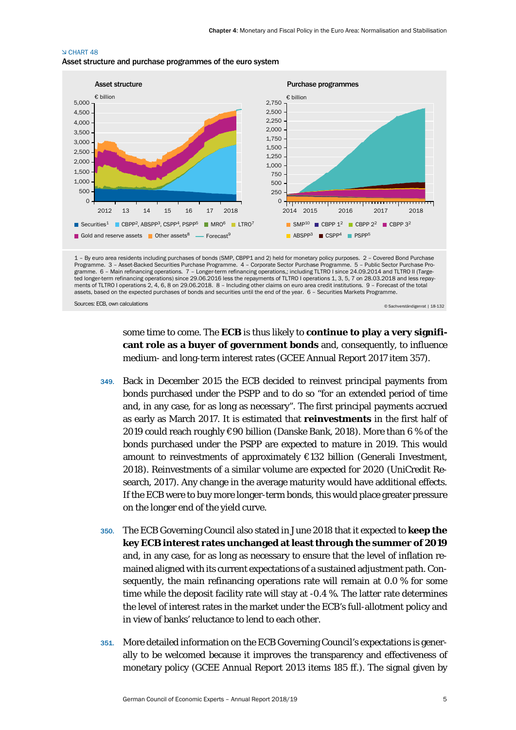↘ CHART 48

Asset structure and purchase programmes of the euro system

1 – By euro area residents including purchases of bonds (SMP, CBPP1 and 2) held for monetary policy purposes. 2 – Covered Bond Purchase Programme. 3 – Asset-Backed Securities Purchase Programme. 4 – Corporate Sector Purchase Programme. 5 – Public Sector Purchase Programme. 6 – Main refinancing operations. 7 – Longer-term refinancing operations,; including TLTRO I since 24.09.2014 and TLTRO II (Targeted longer-term refinancing operations) since 29.06.2016 less the repayments of TLTRO I operations 1, 3, 5, 7 on 28.03.2018 and less repayments of TLTRO I operations 2, 4, 6, 8 on 29.06.2018. 8 – Including other claims on euro area credit institutions. 9 – Forecast of the total assets, based on the expected purchases of bonds and securities until the end of the year. 6 – Securities Markets Programme.

Sources: ECB, own calculations

© Sachverständigenrat | 18-132

some time to come. The **ECB** is thus likely to **continue to play a very significant role as a buyer of government bonds** and, consequently, to influence medium- and long-term interest rates (GCEE Annual Report 2017 item 357).

349. Back in December 2015 the ECB decided to reinvest principal payments from bonds purchased under the PSPP and to do so "for an extended period of time and, in any case, for as long as necessary". The first principal payments accrued as early as March 2017. It is estimated that **reinvestments** in the first half of 2019 could reach roughly €90 billion (Danske Bank, 2018). More than 6 % of the bonds purchased under the PSPP are expected to mature in 2019. This would amount to reinvestments of approximately €132 billion (Generali Investment, 2018). Reinvestments of a similar volume are expected for 2020 (UniCredit Research, 2017). Any change in the average maturity would have additional effects. If the ECB were to buy more longer-term bonds, this would place greater pressure on the longer end of the yield curve.

350. The ECB Governing Council also stated in June 2018 that it expected to **keep the key ECB interest rates unchanged at least through the summer of 2019** and, in any case, for as long as necessary to ensure that the level of inflation remained aligned with its current expectations of a sustained adjustment path. Consequently, the main refinancing operations rate will remain at 0.0 % for some time while the deposit facility rate will stay at -0.4 %. The latter determines the level of interest rates in the market under the ECB's full-allotment policy and in view of banks' reluctance to lend to each other.

351. More detailed information on the ECB Governing Council's expectations is generally to be welcomed because it improves the transparency and effectiveness of monetary policy (GCEE Annual Report 2013 items 185 ff.). The signal given by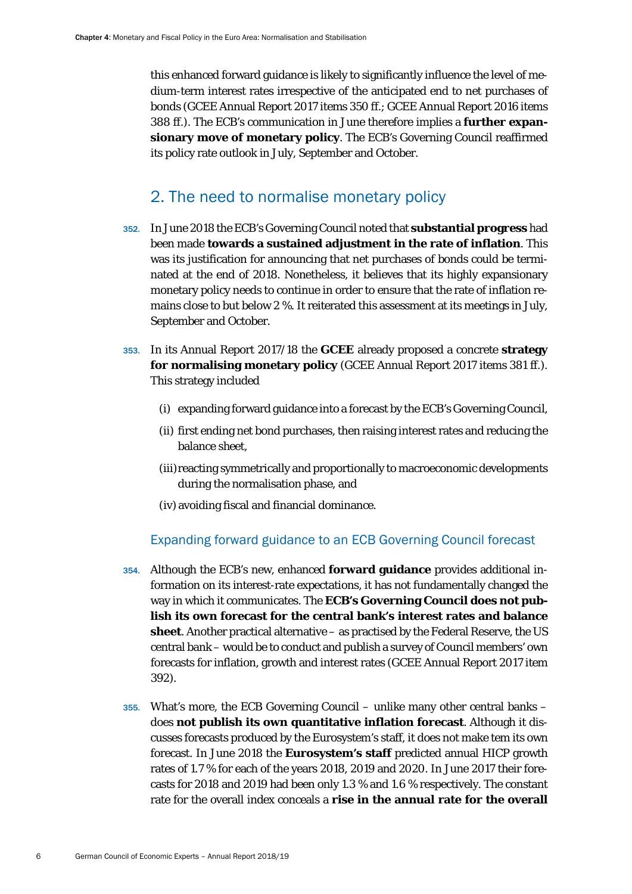this enhanced forward guidance is likely to significantly influence the level of medium-term interest rates irrespective of the anticipated end to net purchases of bonds (GCEE Annual Report 2017 items 350 ff.; GCEE Annual Report 2016 items 388 ff.). The ECB's communication in June therefore implies a **further expansionary move of monetary policy**. The ECB's Governing Council reaffirmed its policy rate outlook in July, September and October.

## 2. The need to normalise monetary policy

352. In June 2018 the ECB's Governing Council noted that **substantial progress** had been made **towards a sustained adjustment in the rate of inflation**. This was its justification for announcing that net purchases of bonds could be terminated at the end of 2018. Nonetheless, it believes that its highly expansionary monetary policy needs to continue in order to ensure that the rate of inflation remains close to but below 2 %. It reiterated this assessment at its meetings in July, September and October.

353. In its Annual Report 2017/18 the **GCEE** already proposed a concrete **strategy for normalising monetary policy** (GCEE Annual Report 2017 items 381 ff.). This strategy included

(i) expanding forward guidance into a forecast by the ECB's Governing Council,

(ii) first ending net bond purchases, then raising interest rates and reducing the balance sheet,

(iii) reacting symmetrically and proportionally to macroeconomic developments during the normalisation phase, and

(iv) avoiding fiscal and financial dominance.

### Expanding forward guidance to an ECB Governing Council forecast

354. Although the ECB's new, enhanced **forward guidance** provides additional information on its interest-rate expectations, it has not fundamentally changed the way in which it communicates. The **ECB's Governing Council does not publish its own forecast for the central bank's interest rates and balance sheet**. Another practical alternative – as practised by the Federal Reserve, the US central bank – would be to conduct and publish a survey of Council members' own forecasts for inflation, growth and interest rates (GCEE Annual Report 2017 item 392).

355. What's more, the ECB Governing Council – unlike many other central banks – does **not publish its own quantitative inflation forecast**. Although it discusses forecasts produced by the Eurosystem's staff, it does not make tem its own forecast. In June 2018 the **Eurosystem's staff** predicted annual HICP growth rates of 1.7 % for each of the years 2018, 2019 and 2020. In June 2017 their forecasts for 2018 and 2019 had been only 1.3 % and 1.6 % respectively. The constant rate for the overall index conceals a **rise in the annual rate for the overall**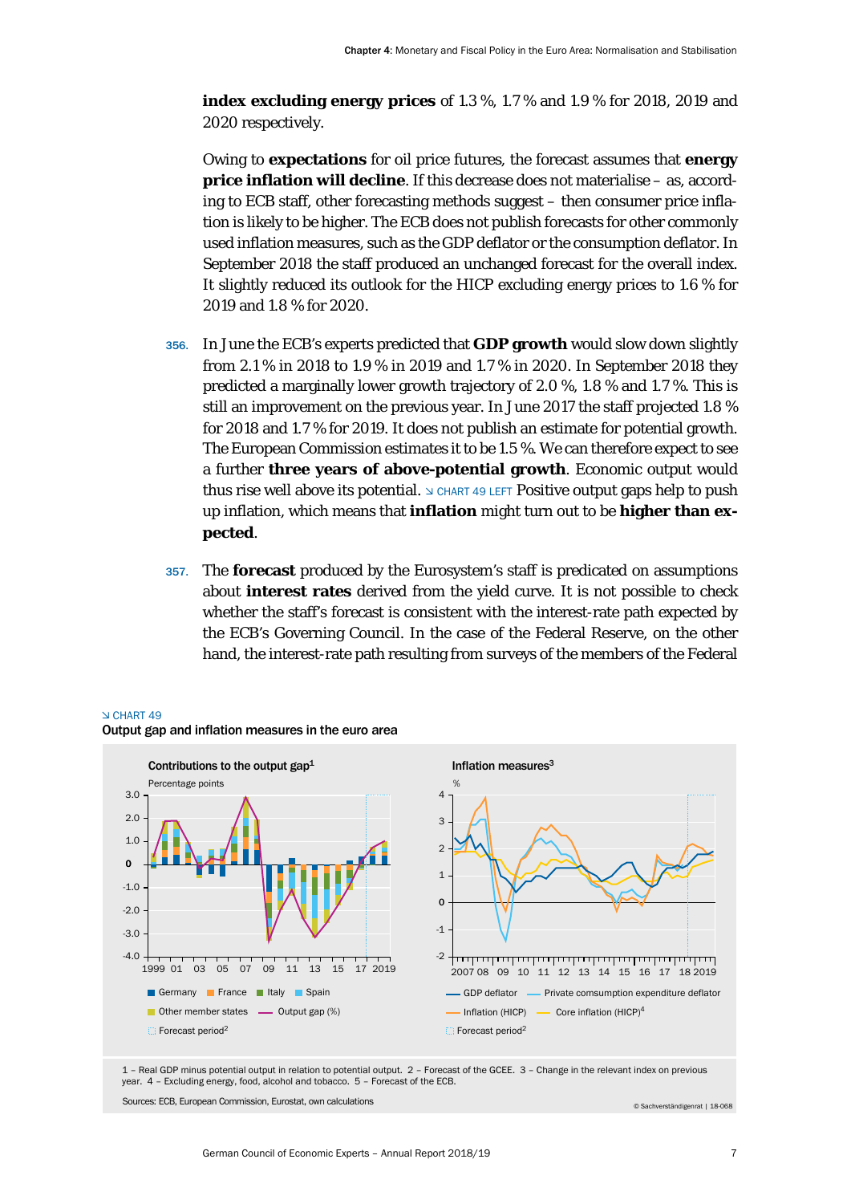**index excluding energy prices** of 1.3 %, 1.7 % and 1.9 % for 2018, 2019 and 2020 respectively.

Owing to **expectations** for oil price futures, the forecast assumes that **energy price inflation will decline**. If this decrease does not materialise – as, according to ECB staff, other forecasting methods suggest – then consumer price inflation is likely to be higher. The ECB does not publish forecasts for other commonly used inflation measures, such as the GDP deflator or the consumption deflator. In September 2018 the staff produced an unchanged forecast for the overall index. It slightly reduced its outlook for the HICP excluding energy prices to 1.6 % for 2019 and 1.8 % for 2020.

356. In June the ECB's experts predicted that **GDP growth** would slow down slightly from 2.1 % in 2018 to 1.9 % in 2019 and 1.7 % in 2020. In September 2018 they predicted a marginally lower growth trajectory of 2.0 %, 1.8 % and 1.7 %. This is still an improvement on the previous year. In June 2017 the staff projected 1.8 % for 2018 and 1.7 % for 2019. It does not publish an estimate for potential growth. The European Commission estimates it to be 1.5 %. We can therefore expect to see a further **three years of above-potential growth**. Economic output would thus rise well above its potential. ↘ CHART 49 LEFT Positive output gaps help to push up inflation, which means that **inflation** might turn out to be **higher than expected**.

357. The **forecast** produced by the Eurosystem's staff is predicated on assumptions about **interest rates** derived from the yield curve. It is not possible to check whether the staff's forecast is consistent with the interest-rate path expected by the ECB's Governing Council. In the case of the Federal Reserve, on the other hand, the interest-rate path resulting from surveys of the members of the Federal

↘ CHART 49
Output gap and inflation measures in the euro area

Contributions to the output gap[1]
Percentage points

Germany, France, Italy, Spain, Other member states, Output gap (%), Forecast period[2]

Inflation measures[3]
%

GDP deflator, Private comsumption expenditure deflator, Inflation (HICP), Core inflation (HICP)[4], Forecast period[2]

1 – Real GDP minus potential output in relation to potential output. 2 – Forecast of the GCEE. 3 – Change in the relevant index on previous year. 4 – Excluding energy, food, alcohol and tobacco. 5 – Forecast of the ECB.

Sources: ECB, European Commission, Eurostat, own calculations

© Sachverständigenrat | 18-068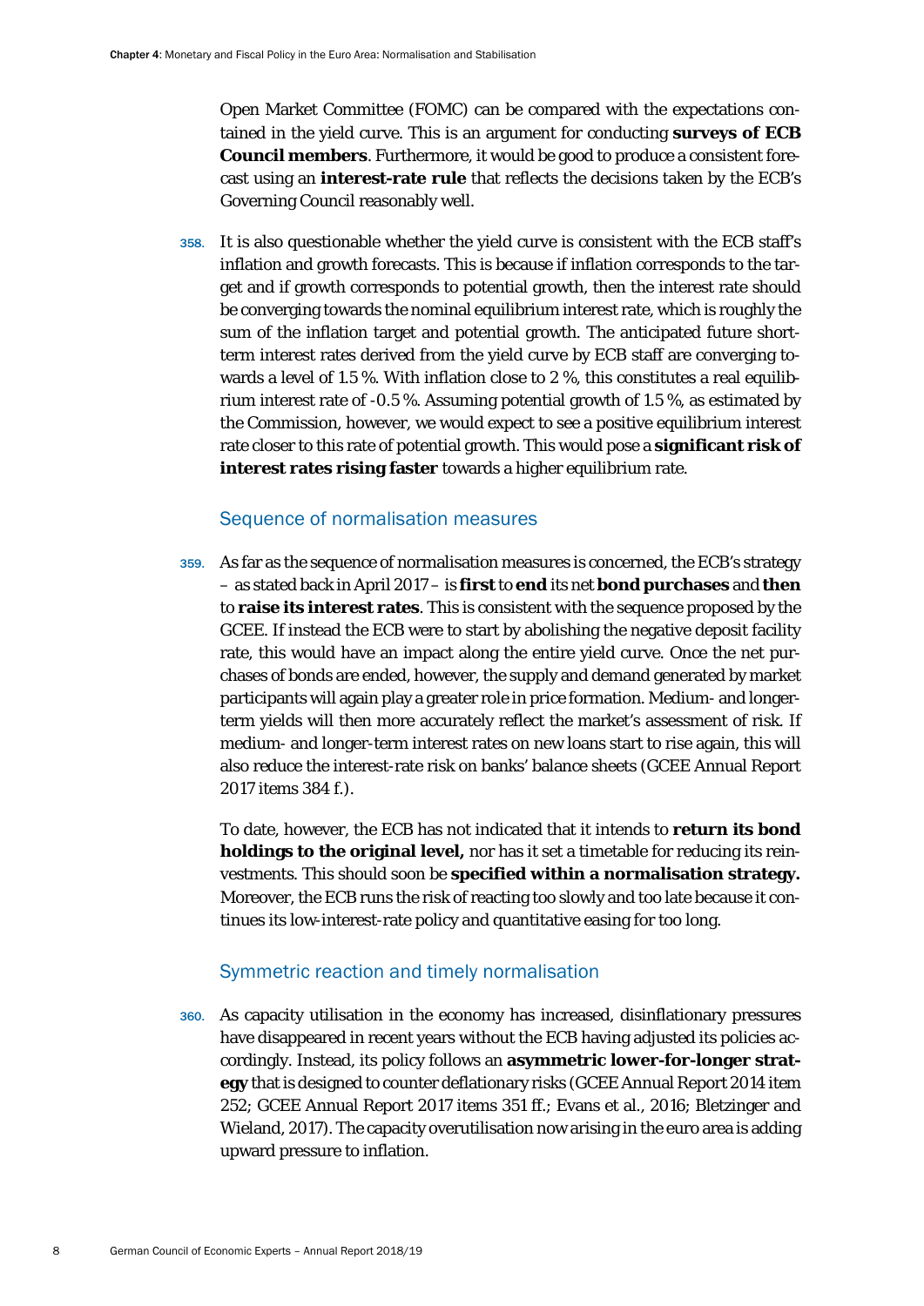Open Market Committee (FOMC) can be compared with the expectations contained in the yield curve. This is an argument for conducting **surveys of ECB Council members**. Furthermore, it would be good to produce a consistent forecast using an **interest-rate rule** that reflects the decisions taken by the ECB's Governing Council reasonably well.

358. It is also questionable whether the yield curve is consistent with the ECB staff's inflation and growth forecasts. This is because if inflation corresponds to the target and if growth corresponds to potential growth, then the interest rate should be converging towards the nominal equilibrium interest rate, which is roughly the sum of the inflation target and potential growth. The anticipated future short-term interest rates derived from the yield curve by ECB staff are converging towards a level of 1.5 %. With inflation close to 2 %, this constitutes a real equilibrium interest rate of -0.5 %. Assuming potential growth of 1.5 %, as estimated by the Commission, however, we would expect to see a positive equilibrium interest rate closer to this rate of potential growth. This would pose a **significant risk of interest rates rising faster** towards a higher equilibrium rate.

### Sequence of normalisation measures

359. As far as the sequence of normalisation measures is concerned, the ECB's strategy – as stated back in April 2017 – is **first** to **end** its net **bond purchases** and **then** to **raise its interest rates**. This is consistent with the sequence proposed by the GCEE. If instead the ECB were to start by abolishing the negative deposit facility rate, this would have an impact along the entire yield curve. Once the net purchases of bonds are ended, however, the supply and demand generated by market participants will again play a greater role in price formation. Medium- and longer-term yields will then more accurately reflect the market's assessment of risk. If medium- and longer-term interest rates on new loans start to rise again, this will also reduce the interest-rate risk on banks' balance sheets (GCEE Annual Report 2017 items 384 f.).

To date, however, the ECB has not indicated that it intends to **return its bond holdings to the original level,** nor has it set a timetable for reducing its reinvestments. This should soon be **specified within a normalisation strategy.** Moreover, the ECB runs the risk of reacting too slowly and too late because it continues its low-interest-rate policy and quantitative easing for too long.

### Symmetric reaction and timely normalisation

360. As capacity utilisation in the economy has increased, disinflationary pressures have disappeared in recent years without the ECB having adjusted its policies accordingly. Instead, its policy follows an **asymmetric lower-for-longer strategy** that is designed to counter deflationary risks (GCEE Annual Report 2014 item 252; GCEE Annual Report 2017 items 351 ff.; Evans et al., 2016; Bletzinger and Wieland, 2017). The capacity overutilisation now arising in the euro area is adding upward pressure to inflation.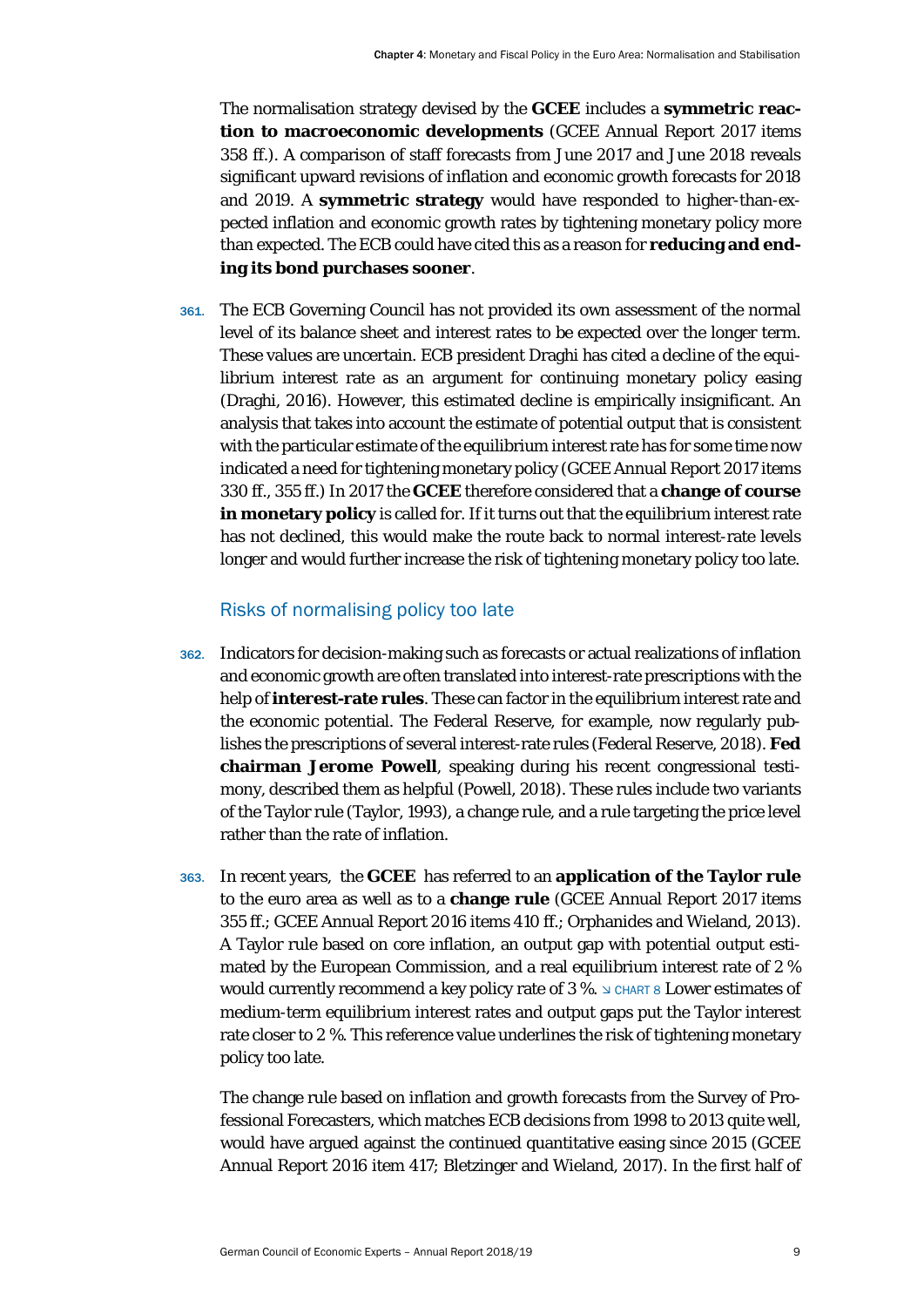The normalisation strategy devised by the **GCEE** includes a **symmetric reaction to macroeconomic developments** (GCEE Annual Report 2017 items 358 ff.). A comparison of staff forecasts from June 2017 and June 2018 reveals significant upward revisions of inflation and economic growth forecasts for 2018 and 2019. A **symmetric strategy** would have responded to higher-than-expected inflation and economic growth rates by tightening monetary policy more than expected. The ECB could have cited this as a reason for **reducing and ending its bond purchases sooner**.

361. The ECB Governing Council has not provided its own assessment of the normal level of its balance sheet and interest rates to be expected over the longer term. These values are uncertain. ECB president Draghi has cited a decline of the equilibrium interest rate as an argument for continuing monetary policy easing (Draghi, 2016). However, this estimated decline is empirically insignificant. An analysis that takes into account the estimate of potential output that is consistent with the particular estimate of the equilibrium interest rate has for some time now indicated a need for tightening monetary policy (GCEE Annual Report 2017 items 330 ff., 355 ff.) In 2017 the **GCEE** therefore considered that a **change of course in monetary policy** is called for. If it turns out that the equilibrium interest rate has not declined, this would make the route back to normal interest-rate levels longer and would further increase the risk of tightening monetary policy too late.

## Risks of normalising policy too late

362. Indicators for decision-making such as forecasts or actual realizations of inflation and economic growth are often translated into interest-rate prescriptions with the help of **interest-rate rules**. These can factor in the equilibrium interest rate and the economic potential. The Federal Reserve, for example, now regularly publishes the prescriptions of several interest-rate rules (Federal Reserve, 2018). **Fed chairman Jerome Powell**, speaking during his recent congressional testimony, described them as helpful (Powell, 2018). These rules include two variants of the Taylor rule (Taylor, 1993), a change rule, and a rule targeting the price level rather than the rate of inflation.

363. In recent years, the **GCEE** has referred to an **application of the Taylor rule** to the euro area as well as to a **change rule** (GCEE Annual Report 2017 items 355 ff.; GCEE Annual Report 2016 items 410 ff.; Orphanides and Wieland, 2013). A Taylor rule based on core inflation, an output gap with potential output estimated by the European Commission, and a real equilibrium interest rate of 2 % would currently recommend a key policy rate of 3 %. ↘ CHART 8 Lower estimates of medium-term equilibrium interest rates and output gaps put the Taylor interest rate closer to 2 %. This reference value underlines the risk of tightening monetary policy too late.

The change rule based on inflation and growth forecasts from the Survey of Professional Forecasters, which matches ECB decisions from 1998 to 2013 quite well, would have argued against the continued quantitative easing since 2015 (GCEE Annual Report 2016 item 417; Bletzinger and Wieland, 2017). In the first half of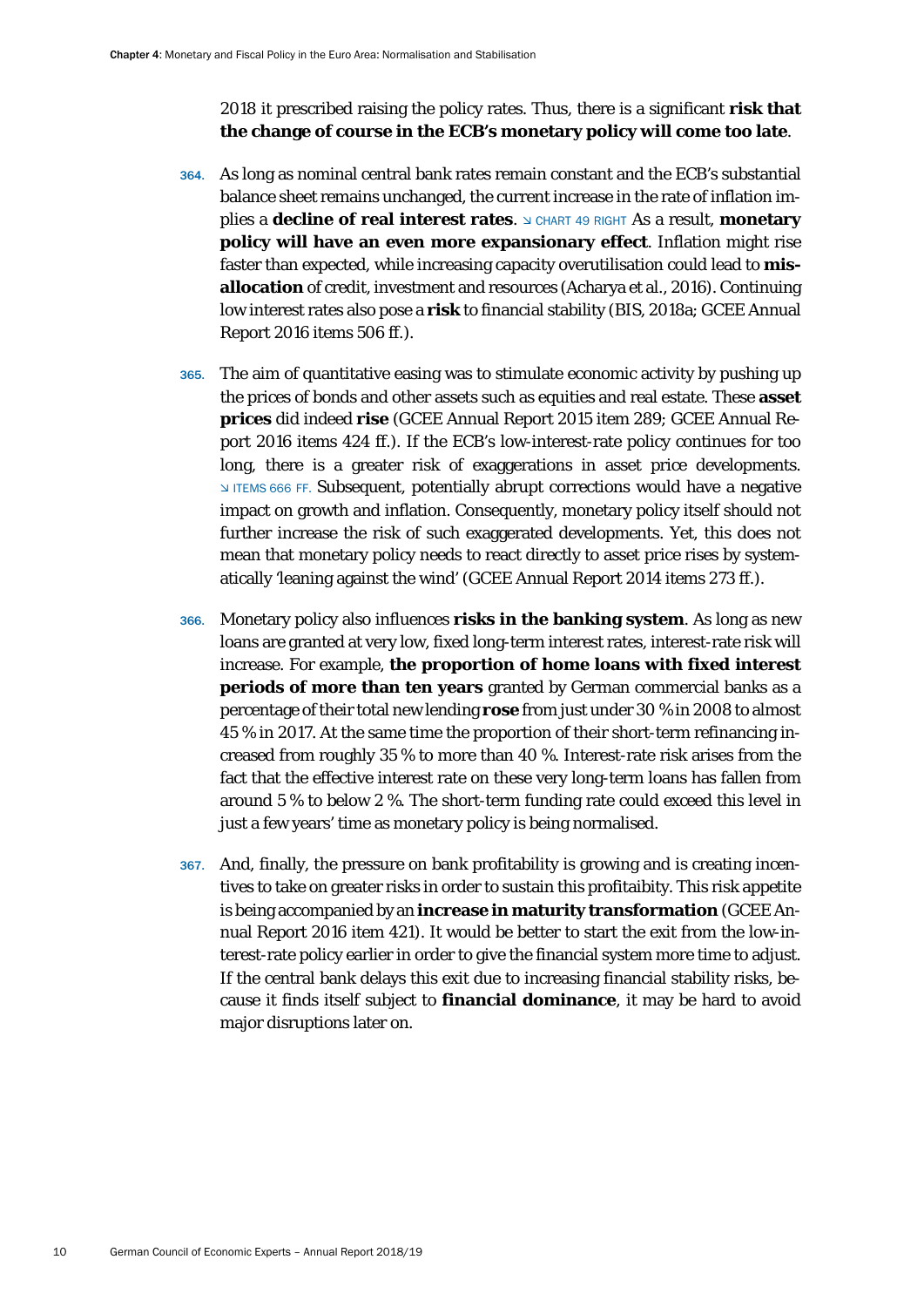2018 it prescribed raising the policy rates. Thus, there is a significant **risk that the change of course in the ECB's monetary policy will come too late**.

364. As long as nominal central bank rates remain constant and the ECB's substantial balance sheet remains unchanged, the current increase in the rate of inflation implies a **decline of real interest rates**. ↘ CHART 49 RIGHT As a result, **monetary policy will have an even more expansionary effect**. Inflation might rise faster than expected, while increasing capacity overutilisation could lead to **misallocation** of credit, investment and resources (Acharya et al., 2016). Continuing low interest rates also pose a **risk** to financial stability (BIS, 2018a; GCEE Annual Report 2016 items 506 ff.).

365. The aim of quantitative easing was to stimulate economic activity by pushing up the prices of bonds and other assets such as equities and real estate. These **asset prices** did indeed **rise** (GCEE Annual Report 2015 item 289; GCEE Annual Report 2016 items 424 ff.). If the ECB's low-interest-rate policy continues for too long, there is a greater risk of exaggerations in asset price developments. ↘ ITEMS 666 FF. Subsequent, potentially abrupt corrections would have a negative impact on growth and inflation. Consequently, monetary policy itself should not further increase the risk of such exaggerated developments. Yet, this does not mean that monetary policy needs to react directly to asset price rises by systematically 'leaning against the wind' (GCEE Annual Report 2014 items 273 ff.).

366. Monetary policy also influences **risks in the banking system**. As long as new loans are granted at very low, fixed long-term interest rates, interest-rate risk will increase. For example, **the proportion of home loans with fixed interest periods of more than ten years** granted by German commercial banks as a percentage of their total new lending **rose** from just under 30 % in 2008 to almost 45 % in 2017. At the same time the proportion of their short-term refinancing increased from roughly 35 % to more than 40 %. Interest-rate risk arises from the fact that the effective interest rate on these very long-term loans has fallen from around 5 % to below 2 %. The short-term funding rate could exceed this level in just a few years' time as monetary policy is being normalised.

367. And, finally, the pressure on bank profitability is growing and is creating incentives to take on greater risks in order to sustain this profitaibity. This risk appetite is being accompanied by an **increase in maturity transformation** (GCEE Annual Report 2016 item 421). It would be better to start the exit from the low-interest-rate policy earlier in order to give the financial system more time to adjust. If the central bank delays this exit due to increasing financial stability risks, because it finds itself subject to **financial dominance**, it may be hard to avoid major disruptions later on.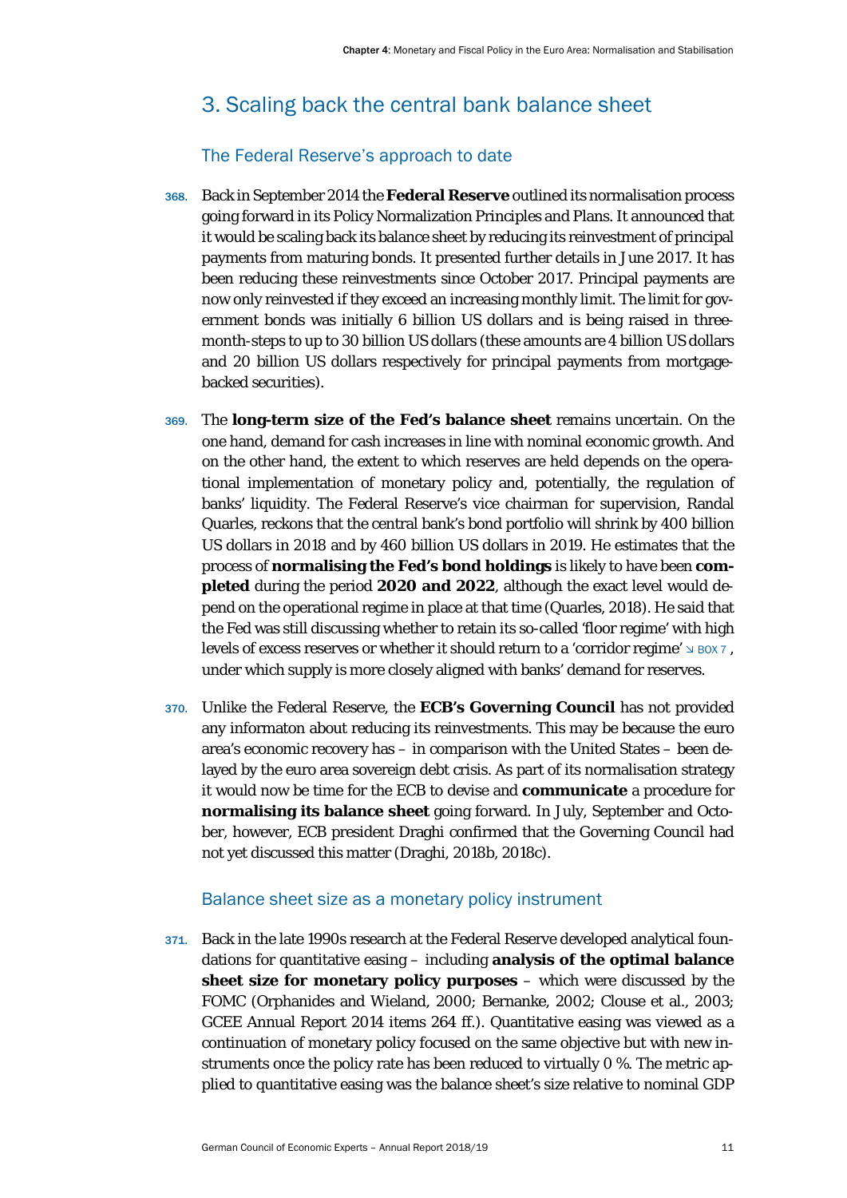## 3. Scaling back the central bank balance sheet

### The Federal Reserve's approach to date

368. Back in September 2014 the **Federal Reserve** outlined its normalisation process going forward in its Policy Normalization Principles and Plans. It announced that it would be scaling back its balance sheet by reducing its reinvestment of principal payments from maturing bonds. It presented further details in June 2017. It has been reducing these reinvestments since October 2017. Principal payments are now only reinvested if they exceed an increasing monthly limit. The limit for government bonds was initially 6 billion US dollars and is being raised in three-month-steps to up to 30 billion US dollars (these amounts are 4 billion US dollars and 20 billion US dollars respectively for principal payments from mortgage-backed securities).

369. The **long-term size of the Fed's balance sheet** remains uncertain. On the one hand, demand for cash increases in line with nominal economic growth. And on the other hand, the extent to which reserves are held depends on the operational implementation of monetary policy and, potentially, the regulation of banks' liquidity. The Federal Reserve's vice chairman for supervision, Randal Quarles, reckons that the central bank's bond portfolio will shrink by 400 billion US dollars in 2018 and by 460 billion US dollars in 2019. He estimates that the process of **normalising the Fed's bond holdings** is likely to have been **completed** during the period **2020 and 2022**, although the exact level would depend on the operational regime in place at that time (Quarles, 2018). He said that the Fed was still discussing whether to retain its so-called 'floor regime' with high levels of excess reserves or whether it should return to a 'corridor regime' ↘ BOX 7 , under which supply is more closely aligned with banks' demand for reserves.

370. Unlike the Federal Reserve, the **ECB's Governing Council** has not provided any informaton about reducing its reinvestments. This may be because the euro area's economic recovery has – in comparison with the United States – been delayed by the euro area sovereign debt crisis. As part of its normalisation strategy it would now be time for the ECB to devise and **communicate** a procedure for **normalising its balance sheet** going forward. In July, September and October, however, ECB president Draghi confirmed that the Governing Council had not yet discussed this matter (Draghi, 2018b, 2018c).

### Balance sheet size as a monetary policy instrument

371. Back in the late 1990s research at the Federal Reserve developed analytical foundations for quantitative easing – including **analysis of the optimal balance sheet size for monetary policy purposes** – which were discussed by the FOMC (Orphanides and Wieland, 2000; Bernanke, 2002; Clouse et al., 2003; GCEE Annual Report 2014 items 264 ff.). Quantitative easing was viewed as a continuation of monetary policy focused on the same objective but with new instruments once the policy rate has been reduced to virtually 0 %. The metric applied to quantitative easing was the balance sheet's size relative to nominal GDP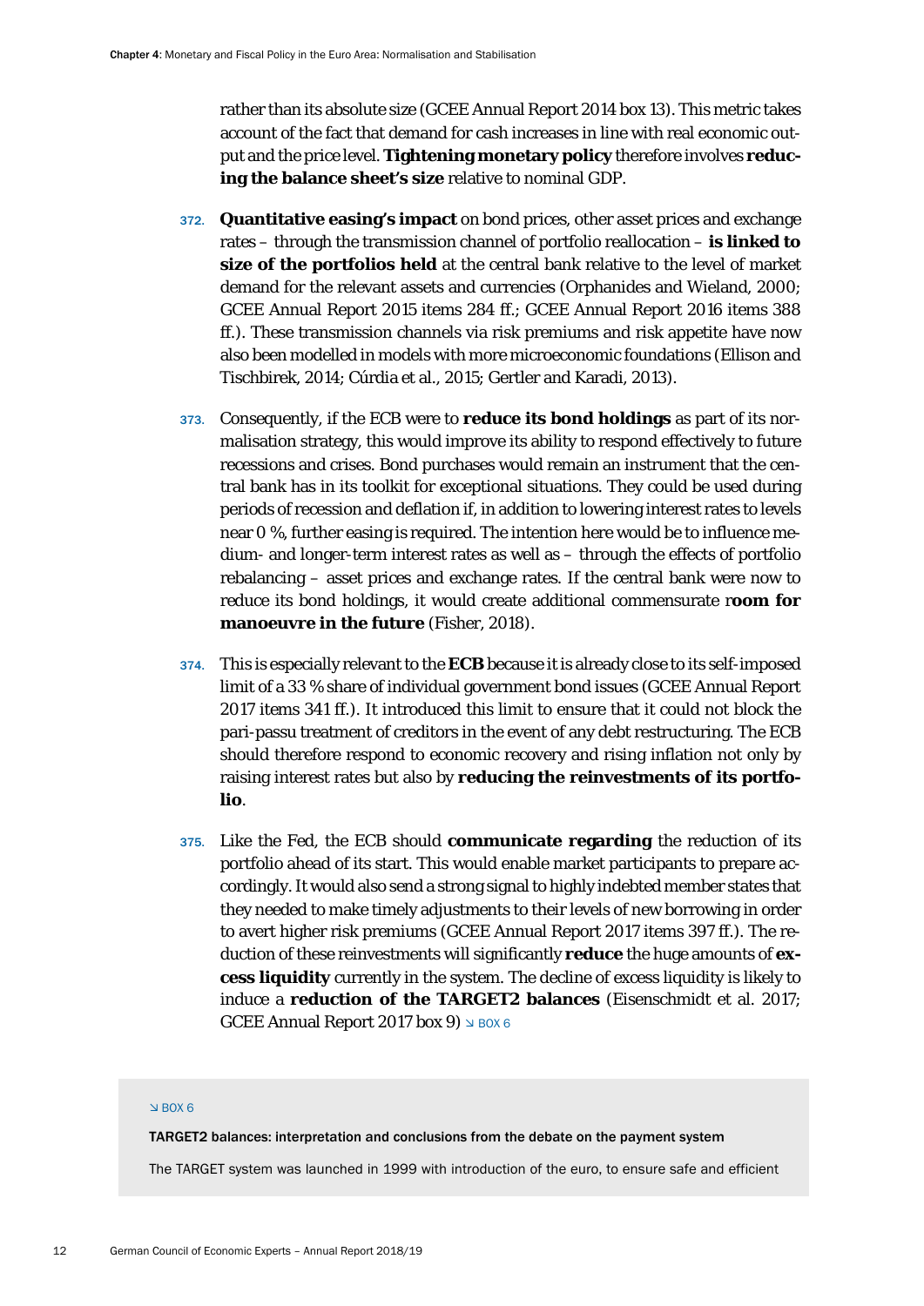rather than its absolute size (GCEE Annual Report 2014 box 13). This metric takes account of the fact that demand for cash increases in line with real economic output and the price level. **Tightening monetary policy** therefore involves **reducing the balance sheet's size** relative to nominal GDP.

372. **Quantitative easing's impact** on bond prices, other asset prices and exchange rates – through the transmission channel of portfolio reallocation – **is linked to size of the portfolios held** at the central bank relative to the level of market demand for the relevant assets and currencies (Orphanides and Wieland, 2000; GCEE Annual Report 2015 items 284 ff.; GCEE Annual Report 2016 items 388 ff.). These transmission channels via risk premiums and risk appetite have now also been modelled in models with more microeconomic foundations (Ellison and Tischbirek, 2014; Cúrdia et al., 2015; Gertler and Karadi, 2013).

373. Consequently, if the ECB were to **reduce its bond holdings** as part of its normalisation strategy, this would improve its ability to respond effectively to future recessions and crises. Bond purchases would remain an instrument that the central bank has in its toolkit for exceptional situations. They could be used during periods of recession and deflation if, in addition to lowering interest rates to levels near 0 %, further easing is required. The intention here would be to influence medium- and longer-term interest rates as well as – through the effects of portfolio rebalancing – asset prices and exchange rates. If the central bank were now to reduce its bond holdings, it would create additional commensurate r**oom for manoeuvre in the future** (Fisher, 2018).

374. This is especially relevant to the **ECB** because it is already close to its self-imposed limit of a 33 % share of individual government bond issues (GCEE Annual Report 2017 items 341 ff.). It introduced this limit to ensure that it could not block the pari-passu treatment of creditors in the event of any debt restructuring. The ECB should therefore respond to economic recovery and rising inflation not only by raising interest rates but also by **reducing the reinvestments of its portfolio**.

375. Like the Fed, the ECB should **communicate regarding** the reduction of its portfolio ahead of its start. This would enable market participants to prepare accordingly. It would also send a strong signal to highly indebted member states that they needed to make timely adjustments to their levels of new borrowing in order to avert higher risk premiums (GCEE Annual Report 2017 items 397 ff.). The reduction of these reinvestments will significantly **reduce** the huge amounts of **excess liquidity** currently in the system. The decline of excess liquidity is likely to induce a **reduction of the TARGET2 balances** (Eisenschmidt et al. 2017; GCEE Annual Report 2017 box 9) ↘ BOX 6

↘ BOX 6

**TARGET2 balances: interpretation and conclusions from the debate on the payment system**

The TARGET system was launched in 1999 with introduction of the euro, to ensure safe and efficient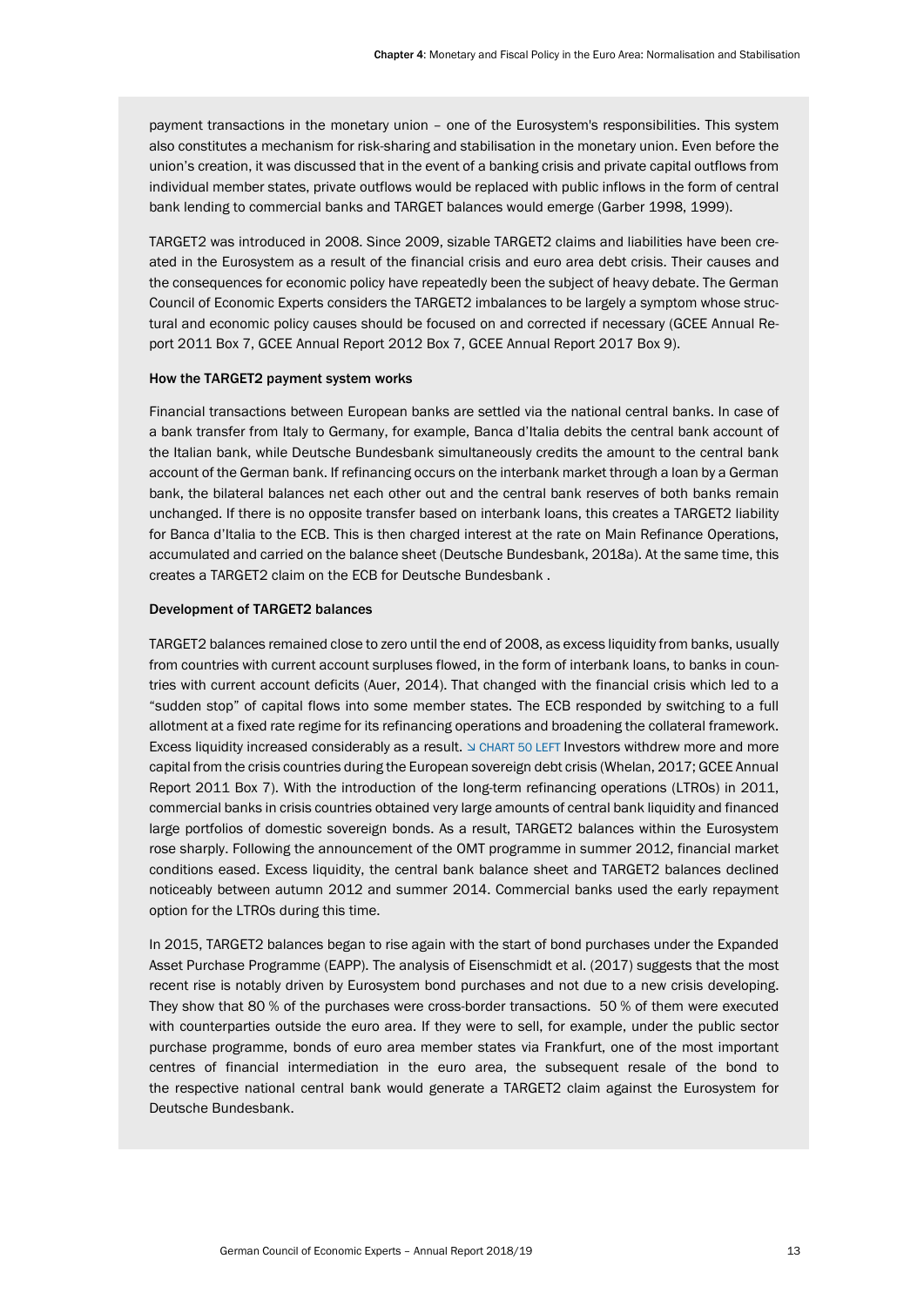payment transactions in the monetary union – one of the Eurosystem's responsibilities. This system also constitutes a mechanism for risk-sharing and stabilisation in the monetary union. Even before the union's creation, it was discussed that in the event of a banking crisis and private capital outflows from individual member states, private outflows would be replaced with public inflows in the form of central bank lending to commercial banks and TARGET balances would emerge (Garber 1998, 1999).

TARGET2 was introduced in 2008. Since 2009, sizable TARGET2 claims and liabilities have been created in the Eurosystem as a result of the financial crisis and euro area debt crisis. Their causes and the consequences for economic policy have repeatedly been the subject of heavy debate. The German Council of Economic Experts considers the TARGET2 imbalances to be largely a symptom whose structural and economic policy causes should be focused on and corrected if necessary (GCEE Annual Report 2011 Box 7, GCEE Annual Report 2012 Box 7, GCEE Annual Report 2017 Box 9).

**How the TARGET2 payment system works**

Financial transactions between European banks are settled via the national central banks. In case of a bank transfer from Italy to Germany, for example, Banca d'Italia debits the central bank account of the Italian bank, while Deutsche Bundesbank simultaneously credits the amount to the central bank account of the German bank. If refinancing occurs on the interbank market through a loan by a German bank, the bilateral balances net each other out and the central bank reserves of both banks remain unchanged. If there is no opposite transfer based on interbank loans, this creates a TARGET2 liability for Banca d'Italia to the ECB. This is then charged interest at the rate on Main Refinance Operations, accumulated and carried on the balance sheet (Deutsche Bundesbank, 2018a). At the same time, this creates a TARGET2 claim on the ECB for Deutsche Bundesbank .

**Development of TARGET2 balances**

TARGET2 balances remained close to zero until the end of 2008, as excess liquidity from banks, usually from countries with current account surpluses flowed, in the form of interbank loans, to banks in countries with current account deficits (Auer, 2014). That changed with the financial crisis which led to a "sudden stop" of capital flows into some member states. The ECB responded by switching to a full allotment at a fixed rate regime for its refinancing operations and broadening the collateral framework. Excess liquidity increased considerably as a result. ↘ CHART 50 LEFT Investors withdrew more and more capital from the crisis countries during the European sovereign debt crisis (Whelan, 2017; GCEE Annual Report 2011 Box 7). With the introduction of the long-term refinancing operations (LTROs) in 2011, commercial banks in crisis countries obtained very large amounts of central bank liquidity and financed large portfolios of domestic sovereign bonds. As a result, TARGET2 balances within the Eurosystem rose sharply. Following the announcement of the OMT programme in summer 2012, financial market conditions eased. Excess liquidity, the central bank balance sheet and TARGET2 balances declined noticeably between autumn 2012 and summer 2014. Commercial banks used the early repayment option for the LTROs during this time.

In 2015, TARGET2 balances began to rise again with the start of bond purchases under the Expanded Asset Purchase Programme (EAPP). The analysis of Eisenschmidt et al. (2017) suggests that the most recent rise is notably driven by Eurosystem bond purchases and not due to a new crisis developing. They show that 80 % of the purchases were cross-border transactions. 50 % of them were executed with counterparties outside the euro area. If they were to sell, for example, under the public sector purchase programme, bonds of euro area member states via Frankfurt, one of the most important centres of financial intermediation in the euro area, the subsequent resale of the bond to the respective national central bank would generate a TARGET2 claim against the Eurosystem for Deutsche Bundesbank.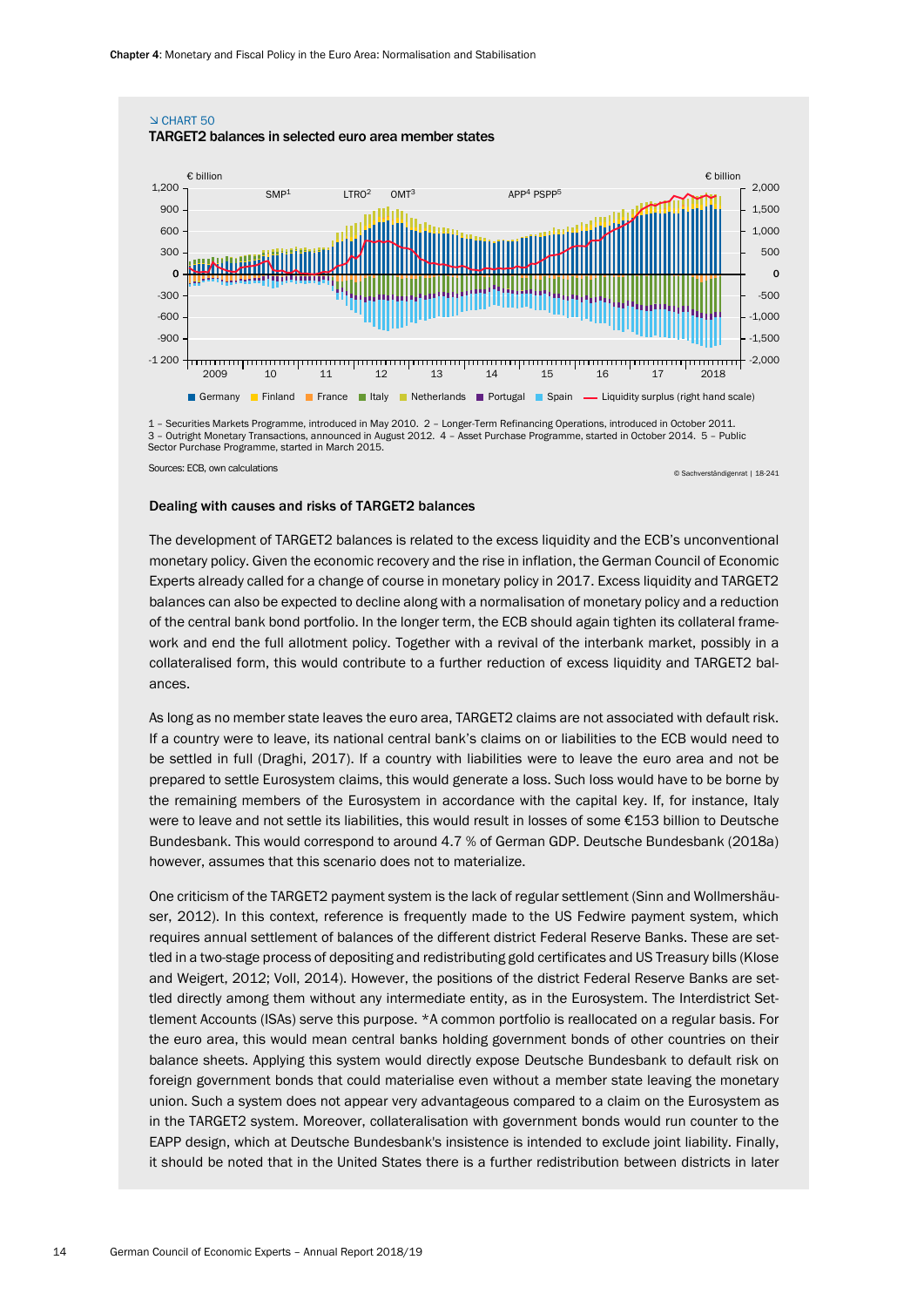↘ CHART 50

**TARGET2 balances in selected euro area member states**

1 – Securities Markets Programme, introduced in May 2010. 2 – Longer-Term Refinancing Operations, introduced in October 2011. 3 – Outright Monetary Transactions, announced in August 2012. 4 – Asset Purchase Programme, started in October 2014. 5 – Public Sector Purchase Programme, started in March 2015.

Sources: ECB, own calculations

© Sachverständigenrat | 18-241

**Dealing with causes and risks of TARGET2 balances**

The development of TARGET2 balances is related to the excess liquidity and the ECB's unconventional monetary policy. Given the economic recovery and the rise in inflation, the German Council of Economic Experts already called for a change of course in monetary policy in 2017. Excess liquidity and TARGET2 balances can also be expected to decline along with a normalisation of monetary policy and a reduction of the central bank bond portfolio. In the longer term, the ECB should again tighten its collateral framework and end the full allotment policy. Together with a revival of the interbank market, possibly in a collateralised form, this would contribute to a further reduction of excess liquidity and TARGET2 balances.

As long as no member state leaves the euro area, TARGET2 claims are not associated with default risk. If a country were to leave, its national central bank's claims on or liabilities to the ECB would need to be settled in full (Draghi, 2017). If a country with liabilities were to leave the euro area and not be prepared to settle Eurosystem claims, this would generate a loss. Such loss would have to be borne by the remaining members of the Eurosystem in accordance with the capital key. If, for instance, Italy were to leave and not settle its liabilities, this would result in losses of some €153 billion to Deutsche Bundesbank. This would correspond to around 4.7 % of German GDP. Deutsche Bundesbank (2018a) however, assumes that this scenario does not to materialize.

One criticism of the TARGET2 payment system is the lack of regular settlement (Sinn and Wollmershäuser, 2012). In this context, reference is frequently made to the US Fedwire payment system, which requires annual settlement of balances of the different district Federal Reserve Banks. These are settled in a two-stage process of depositing and redistributing gold certificates and US Treasury bills (Klose and Weigert, 2012; Voll, 2014). However, the positions of the district Federal Reserve Banks are settled directly among them without any intermediate entity, as in the Eurosystem. The Interdistrict Settlement Accounts (ISAs) serve this purpose. *A common portfolio is reallocated on a regular basis. For the euro area, this would mean central banks holding government bonds of other countries on their balance sheets. Applying this system would directly expose Deutsche Bundesbank to default risk on foreign government bonds that could materialise even without a member state leaving the monetary union. Such a system does not appear very advantageous compared to a claim on the Eurosystem as in the TARGET2 system. Moreover, collateralisation with government bonds would run counter to the EAPP design, which at Deutsche Bundesbank's insistence is intended to exclude joint liability. Finally, it should be noted that in the United States there is a further redistribution between districts in later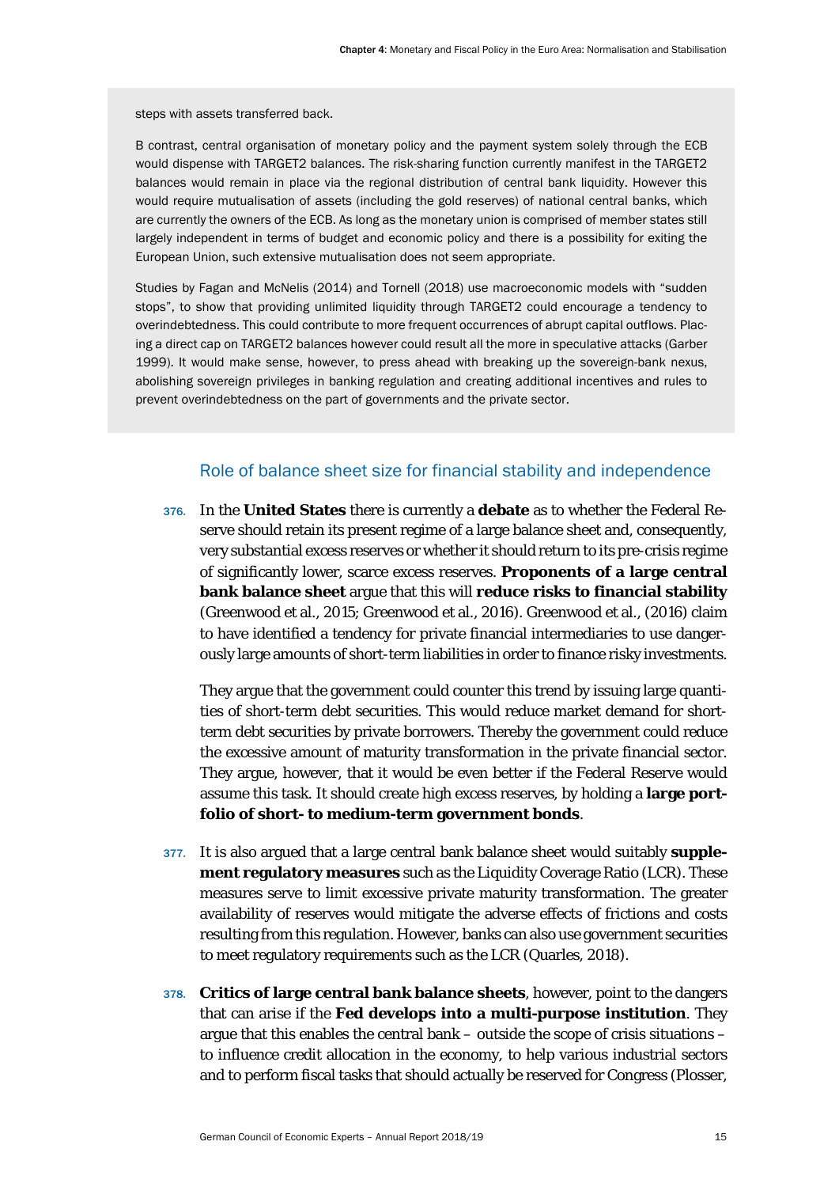steps with assets transferred back.

B contrast, central organisation of monetary policy and the payment system solely through the ECB would dispense with TARGET2 balances. The risk-sharing function currently manifest in the TARGET2 balances would remain in place via the regional distribution of central bank liquidity. However this would require mutualisation of assets (including the gold reserves) of national central banks, which are currently the owners of the ECB. As long as the monetary union is comprised of member states still largely independent in terms of budget and economic policy and there is a possibility for exiting the European Union, such extensive mutualisation does not seem appropriate.

Studies by Fagan and McNelis (2014) and Tornell (2018) use macroeconomic models with "sudden stops", to show that providing unlimited liquidity through TARGET2 could encourage a tendency to overindebtedness. This could contribute to more frequent occurrences of abrupt capital outflows. Placing a direct cap on TARGET2 balances however could result all the more in speculative attacks (Garber 1999). It would make sense, however, to press ahead with breaking up the sovereign-bank nexus, abolishing sovereign privileges in banking regulation and creating additional incentives and rules to prevent overindebtedness on the part of governments and the private sector.

## Role of balance sheet size for financial stability and independence

376. In the **United States** there is currently a **debate** as to whether the Federal Reserve should retain its present regime of a large balance sheet and, consequently, very substantial excess reserves or whether it should return to its pre-crisis regime of significantly lower, scarce excess reserves. **Proponents of a large central bank balance sheet** argue that this will **reduce risks to financial stability** (Greenwood et al., 2015; Greenwood et al., 2016). Greenwood et al., (2016) claim to have identified a tendency for private financial intermediaries to use dangerously large amounts of short-term liabilities in order to finance risky investments.

They argue that the government could counter this trend by issuing large quantities of short-term debt securities. This would reduce market demand for short-term debt securities by private borrowers. Thereby the government could reduce the excessive amount of maturity transformation in the private financial sector. They argue, however, that it would be even better if the Federal Reserve would assume this task. It should create high excess reserves, by holding a **large portfolio of short- to medium-term government bonds**.

377. It is also argued that a large central bank balance sheet would suitably **supplement regulatory measures** such as the Liquidity Coverage Ratio (LCR). These measures serve to limit excessive private maturity transformation. The greater availability of reserves would mitigate the adverse effects of frictions and costs resulting from this regulation. However, banks can also use government securities to meet regulatory requirements such as the LCR (Quarles, 2018).

378. **Critics of large central bank balance sheets**, however, point to the dangers that can arise if the **Fed develops into a multi-purpose institution**. They argue that this enables the central bank – outside the scope of crisis situations – to influence credit allocation in the economy, to help various industrial sectors and to perform fiscal tasks that should actually be reserved for Congress (Plosser,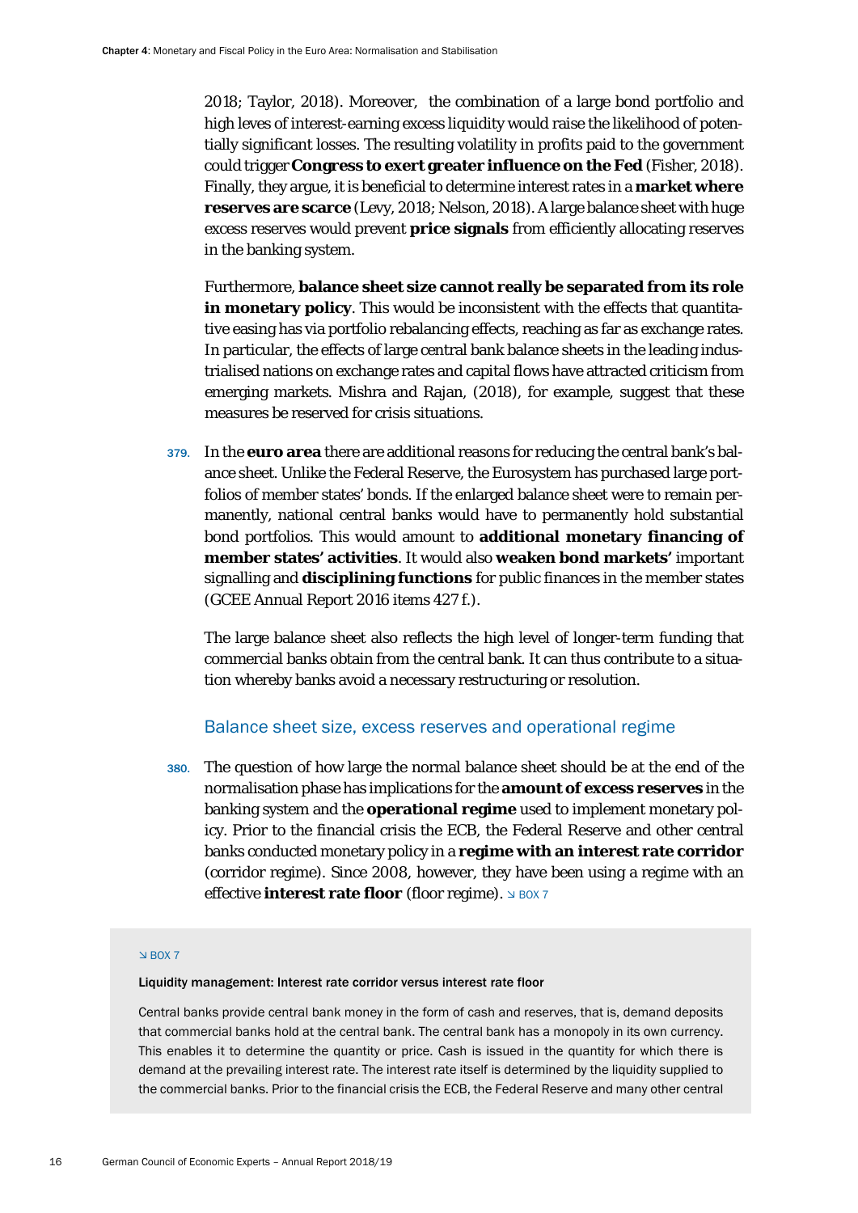2018; Taylor, 2018). Moreover,  the combination of a large bond portfolio and high leves of interest-earning excess liquidity would raise the likelihood of potentially significant losses. The resulting volatility in profits paid to the government could trigger **Congress to exert greater influence on the Fed** (Fisher, 2018). Finally, they argue, it is beneficial to determine interest rates in a **market where reserves are scarce** (Levy, 2018; Nelson, 2018). A large balance sheet with huge excess reserves would prevent **price signals** from efficiently allocating reserves in the banking system.

Furthermore, **balance sheet size cannot really be separated from its role in monetary policy**. This would be inconsistent with the effects that quantitative easing has via portfolio rebalancing effects, reaching as far as exchange rates. In particular, the effects of large central bank balance sheets in the leading industrialised nations on exchange rates and capital flows have attracted criticism from emerging markets. Mishra and Rajan, (2018), for example, suggest that these measures be reserved for crisis situations.

379. In the **euro area** there are additional reasons for reducing the central bank's balance sheet. Unlike the Federal Reserve, the Eurosystem has purchased large portfolios of member states' bonds. If the enlarged balance sheet were to remain permanently, national central banks would have to permanently hold substantial bond portfolios. This would amount to **additional monetary financing of member states' activities**. It would also **weaken bond markets'** important signalling and **disciplining functions** for public finances in the member states (GCEE Annual Report 2016 items 427 f.).

The large balance sheet also reflects the high level of longer-term funding that commercial banks obtain from the central bank. It can thus contribute to a situation whereby banks avoid a necessary restructuring or resolution.

## Balance sheet size, excess reserves and operational regime

380. The question of how large the normal balance sheet should be at the end of the normalisation phase has implications for the **amount of excess reserves** in the banking system and the **operational regime** used to implement monetary policy. Prior to the financial crisis the ECB, the Federal Reserve and other central banks conducted monetary policy in a **regime with an interest rate corridor** (corridor regime). Since 2008, however, they have been using a regime with an effective **interest rate floor** (floor regime). ↘ BOX 7

↘ BOX 7

**Liquidity management: Interest rate corridor versus interest rate floor**

Central banks provide central bank money in the form of cash and reserves, that is, demand deposits that commercial banks hold at the central bank. The central bank has a monopoly in its own currency. This enables it to determine the quantity or price. Cash is issued in the quantity for which there is demand at the prevailing interest rate. The interest rate itself is determined by the liquidity supplied to the commercial banks. Prior to the financial crisis the ECB, the Federal Reserve and many other central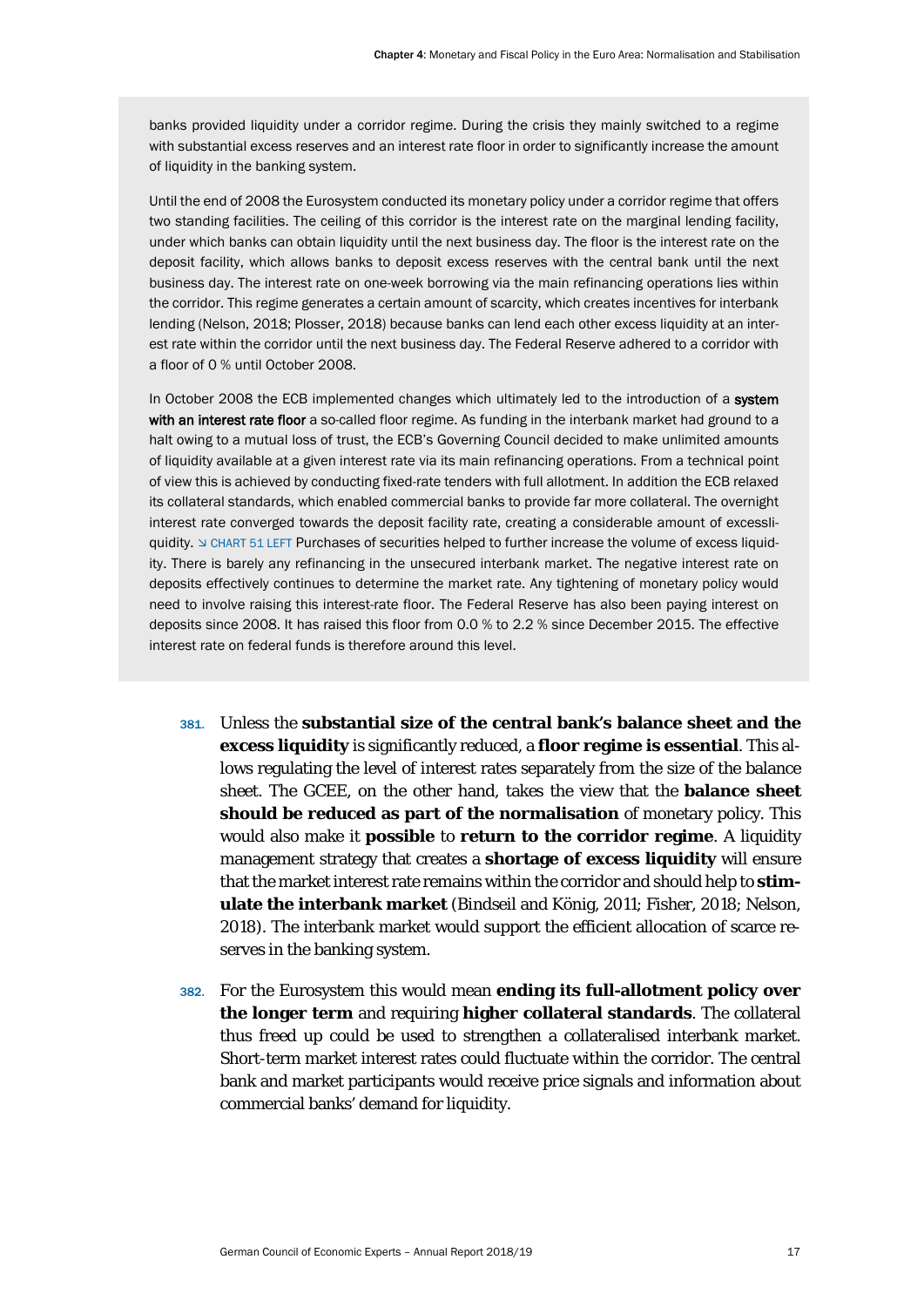banks provided liquidity under a corridor regime. During the crisis they mainly switched to a regime with substantial excess reserves and an interest rate floor in order to significantly increase the amount of liquidity in the banking system.

Until the end of 2008 the Eurosystem conducted its monetary policy under a corridor regime that offers two standing facilities. The ceiling of this corridor is the interest rate on the marginal lending facility, under which banks can obtain liquidity until the next business day. The floor is the interest rate on the deposit facility, which allows banks to deposit excess reserves with the central bank until the next business day. The interest rate on one-week borrowing via the main refinancing operations lies within the corridor. This regime generates a certain amount of scarcity, which creates incentives for interbank lending (Nelson, 2018; Plosser, 2018) because banks can lend each other excess liquidity at an interest rate within the corridor until the next business day. The Federal Reserve adhered to a corridor with a floor of 0 % until October 2008.

In October 2008 the ECB implemented changes which ultimately led to the introduction of a **system with an interest rate floor** a so-called floor regime. As funding in the interbank market had ground to a halt owing to a mutual loss of trust, the ECB's Governing Council decided to make unlimited amounts of liquidity available at a given interest rate via its main refinancing operations. From a technical point of view this is achieved by conducting fixed-rate tenders with full allotment. In addition the ECB relaxed its collateral standards, which enabled commercial banks to provide far more collateral. The overnight interest rate converged towards the deposit facility rate, creating a considerable amount of excessliquidity. ↘ CHART 51 LEFT Purchases of securities helped to further increase the volume of excess liquidity. There is barely any refinancing in the unsecured interbank market. The negative interest rate on deposits effectively continues to determine the market rate. Any tightening of monetary policy would need to involve raising this interest-rate floor. The Federal Reserve has also been paying interest on deposits since 2008. It has raised this floor from 0.0 % to 2.2 % since December 2015. The effective interest rate on federal funds is therefore around this level.

381. Unless the **substantial size of the central bank's balance sheet and the excess liquidity** is significantly reduced, a **floor regime is essential**. This allows regulating the level of interest rates separately from the size of the balance sheet. The GCEE, on the other hand, takes the view that the **balance sheet should be reduced as part of the normalisation** of monetary policy. This would also make it **possible** to **return to the corridor regime**. A liquidity management strategy that creates a **shortage of excess liquidity** will ensure that the market interest rate remains within the corridor and should help to **stimulate the interbank market** (Bindseil and König, 2011; Fisher, 2018; Nelson, 2018). The interbank market would support the efficient allocation of scarce reserves in the banking system.

382. For the Eurosystem this would mean **ending its full-allotment policy over the longer term** and requiring **higher collateral standards**. The collateral thus freed up could be used to strengthen a collateralised interbank market. Short-term market interest rates could fluctuate within the corridor. The central bank and market participants would receive price signals and information about commercial banks' demand for liquidity.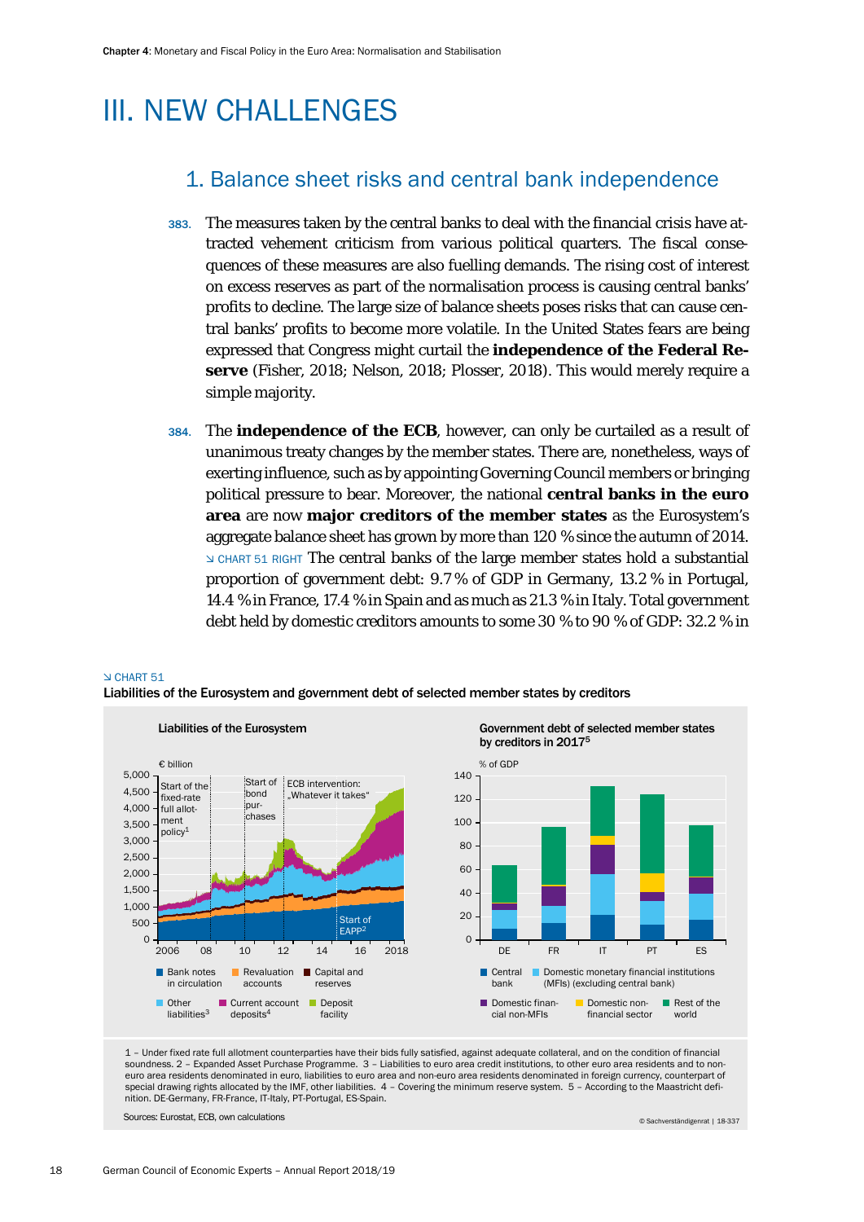# III. NEW CHALLENGES

## 1. Balance sheet risks and central bank independence

383. The measures taken by the central banks to deal with the financial crisis have attracted vehement criticism from various political quarters. The fiscal consequences of these measures are also fuelling demands. The rising cost of interest on excess reserves as part of the normalisation process is causing central banks' profits to decline. The large size of balance sheets poses risks that can cause central banks' profits to become more volatile. In the United States fears are being expressed that Congress might curtail the **independence of the Federal Reserve** (Fisher, 2018; Nelson, 2018; Plosser, 2018). This would merely require a simple majority.

384. The **independence of the ECB**, however, can only be curtailed as a result of unanimous treaty changes by the member states. There are, nonetheless, ways of exerting influence, such as by appointing Governing Council members or bringing political pressure to bear. Moreover, the national **central banks in the euro area** are now **major creditors of the member states** as the Eurosystem's aggregate balance sheet has grown by more than 120 % since the autumn of 2014. ↘ CHART 51 RIGHT The central banks of the large member states hold a substantial proportion of government debt: 9.7 % of GDP in Germany, 13.2 % in Portugal, 14.4 % in France, 17.4 % in Spain and as much as 21.3 % in Italy. Total government debt held by domestic creditors amounts to some 30 % to 90 % of GDP: 32.2 % in

↘ CHART 51

Liabilities of the Eurosystem and government debt of selected member states by creditors

1 – Under fixed rate full allotment counterparties have their bids fully satisfied, against adequate collateral, and on the condition of financial soundness. 2 – Expanded Asset Purchase Programme. 3 – Liabilities to euro area credit institutions, to other euro area residents and to non-euro area residents denominated in euro, liabilities to euro area and non-euro area residents denominated in foreign currency, counterpart of special drawing rights allocated by the IMF, other liabilities. 4 – Covering the minimum reserve system. 5 – According to the Maastricht definition. DE-Germany, FR-France, IT-Italy, PT-Portugal, ES-Spain.

Sources: Eurostat, ECB, own calculations

© Sachverständigenrat | 18-337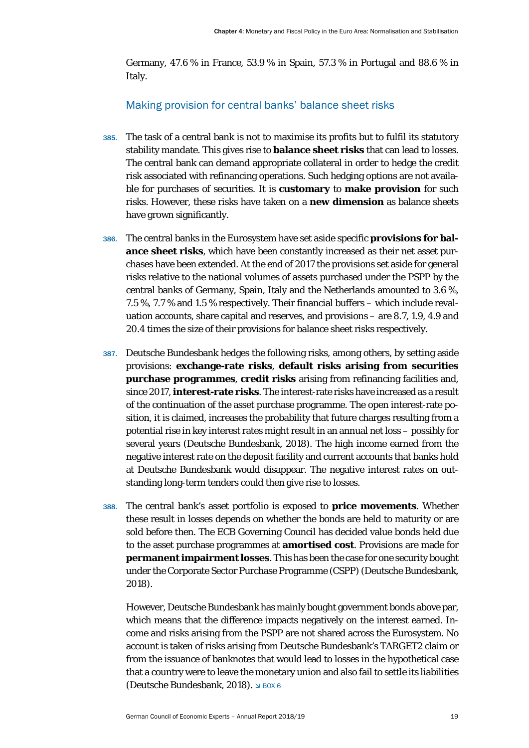Germany, 47.6 % in France, 53.9 % in Spain, 57.3 % in Portugal and 88.6 % in Italy.

## Making provision for central banks' balance sheet risks

385. The task of a central bank is not to maximise its profits but to fulfil its statutory stability mandate. This gives rise to **balance sheet risks** that can lead to losses. The central bank can demand appropriate collateral in order to hedge the credit risk associated with refinancing operations. Such hedging options are not available for purchases of securities. It is **customary** to **make provision** for such risks. However, these risks have taken on a **new dimension** as balance sheets have grown significantly.

386. The central banks in the Eurosystem have set aside specific **provisions for balance sheet risks**, which have been constantly increased as their net asset purchases have been extended. At the end of 2017 the provisions set aside for general risks relative to the national volumes of assets purchased under the PSPP by the central banks of Germany, Spain, Italy and the Netherlands amounted to 3.6 %, 7.5 %, 7.7 % and 1.5 % respectively. Their financial buffers – which include revaluation accounts, share capital and reserves, and provisions – are 8.7, 1.9, 4.9 and 20.4 times the size of their provisions for balance sheet risks respectively.

387. Deutsche Bundesbank hedges the following risks, among others, by setting aside provisions: **exchange-rate risks**, **default risks arising from securities purchase programmes**, **credit risks** arising from refinancing facilities and, since 2017, **interest-rate risks**. The interest-rate risks have increased as a result of the continuation of the asset purchase programme. The open interest-rate position, it is claimed, increases the probability that future charges resulting from a potential rise in key interest rates might result in an annual net loss – possibly for several years (Deutsche Bundesbank, 2018). The high income earned from the negative interest rate on the deposit facility and current accounts that banks hold at Deutsche Bundesbank would disappear. The negative interest rates on outstanding long-term tenders could then give rise to losses.

388. The central bank's asset portfolio is exposed to **price movements**. Whether these result in losses depends on whether the bonds are held to maturity or are sold before then. The ECB Governing Council has decided value bonds held due to the asset purchase programmes at **amortised cost**. Provisions are made for **permanent impairment losses**. This has been the case for one security bought under the Corporate Sector Purchase Programme (CSPP) (Deutsche Bundesbank, 2018).

However, Deutsche Bundesbank has mainly bought government bonds above par, which means that the difference impacts negatively on the interest earned. Income and risks arising from the PSPP are not shared across the Eurosystem. No account is taken of risks arising from Deutsche Bundesbank's TARGET2 claim or from the issuance of banknotes that would lead to losses in the hypothetical case that a country were to leave the monetary union and also fail to settle its liabilities (Deutsche Bundesbank, 2018). ↘ BOX 6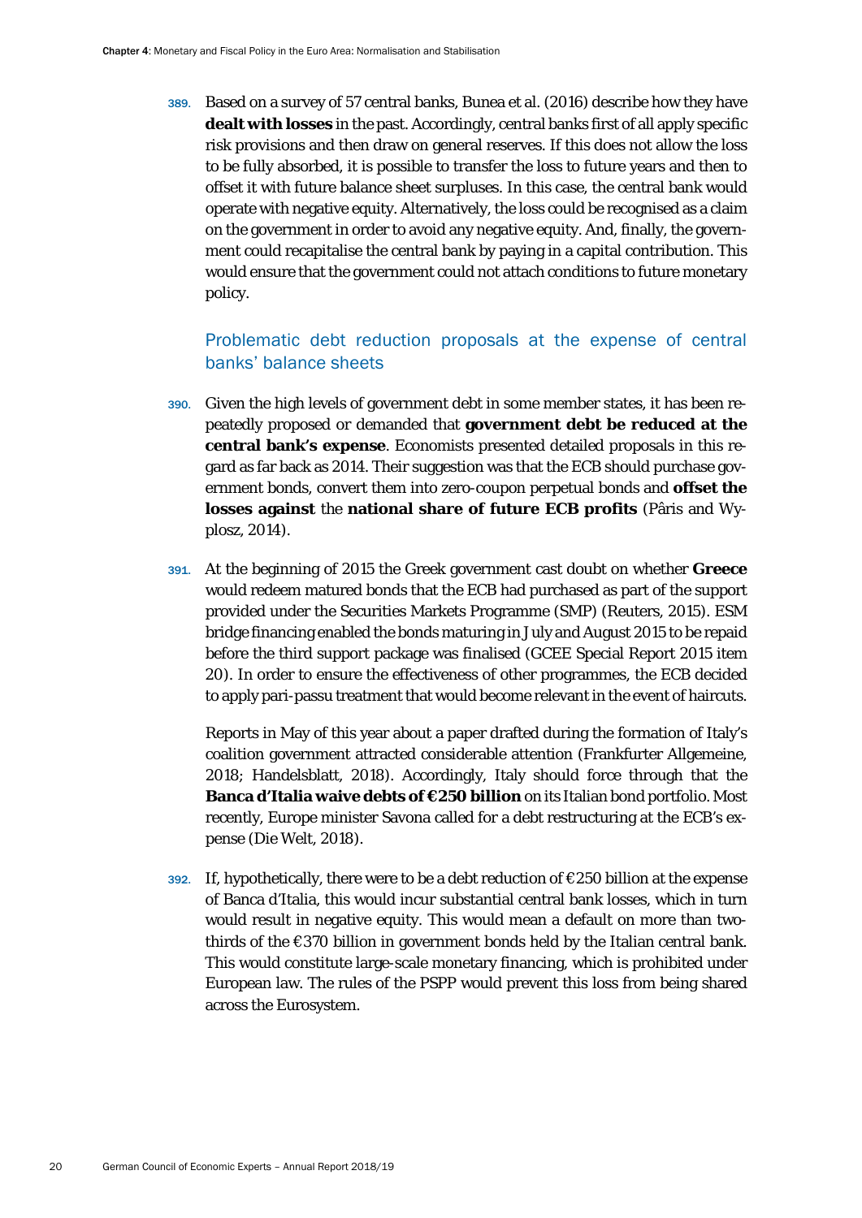389. Based on a survey of 57 central banks, Bunea et al. (2016) describe how they have **dealt with losses** in the past. Accordingly, central banks first of all apply specific risk provisions and then draw on general reserves. If this does not allow the loss to be fully absorbed, it is possible to transfer the loss to future years and then to offset it with future balance sheet surpluses. In this case, the central bank would operate with negative equity. Alternatively, the loss could be recognised as a claim on the government in order to avoid any negative equity. And, finally, the government could recapitalise the central bank by paying in a capital contribution. This would ensure that the government could not attach conditions to future monetary policy.

### Problematic debt reduction proposals at the expense of central banks' balance sheets

390. Given the high levels of government debt in some member states, it has been repeatedly proposed or demanded that **government debt be reduced at the central bank's expense**. Economists presented detailed proposals in this regard as far back as 2014. Their suggestion was that the ECB should purchase government bonds, convert them into zero-coupon perpetual bonds and **offset the losses against** the **national share of future ECB profits** (Pâris and Wyplosz, 2014).

391. At the beginning of 2015 the Greek government cast doubt on whether **Greece** would redeem matured bonds that the ECB had purchased as part of the support provided under the Securities Markets Programme (SMP) (Reuters, 2015). ESM bridge financing enabled the bonds maturing in July and August 2015 to be repaid before the third support package was finalised (GCEE Special Report 2015 item 20). In order to ensure the effectiveness of other programmes, the ECB decided to apply pari-passu treatment that would become relevant in the event of haircuts.

Reports in May of this year about a paper drafted during the formation of Italy's coalition government attracted considerable attention (Frankfurter Allgemeine, 2018; Handelsblatt, 2018). Accordingly, Italy should force through that the **Banca d'Italia waive debts of €250 billion** on its Italian bond portfolio. Most recently, Europe minister Savona called for a debt restructuring at the ECB's expense (Die Welt, 2018).

392. If, hypothetically, there were to be a debt reduction of €250 billion at the expense of Banca d'Italia, this would incur substantial central bank losses, which in turn would result in negative equity. This would mean a default on more than two-thirds of the €370 billion in government bonds held by the Italian central bank. This would constitute large-scale monetary financing, which is prohibited under European law. The rules of the PSPP would prevent this loss from being shared across the Eurosystem.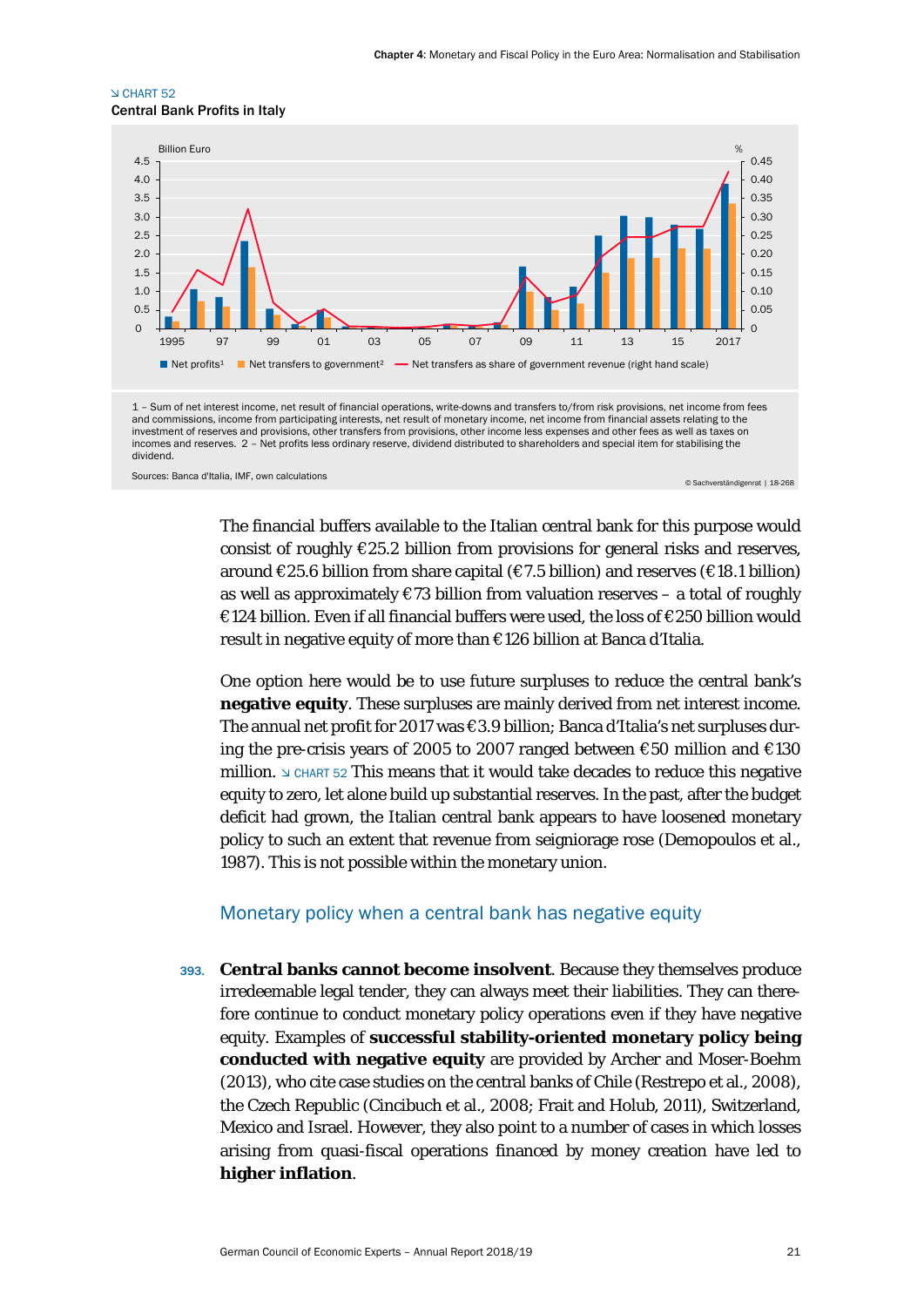↘ CHART 52
Central Bank Profits in Italy

1 – Sum of net interest income, net result of financial operations, write-downs and transfers to/from risk provisions, net income from fees and commissions, income from participating interests, net result of monetary income, net income from financial assets relating to the investment of reserves and provisions, other transfers from provisions, other income less expenses and other fees as well as taxes on incomes and reserves. 2 – Net profits less ordinary reserve, dividend distributed to shareholders and special item for stabilising the dividend.

Sources: Banca d'Italia, IMF, own calculations

© Sachverständigenrat | 18-268

The financial buffers available to the Italian central bank for this purpose would consist of roughly €25.2 billion from provisions for general risks and reserves, around €25.6 billion from share capital (€7.5 billion) and reserves (€18.1 billion) as well as approximately €73 billion from valuation reserves – a total of roughly €124 billion. Even if all financial buffers were used, the loss of €250 billion would result in negative equity of more than €126 billion at Banca d'Italia.

One option here would be to use future surpluses to reduce the central bank's **negative equity**. These surpluses are mainly derived from net interest income. The annual net profit for 2017 was €3.9 billion; Banca d'Italia's net surpluses during the pre-crisis years of 2005 to 2007 ranged between €50 million and €130 million. ↘ CHART 52 This means that it would take decades to reduce this negative equity to zero, let alone build up substantial reserves. In the past, after the budget deficit had grown, the Italian central bank appears to have loosened monetary policy to such an extent that revenue from seigniorage rose (Demopoulos et al., 1987). This is not possible within the monetary union.

## Monetary policy when a central bank has negative equity

393. **Central banks cannot become insolvent**. Because they themselves produce irredeemable legal tender, they can always meet their liabilities. They can therefore continue to conduct monetary policy operations even if they have negative equity. Examples of **successful stability-oriented monetary policy being conducted with negative equity** are provided by Archer and Moser-Boehm (2013), who cite case studies on the central banks of Chile (Restrepo et al., 2008), the Czech Republic (Cincibuch et al., 2008; Frait and Holub, 2011), Switzerland, Mexico and Israel. However, they also point to a number of cases in which losses arising from quasi-fiscal operations financed by money creation have led to **higher inflation**.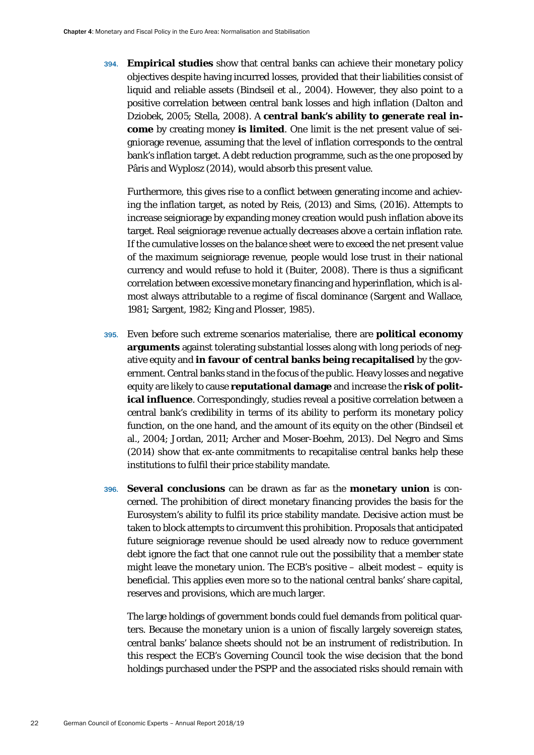394. **Empirical studies** show that central banks can achieve their monetary policy objectives despite having incurred losses, provided that their liabilities consist of liquid and reliable assets (Bindseil et al., 2004). However, they also point to a positive correlation between central bank losses and high inflation (Dalton and Dziobek, 2005; Stella, 2008). A **central bank's ability to generate real income** by creating money **is limited**. One limit is the net present value of seigniorage revenue, assuming that the level of inflation corresponds to the central bank's inflation target. A debt reduction programme, such as the one proposed by Pâris and Wyplosz (2014), would absorb this present value.

Furthermore, this gives rise to a conflict between generating income and achieving the inflation target, as noted by Reis, (2013) and Sims, (2016). Attempts to increase seigniorage by expanding money creation would push inflation above its target. Real seigniorage revenue actually decreases above a certain inflation rate. If the cumulative losses on the balance sheet were to exceed the net present value of the maximum seigniorage revenue, people would lose trust in their national currency and would refuse to hold it (Buiter, 2008). There is thus a significant correlation between excessive monetary financing and hyperinflation, which is almost always attributable to a regime of fiscal dominance (Sargent and Wallace, 1981; Sargent, 1982; King and Plosser, 1985).

395. Even before such extreme scenarios materialise, there are **political economy arguments** against tolerating substantial losses along with long periods of negative equity and **in favour of central banks being recapitalised** by the government. Central banks stand in the focus of the public. Heavy losses and negative equity are likely to cause **reputational damage** and increase the **risk of political influence**. Correspondingly, studies reveal a positive correlation between a central bank's credibility in terms of its ability to perform its monetary policy function, on the one hand, and the amount of its equity on the other (Bindseil et al., 2004; Jordan, 2011; Archer and Moser-Boehm, 2013). Del Negro and Sims (2014) show that ex-ante commitments to recapitalise central banks help these institutions to fulfil their price stability mandate.

396. **Several conclusions** can be drawn as far as the **monetary union** is concerned. The prohibition of direct monetary financing provides the basis for the Eurosystem's ability to fulfil its price stability mandate. Decisive action must be taken to block attempts to circumvent this prohibition. Proposals that anticipated future seigniorage revenue should be used already now to reduce government debt ignore the fact that one cannot rule out the possibility that a member state might leave the monetary union. The ECB's positive – albeit modest – equity is beneficial. This applies even more so to the national central banks' share capital, reserves and provisions, which are much larger.

The large holdings of government bonds could fuel demands from political quarters. Because the monetary union is a union of fiscally largely sovereign states, central banks' balance sheets should not be an instrument of redistribution. In this respect the ECB's Governing Council took the wise decision that the bond holdings purchased under the PSPP and the associated risks should remain with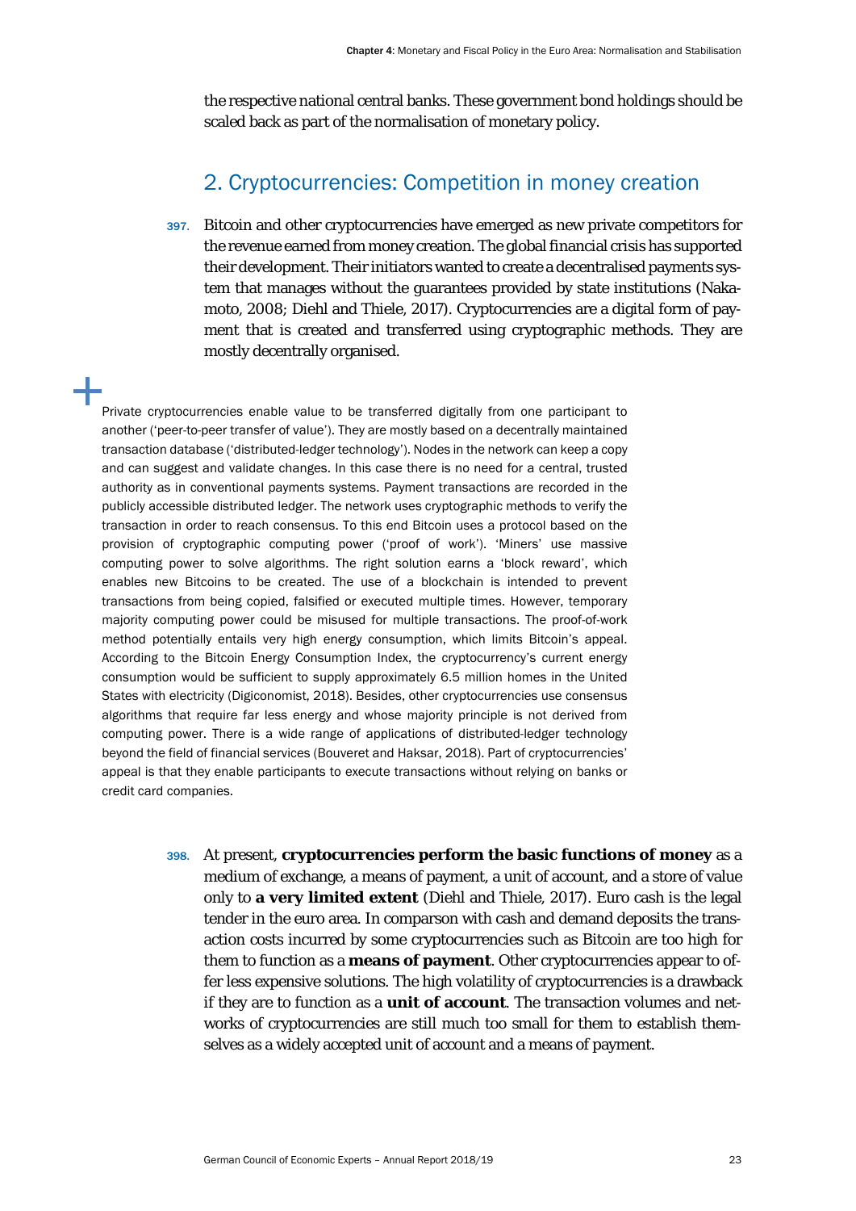the respective national central banks. These government bond holdings should be scaled back as part of the normalisation of monetary policy.

## 2. Cryptocurrencies: Competition in money creation

397. Bitcoin and other cryptocurrencies have emerged as new private competitors for the revenue earned from money creation. The global financial crisis has supported their development. Their initiators wanted to create a decentralised payments system that manages without the guarantees provided by state institutions (Nakamoto, 2008; Diehl and Thiele, 2017). Cryptocurrencies are a digital form of payment that is created and transferred using cryptographic methods. They are mostly decentrally organised.

Private cryptocurrencies enable value to be transferred digitally from one participant to another ('peer-to-peer transfer of value'). They are mostly based on a decentrally maintained transaction database ('distributed-ledger technology'). Nodes in the network can keep a copy and can suggest and validate changes. In this case there is no need for a central, trusted authority as in conventional payments systems. Payment transactions are recorded in the publicly accessible distributed ledger. The network uses cryptographic methods to verify the transaction in order to reach consensus. To this end Bitcoin uses a protocol based on the provision of cryptographic computing power ('proof of work'). 'Miners' use massive computing power to solve algorithms. The right solution earns a 'block reward', which enables new Bitcoins to be created. The use of a blockchain is intended to prevent transactions from being copied, falsified or executed multiple times. However, temporary majority computing power could be misused for multiple transactions. The proof-of-work method potentially entails very high energy consumption, which limits Bitcoin's appeal. According to the Bitcoin Energy Consumption Index, the cryptocurrency's current energy consumption would be sufficient to supply approximately 6.5 million homes in the United States with electricity (Digiconomist, 2018). Besides, other cryptocurrencies use consensus algorithms that require far less energy and whose majority principle is not derived from computing power. There is a wide range of applications of distributed-ledger technology beyond the field of financial services (Bouveret and Haksar, 2018). Part of cryptocurrencies' appeal is that they enable participants to execute transactions without relying on banks or credit card companies.

398. At present, **cryptocurrencies perform the basic functions of money** as a medium of exchange, a means of payment, a unit of account, and a store of value only to **a very limited extent** (Diehl and Thiele, 2017). Euro cash is the legal tender in the euro area. In comparson with cash and demand deposits the transaction costs incurred by some cryptocurrencies such as Bitcoin are too high for them to function as a **means of payment**. Other cryptocurrencies appear to offer less expensive solutions. The high volatility of cryptocurrencies is a drawback if they are to function as a **unit of account**. The transaction volumes and networks of cryptocurrencies are still much too small for them to establish themselves as a widely accepted unit of account and a means of payment.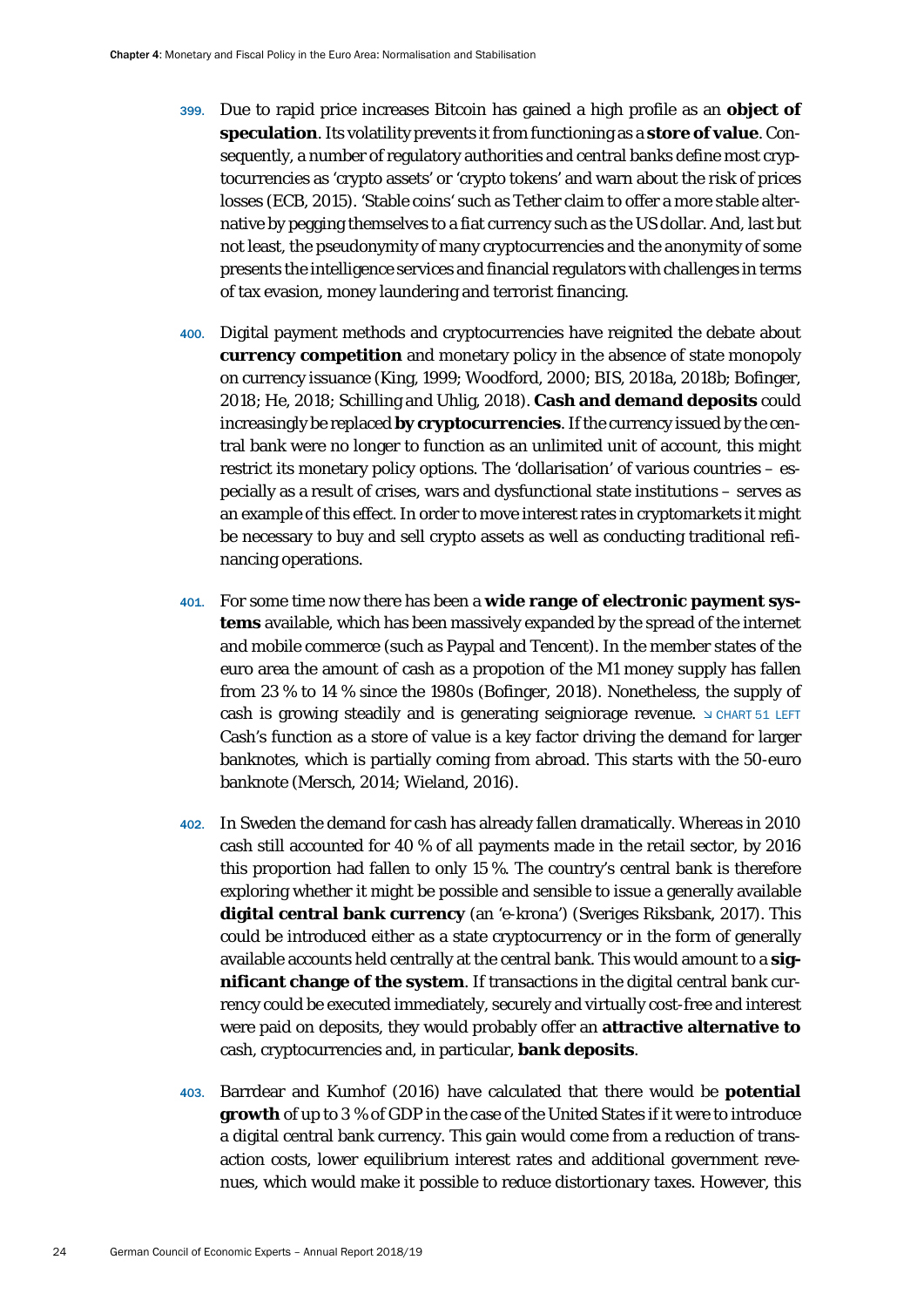399. Due to rapid price increases Bitcoin has gained a high profile as an **object of speculation**. Its volatility prevents it from functioning as a **store of value**. Consequently, a number of regulatory authorities and central banks define most cryptocurrencies as 'crypto assets' or 'crypto tokens' and warn about the risk of prices losses (ECB, 2015). 'Stable coins' such as Tether claim to offer a more stable alternative by pegging themselves to a fiat currency such as the US dollar. And, last but not least, the pseudonymity of many cryptocurrencies and the anonymity of some presents the intelligence services and financial regulators with challenges in terms of tax evasion, money laundering and terrorist financing.

400. Digital payment methods and cryptocurrencies have reignited the debate about **currency competition** and monetary policy in the absence of state monopoly on currency issuance (King, 1999; Woodford, 2000; BIS, 2018a, 2018b; Bofinger, 2018; He, 2018; Schilling and Uhlig, 2018). **Cash and demand deposits** could increasingly be replaced **by cryptocurrencies**. If the currency issued by the central bank were no longer to function as an unlimited unit of account, this might restrict its monetary policy options. The 'dollarisation' of various countries – especially as a result of crises, wars and dysfunctional state institutions – serves as an example of this effect. In order to move interest rates in cryptomarkets it might be necessary to buy and sell crypto assets as well as conducting traditional refinancing operations.

401. For some time now there has been a **wide range of electronic payment systems** available, which has been massively expanded by the spread of the internet and mobile commerce (such as Paypal and Tencent). In the member states of the euro area the amount of cash as a propotion of the M1 money supply has fallen from 23 % to 14 % since the 1980s (Bofinger, 2018). Nonetheless, the supply of cash is growing steadily and is generating seigniorage revenue. ↘ CHART 51 LEFT Cash's function as a store of value is a key factor driving the demand for larger banknotes, which is partially coming from abroad. This starts with the 50-euro banknote (Mersch, 2014; Wieland, 2016).

402. In Sweden the demand for cash has already fallen dramatically. Whereas in 2010 cash still accounted for 40 % of all payments made in the retail sector, by 2016 this proportion had fallen to only 15 %. The country's central bank is therefore exploring whether it might be possible and sensible to issue a generally available **digital central bank currency** (an 'e-krona') (Sveriges Riksbank, 2017). This could be introduced either as a state cryptocurrency or in the form of generally available accounts held centrally at the central bank. This would amount to a **significant change of the system**. If transactions in the digital central bank currency could be executed immediately, securely and virtually cost-free and interest were paid on deposits, they would probably offer an **attractive alternative to** cash, cryptocurrencies and, in particular, **bank deposits**.

403. Barrdear and Kumhof (2016) have calculated that there would be **potential growth** of up to 3 % of GDP in the case of the United States if it were to introduce a digital central bank currency. This gain would come from a reduction of transaction costs, lower equilibrium interest rates and additional government revenues, which would make it possible to reduce distortionary taxes. However, this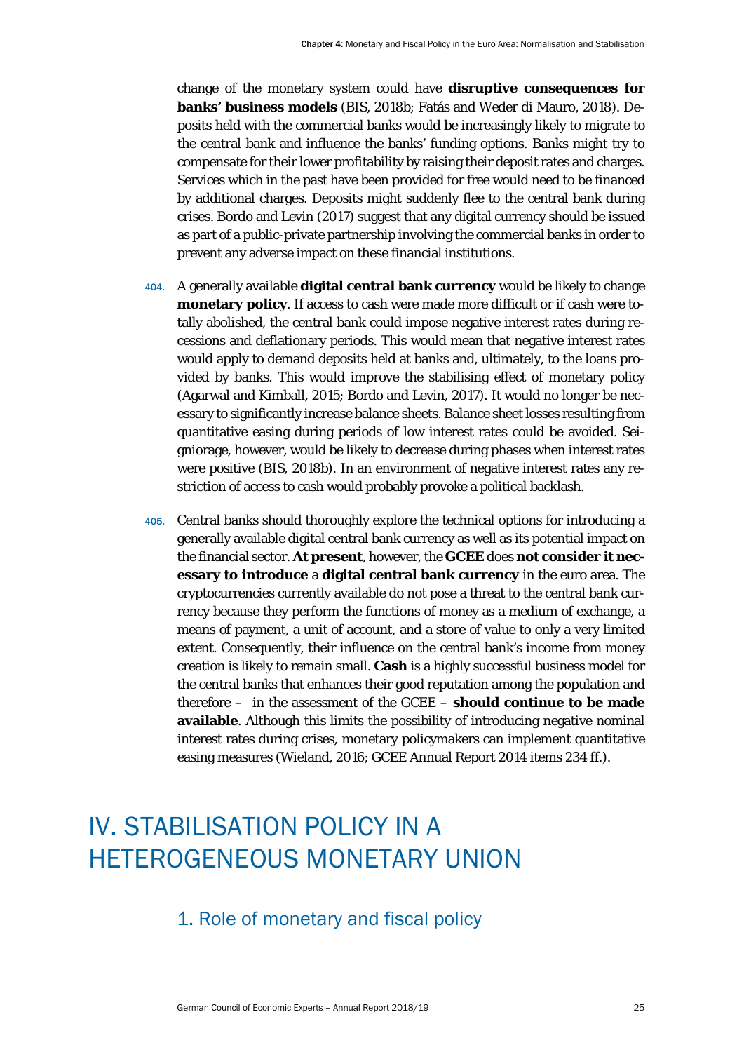change of the monetary system could have **disruptive consequences for banks' business models** (BIS, 2018b; Fatás and Weder di Mauro, 2018). Deposits held with the commercial banks would be increasingly likely to migrate to the central bank and influence the banks' funding options. Banks might try to compensate for their lower profitability by raising their deposit rates and charges. Services which in the past have been provided for free would need to be financed by additional charges. Deposits might suddenly flee to the central bank during crises. Bordo and Levin (2017) suggest that any digital currency should be issued as part of a public-private partnership involving the commercial banks in order to prevent any adverse impact on these financial institutions.

404. A generally available **digital central bank currency** would be likely to change **monetary policy**. If access to cash were made more difficult or if cash were totally abolished, the central bank could impose negative interest rates during recessions and deflationary periods. This would mean that negative interest rates would apply to demand deposits held at banks and, ultimately, to the loans provided by banks. This would improve the stabilising effect of monetary policy (Agarwal and Kimball, 2015; Bordo and Levin, 2017). It would no longer be necessary to significantly increase balance sheets. Balance sheet losses resulting from quantitative easing during periods of low interest rates could be avoided. Seigniorage, however, would be likely to decrease during phases when interest rates were positive (BIS, 2018b). In an environment of negative interest rates any restriction of access to cash would probably provoke a political backlash.

405. Central banks should thoroughly explore the technical options for introducing a generally available digital central bank currency as well as its potential impact on the financial sector. **At present**, however, the **GCEE** does **not consider it necessary to introduce** a **digital central bank currency** in the euro area. The cryptocurrencies currently available do not pose a threat to the central bank currency because they perform the functions of money as a medium of exchange, a means of payment, a unit of account, and a store of value to only a very limited extent. Consequently, their influence on the central bank's income from money creation is likely to remain small. **Cash** is a highly successful business model for the central banks that enhances their good reputation among the population and therefore – in the assessment of the GCEE – **should continue to be made available**. Although this limits the possibility of introducing negative nominal interest rates during crises, monetary policymakers can implement quantitative easing measures (Wieland, 2016; GCEE Annual Report 2014 items 234 ff.).

# IV. STABILISATION POLICY IN A HETEROGENEOUS MONETARY UNION

## 1. Role of monetary and fiscal policy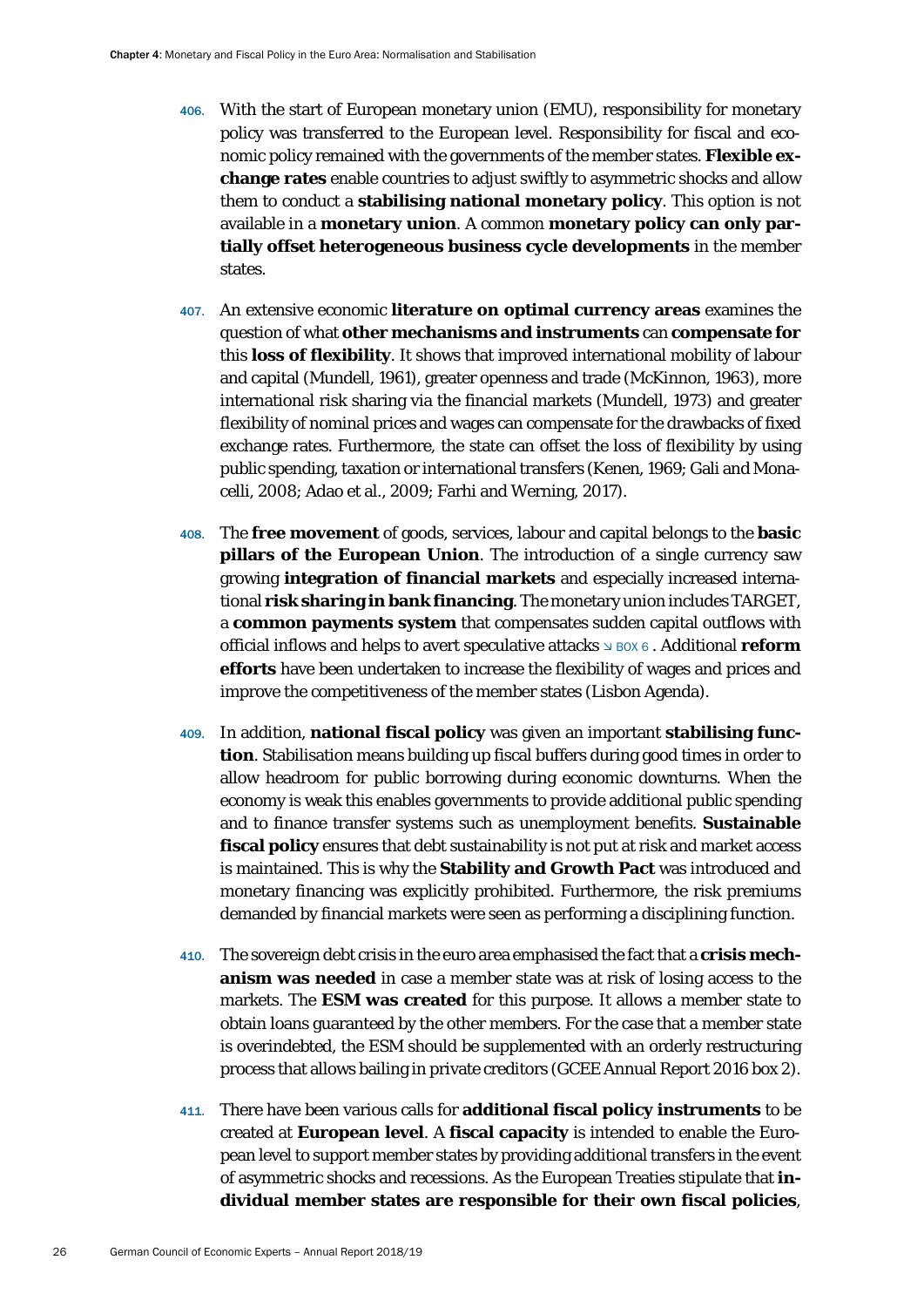406. With the start of European monetary union (EMU), responsibility for monetary policy was transferred to the European level. Responsibility for fiscal and economic policy remained with the governments of the member states. **Flexible exchange rates** enable countries to adjust swiftly to asymmetric shocks and allow them to conduct a **stabilising national monetary policy**. This option is not available in a **monetary union**. A common **monetary policy can only partially offset heterogeneous business cycle developments** in the member states.

407. An extensive economic **literature on optimal currency areas** examines the question of what **other mechanisms and instruments** can **compensate for** this **loss of flexibility**. It shows that improved international mobility of labour and capital (Mundell, 1961), greater openness and trade (McKinnon, 1963), more international risk sharing via the financial markets (Mundell, 1973) and greater flexibility of nominal prices and wages can compensate for the drawbacks of fixed exchange rates. Furthermore, the state can offset the loss of flexibility by using public spending, taxation or international transfers (Kenen, 1969; Gali and Monacelli, 2008; Adao et al., 2009; Farhi and Werning, 2017).

408. The **free movement** of goods, services, labour and capital belongs to the **basic pillars of the European Union**. The introduction of a single currency saw growing **integration of financial markets** and especially increased international **risk sharing in bank financing**. The monetary union includes TARGET, a **common payments system** that compensates sudden capital outflows with official inflows and helps to avert speculative attacks ↘ BOX 6 . Additional **reform efforts** have been undertaken to increase the flexibility of wages and prices and improve the competitiveness of the member states (Lisbon Agenda).

409. In addition, **national fiscal policy** was given an important **stabilising function**. Stabilisation means building up fiscal buffers during good times in order to allow headroom for public borrowing during economic downturns. When the economy is weak this enables governments to provide additional public spending and to finance transfer systems such as unemployment benefits. **Sustainable fiscal policy** ensures that debt sustainability is not put at risk and market access is maintained. This is why the **Stability and Growth Pact** was introduced and monetary financing was explicitly prohibited. Furthermore, the risk premiums demanded by financial markets were seen as performing a disciplining function.

410. The sovereign debt crisis in the euro area emphasised the fact that a **crisis mechanism was needed** in case a member state was at risk of losing access to the markets. The **ESM was created** for this purpose. It allows a member state to obtain loans guaranteed by the other members. For the case that a member state is overindebted, the ESM should be supplemented with an orderly restructuring process that allows bailing in private creditors (GCEE Annual Report 2016 box 2).

411. There have been various calls for **additional fiscal policy instruments** to be created at **European level**. A **fiscal capacity** is intended to enable the European level to support member states by providing additional transfers in the event of asymmetric shocks and recessions. As the European Treaties stipulate that **individual member states are responsible for their own fiscal policies**,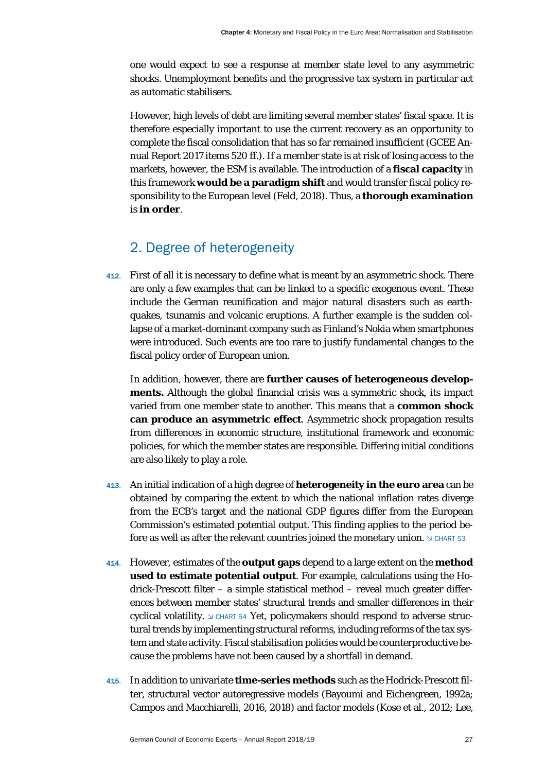one would expect to see a response at member state level to any asymmetric shocks. Unemployment benefits and the progressive tax system in particular act as automatic stabilisers.

However, high levels of debt are limiting several member states' fiscal space. It is therefore especially important to use the current recovery as an opportunity to complete the fiscal consolidation that has so far remained insufficient (GCEE Annual Report 2017 items 520 ff.). If a member state is at risk of losing access to the markets, however, the ESM is available. The introduction of a **fiscal capacity** in this framework **would be a paradigm shift** and would transfer fiscal policy responsibility to the European level (Feld, 2018). Thus, a **thorough examination** is **in order**.

## 2. Degree of heterogeneity

412. First of all it is necessary to define what is meant by an asymmetric shock. There are only a few examples that can be linked to a specific exogenous event. These include the German reunification and major natural disasters such as earthquakes, tsunamis and volcanic eruptions. A further example is the sudden collapse of a market-dominant company such as Finland's Nokia when smartphones were introduced. Such events are too rare to justify fundamental changes to the fiscal policy order of European union.

In addition, however, there are **further causes of heterogeneous developments.** Although the global financial crisis was a symmetric shock, its impact varied from one member state to another. This means that a **common shock can produce an asymmetric effect**. Asymmetric shock propagation results from differences in economic structure, institutional framework and economic policies, for which the member states are responsible. Differing initial conditions are also likely to play a role.

413. An initial indication of a high degree of **heterogeneity in the euro area** can be obtained by comparing the extent to which the national inflation rates diverge from the ECB's target and the national GDP figures differ from the European Commission's estimated potential output. This finding applies to the period before as well as after the relevant countries joined the monetary union. ↘ CHART 53

414. However, estimates of the **output gaps** depend to a large extent on the **method used to estimate potential output**. For example, calculations using the Hodrick-Prescott filter – a simple statistical method – reveal much greater differences between member states' structural trends and smaller differences in their cyclical volatility. ↘ CHART 54 Yet, policymakers should respond to adverse structural trends by implementing structural reforms, including reforms of the tax system and state activity. Fiscal stabilisation policies would be counterproductive because the problems have not been caused by a shortfall in demand.

415. In addition to univariate **time-series methods** such as the Hodrick-Prescott filter, structural vector autoregressive models (Bayoumi and Eichengreen, 1992a; Campos and Macchiarelli, 2016, 2018) and factor models (Kose et al., 2012; Lee,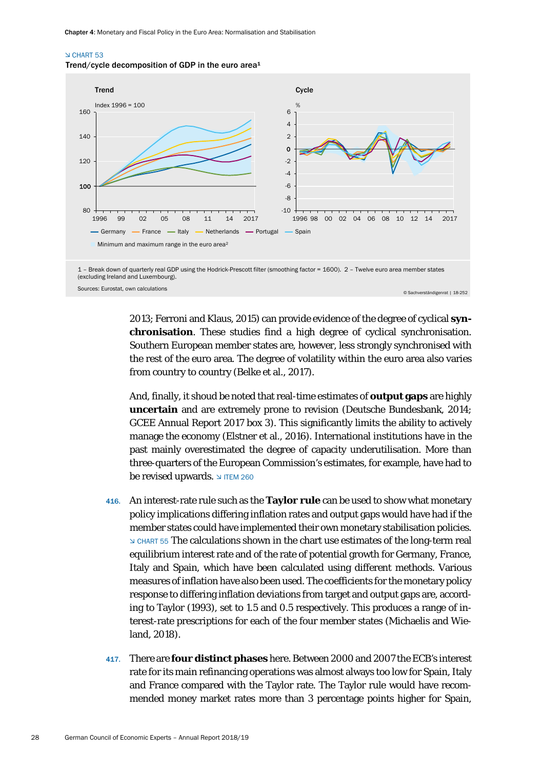↘ CHART 53

Trend/cycle decomposition of GDP in the euro area[1]

1 – Break down of quarterly real GDP using the Hodrick-Prescott filter (smoothing factor = 1600). 2 – Twelve euro area member states (excluding Ireland and Luxembourg).

Sources: Eurostat, own calculations

© Sachverständigenrat | 18-252

2013; Ferroni and Klaus, 2015) can provide evidence of the degree of cyclical **synchronisation**. These studies find a high degree of cyclical synchronisation. Southern European member states are, however, less strongly synchronised with the rest of the euro area. The degree of volatility within the euro area also varies from country to country (Belke et al., 2017).

And, finally, it shoud be noted that real-time estimates of **output gaps** are highly **uncertain** and are extremely prone to revision (Deutsche Bundesbank, 2014; GCEE Annual Report 2017 box 3). This significantly limits the ability to actively manage the economy (Elstner et al., 2016). International institutions have in the past mainly overestimated the degree of capacity underutilisation. More than three-quarters of the European Commission's estimates, for example, have had to be revised upwards. ↘ ITEM 260

416. An interest-rate rule such as the **Taylor rule** can be used to show what monetary policy implications differing inflation rates and output gaps would have had if the member states could have implemented their own monetary stabilisation policies. ↘ CHART 55 The calculations shown in the chart use estimates of the long-term real equilibrium interest rate and of the rate of potential growth for Germany, France, Italy and Spain, which have been calculated using different methods. Various measures of inflation have also been used. The coefficients for the monetary policy response to differing inflation deviations from target and output gaps are, according to Taylor (1993), set to 1.5 and 0.5 respectively. This produces a range of interest-rate prescriptions for each of the four member states (Michaelis and Wieland, 2018).

417. There are **four distinct phases** here. Between 2000 and 2007 the ECB's interest rate for its main refinancing operations was almost always too low for Spain, Italy and France compared with the Taylor rate. The Taylor rule would have recommended money market rates more than 3 percentage points higher for Spain,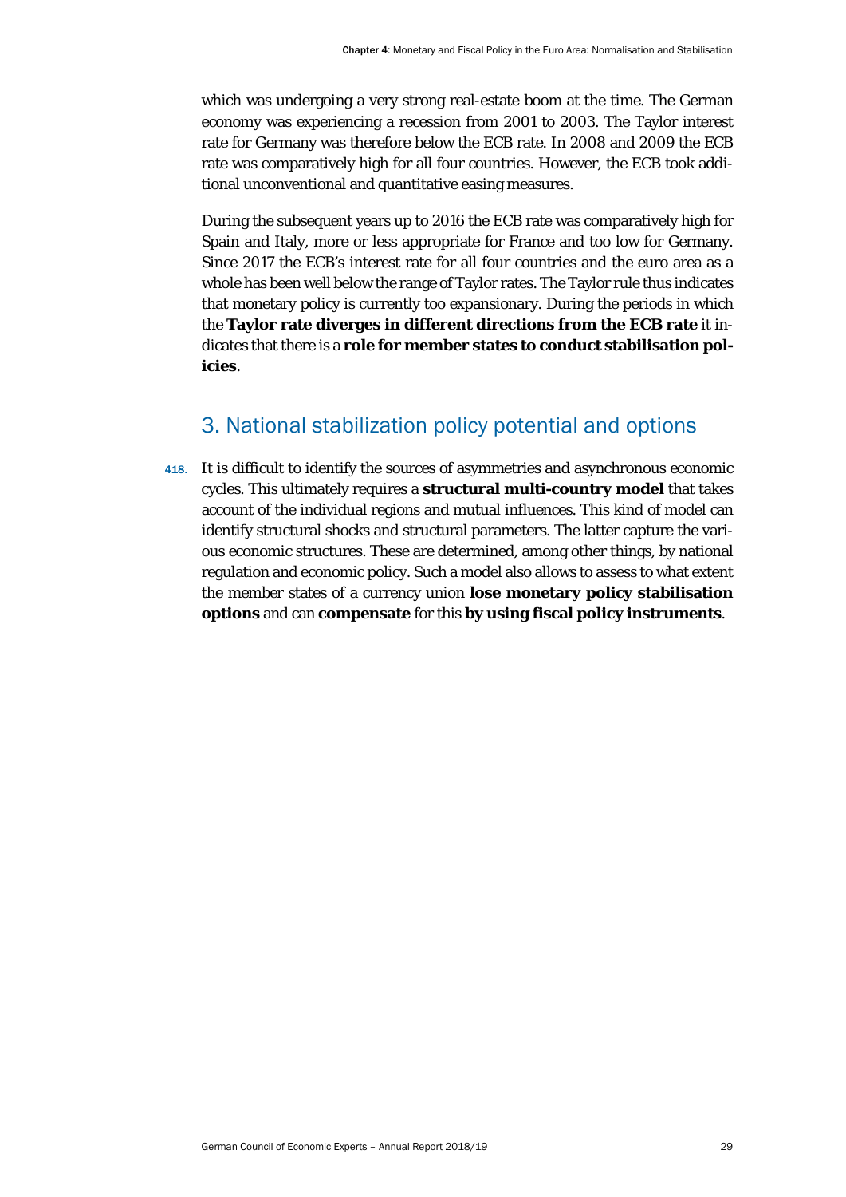which was undergoing a very strong real-estate boom at the time. The German economy was experiencing a recession from 2001 to 2003. The Taylor interest rate for Germany was therefore below the ECB rate. In 2008 and 2009 the ECB rate was comparatively high for all four countries. However, the ECB took additional unconventional and quantitative easing measures.

During the subsequent years up to 2016 the ECB rate was comparatively high for Spain and Italy, more or less appropriate for France and too low for Germany. Since 2017 the ECB's interest rate for all four countries and the euro area as a whole has been well below the range of Taylor rates. The Taylor rule thus indicates that monetary policy is currently too expansionary. During the periods in which the **Taylor rate diverges in different directions from the ECB rate** it indicates that there is a **role for member states to conduct stabilisation policies**.

## 3. National stabilization policy potential and options

418. It is difficult to identify the sources of asymmetries and asynchronous economic cycles. This ultimately requires a **structural multi-country model** that takes account of the individual regions and mutual influences. This kind of model can identify structural shocks and structural parameters. The latter capture the various economic structures. These are determined, among other things, by national regulation and economic policy. Such a model also allows to assess to what extent the member states of a currency union **lose monetary policy stabilisation options** and can **compensate** for this **by using fiscal policy instruments**.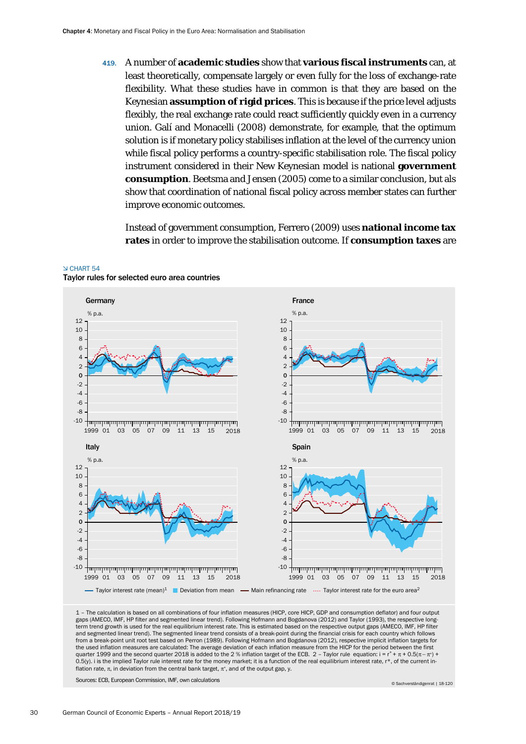419. A number of **academic studies** show that **various fiscal instruments** can, at least theoretically, compensate largely or even fully for the loss of exchange-rate flexibility. What these studies have in common is that they are based on the Keynesian **assumption of rigid prices**. This is because if the price level adjusts flexibly, the real exchange rate could react sufficiently quickly even in a currency union. Galí and Monacelli (2008) demonstrate, for example, that the optimum solution is if monetary policy stabilises inflation at the level of the currency union while fiscal policy performs a country-specific stabilisation role. The fiscal policy instrument considered in their New Keynesian model is national **government consumption**. Beetsma and Jensen (2005) come to a similar conclusion, but als show that coordination of national fiscal policy across member states can further improve economic outcomes.

Instead of government consumption, Ferrero (2009) uses **national income tax rates** in order to improve the stabilisation outcome. If **consumption taxes** are

CHART 54

Taylor rules for selected euro area countries

Germany, France, Italy, Spain (% p.a.)

— Taylor interest rate (mean)[1] ■ Deviation from mean — Main refinancing rate ···· Taylor interest rate for the euro area[2]

1 – The calculation is based on all combinations of four inflation measures (HICP, core HICP, GDP and consumption deflator) and four output gaps (AMECO, IMF, HP filter and segmented linear trend). Following Hofmann and Bogdanova (2012) and Taylor (1993), the respective long-term trend growth is used for the real equilibrium interest rate. This is estimated based on the respective output gaps (AMECO, IMF, HP filter and segmented linear trend). The segmented linear trend consists of a break-point during the financial crisis for each country which follows from a break-point unit root test based on Perron (1989). Following Hofmann and Bogdanova (2012), respective implicit inflation targets for the used inflation measures are calculated: The average deviation of each inflation measure from the HICP for the period between the first quarter 1999 and the second quarter 2018 is added to the 2 % inflation target of the ECB. 2 – Taylor rule equation: $i = r^* + \pi + 0.5(\pi - \pi^*) + 0.5(y)$. i is the implied Taylor rule interest rate for the money market; it is a function of the real equilibrium interest rate, $r^*$, of the current inflation rate, $\pi$, in deviation from the central bank target, $\pi^*$, and of the output gap, y.

Sources: ECB, European Commission, IMF, own calculations

© Sachverständigenrat | 18-120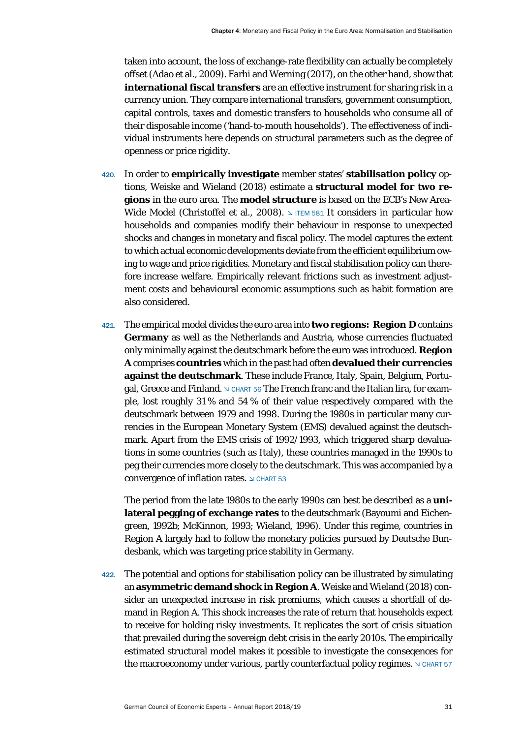taken into account, the loss of exchange-rate flexibility can actually be completely offset (Adao et al., 2009). Farhi and Werning (2017), on the other hand, show that **international fiscal transfers** are an effective instrument for sharing risk in a currency union. They compare international transfers, government consumption, capital controls, taxes and domestic transfers to households who consume all of their disposable income ('hand-to-mouth households'). The effectiveness of individual instruments here depends on structural parameters such as the degree of openness or price rigidity.

420. In order to **empirically investigate** member states' **stabilisation policy** options, Weiske and Wieland (2018) estimate a **structural model for two regions** in the euro area. The **model structure** is based on the ECB's New Area-Wide Model (Christoffel et al., 2008). ↘ ITEM 581 It considers in particular how households and companies modify their behaviour in response to unexpected shocks and changes in monetary and fiscal policy. The model captures the extent to which actual economic developments deviate from the efficient equilibrium owing to wage and price rigidities. Monetary and fiscal stabilisation policy can therefore increase welfare. Empirically relevant frictions such as investment adjustment costs and behavioural economic assumptions such as habit formation are also considered.

421. The empirical model divides the euro area into **two regions: Region D** contains **Germany** as well as the Netherlands and Austria, whose currencies fluctuated only minimally against the deutschmark before the euro was introduced. **Region A** comprises **countries** which in the past had often **devalued their currencies against the deutschmark**. These include France, Italy, Spain, Belgium, Portugal, Greece and Finland. ↘ CHART 56 The French franc and the Italian lira, for example, lost roughly 31 % and 54 % of their value respectively compared with the deutschmark between 1979 and 1998. During the 1980s in particular many currencies in the European Monetary System (EMS) devalued against the deutschmark. Apart from the EMS crisis of 1992/1993, which triggered sharp devaluations in some countries (such as Italy), these countries managed in the 1990s to peg their currencies more closely to the deutschmark. This was accompanied by a convergence of inflation rates. ↘ CHART 53

The period from the late 1980s to the early 1990s can best be described as a **unilateral pegging of exchange rates** to the deutschmark (Bayoumi and Eichengreen, 1992b; McKinnon, 1993; Wieland, 1996). Under this regime, countries in Region A largely had to follow the monetary policies pursued by Deutsche Bundesbank, which was targeting price stability in Germany.

422. The potential and options for stabilisation policy can be illustrated by simulating an **asymmetric demand shock in Region A**. Weiske and Wieland (2018) consider an unexpected increase in risk premiums, which causes a shortfall of demand in Region A. This shock increases the rate of return that households expect to receive for holding risky investments. It replicates the sort of crisis situation that prevailed during the sovereign debt crisis in the early 2010s. The empirically estimated structural model makes it possible to investigate the conseqences for the macroeconomy under various, partly counterfactual policy regimes. ↘ CHART 57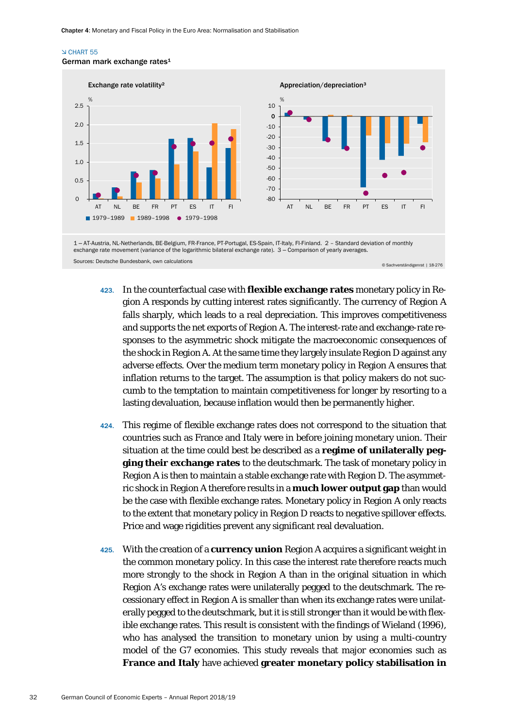↘ CHART 55

German mark exchange rates[1]

Exchange rate volatility[2]

Appreciation/depreciation[3]

1979–1989 | 1989–1998 | 1979–1998

1 – AT-Austria, NL-Netherlands, BE-Belgium, FR-France, PT-Portugal, ES-Spain, IT-Italy, FI-Finland. 2 – Standard deviation of monthly exchange rate movement (variance of the logarithmic bilateral exchange rate). 3 – Comparison of yearly averages.

Sources: Deutsche Bundesbank, own calculations

© Sachverständigenrat | 18-276

423. In the counterfactual case with **flexible exchange rates** monetary policy in Region A responds by cutting interest rates significantly. The currency of Region A falls sharply, which leads to a real depreciation. This improves competitiveness and supports the net exports of Region A. The interest-rate and exchange-rate responses to the asymmetric shock mitigate the macroeconomic consequences of the shock in Region A. At the same time they largely insulate Region D against any adverse effects. Over the medium term monetary policy in Region A ensures that inflation returns to the target. The assumption is that policy makers do not succumb to the temptation to maintain competitiveness for longer by resorting to a lasting devaluation, because inflation would then be permanently higher.

424. This regime of flexible exchange rates does not correspond to the situation that countries such as France and Italy were in before joining monetary union. Their situation at the time could best be described as a **regime of unilaterally pegging their exchange rates** to the deutschmark. The task of monetary policy in Region A is then to maintain a stable exchange rate with Region D. The asymmetric shock in Region A therefore results in a **much lower output gap** than would be the case with flexible exchange rates. Monetary policy in Region A only reacts to the extent that monetary policy in Region D reacts to negative spillover effects. Price and wage rigidities prevent any significant real devaluation.

425. With the creation of a **currency union** Region A acquires a significant weight in the common monetary policy. In this case the interest rate therefore reacts much more strongly to the shock in Region A than in the original situation in which Region A's exchange rates were unilaterally pegged to the deutschmark. The recessionary effect in Region A is smaller than when its exchange rates were unilaterally pegged to the deutschmark, but it is still stronger than it would be with flexible exchange rates. This result is consistent with the findings of Wieland (1996), who has analysed the transition to monetary union by using a multi-country model of the G7 economies. This study reveals that major economies such as **France and Italy** have achieved **greater monetary policy stabilisation in**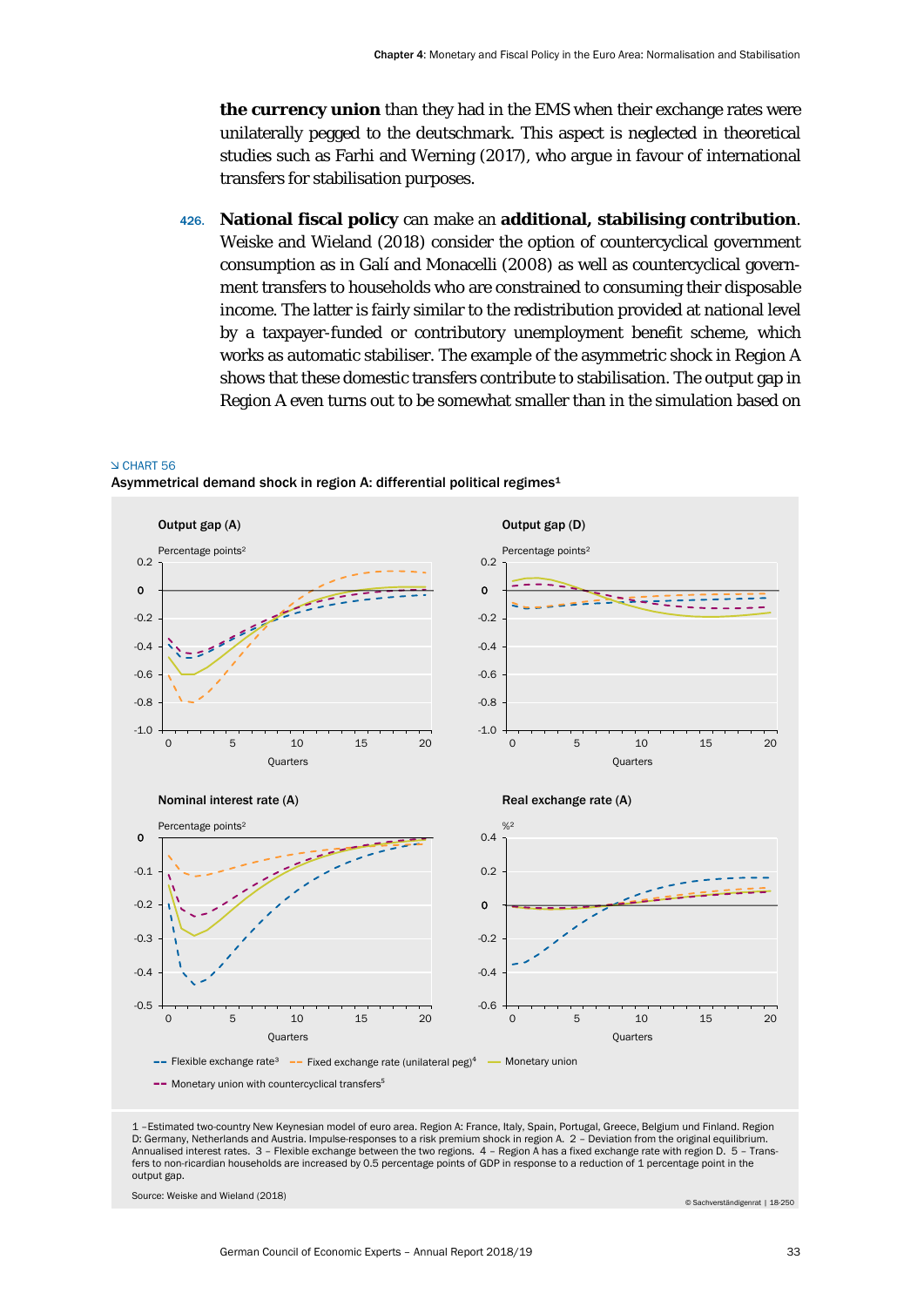**the currency union** than they had in the EMS when their exchange rates were unilaterally pegged to the deutschmark. This aspect is neglected in theoretical studies such as Farhi and Werning (2017), who argue in favour of international transfers for stabilisation purposes.

426. **National fiscal policy** can make an **additional, stabilising contribution**. Weiske and Wieland (2018) consider the option of countercyclical government consumption as in Galí and Monacelli (2008) as well as countercyclical government transfers to households who are constrained to consuming their disposable income. The latter is fairly similar to the redistribution provided at national level by a taxpayer-funded or contributory unemployment benefit scheme, which works as automatic stabiliser. The example of the asymmetric shock in Region A shows that these domestic transfers contribute to stabilisation. The output gap in Region A even turns out to be somewhat smaller than in the simulation based on

CHART 56

Asymmetrical demand shock in region A: differential political regimes[1]

Output gap (A) — Percentage points[2]

Output gap (D) — Percentage points[2]

Nominal interest rate (A) — Percentage points[2]

Real exchange rate (A) — %[2]

Quarters

Flexible exchange rate[3] — Fixed exchange rate (unilateral peg)[4] — Monetary union — Monetary union with countercyclical transfers[5]

1 – Estimated two-country New Keynesian model of euro area. Region A: France, Italy, Spain, Portugal, Greece, Belgium und Finland. Region D: Germany, Netherlands and Austria. Impulse-responses to a risk premium shock in region A. 2 – Deviation from the original equilibrium. Annualised interest rates. 3 – Flexible exchange rate between the two regions. 4 – Region A has a fixed exchange rate with region D. 5 – Transfers to non-ricardian households are increased by 0.5 percentage points of GDP in response to a reduction of 1 percentage point in the output gap.

Source: Weiske and Wieland (2018)

© Sachverständigenrat | 18-250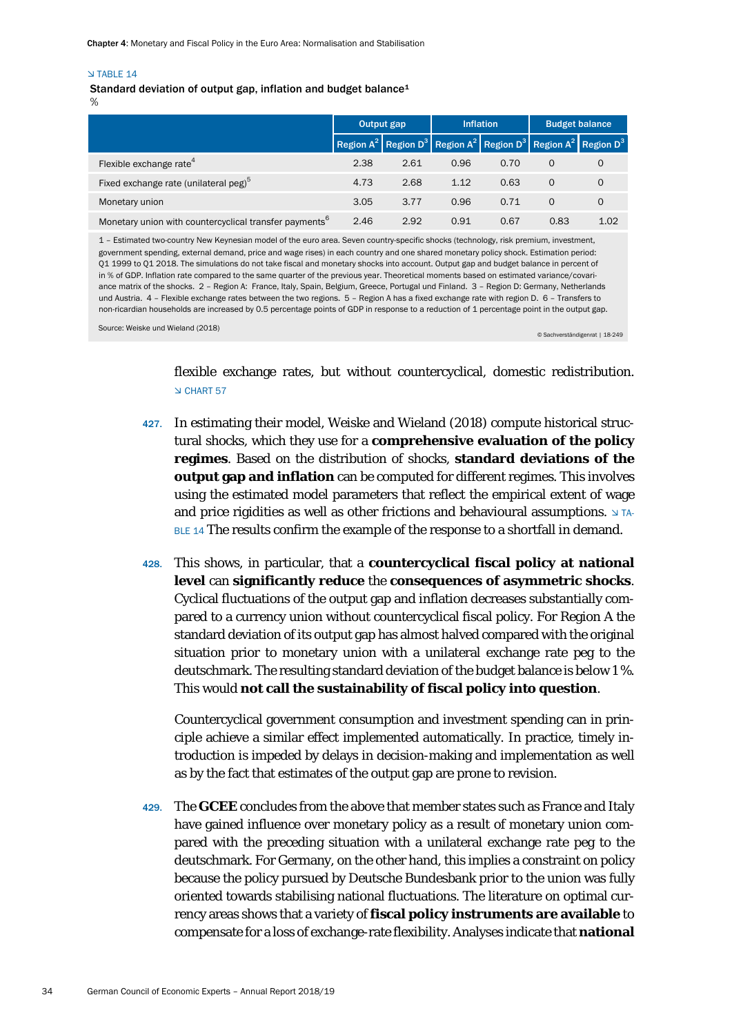↘ TABLE 14

Standard deviation of output gap, inflation and budget balance[1]

%

| | Output gap | | Inflation | | Budget balance | |
|---|---|---|---|---|---|---|
| | Region A[2] | Region D[3] | Region A[2] | Region D[3] | Region A[2] | Region D[3] |
| Flexible exchange rate[4] | 2.38 | 2.61 | 0.96 | 0.70 | 0 | 0 |
| Fixed exchange rate (unilateral peg)[5] | 4.73 | 2.68 | 1.12 | 0.63 | 0 | 0 |
| Monetary union | 3.05 | 3.77 | 0.96 | 0.71 | 0 | 0 |
| Monetary union with countercyclical transfer payments[6] | 2.46 | 2.92 | 0.91 | 0.67 | 0.83 | 1.02 |

1 – Estimated two-country New Keynesian model of the euro area. Seven country-specific shocks (technology, risk premium, investment, government spending, external demand, price and wage rises) in each country and one shared monetary policy shock. Estimation period: Q1 1999 to Q1 2018. The simulations do not take fiscal and monetary shocks into account. Output gap and budget balance in percent of in % of GDP. Inflation rate compared to the same quarter of the previous year. Theoretical moments based on estimated variance/covariance matrix of the shocks. 2 – Region A: France, Italy, Spain, Belgium, Greece, Portugal und Finland. 3 – Region D: Germany, Netherlands und Austria. 4 – Flexible exchange rates between the two regions. 5 – Region A has a fixed exchange rate with region D. 6 – Transfers to non-ricardian households are increased by 0.5 percentage points of GDP in response to a reduction of 1 percentage point in the output gap.

Source: Weiske und Wieland (2018)

© Sachverständigenrat | 18-249

flexible exchange rates, but without countercyclical, domestic redistribution. ↘ CHART 57

427. In estimating their model, Weiske and Wieland (2018) compute historical structural shocks, which they use for a **comprehensive evaluation of the policy regimes**. Based on the distribution of shocks, **standard deviations of the output gap and inflation** can be computed for different regimes. This involves using the estimated model parameters that reflect the empirical extent of wage and price rigidities as well as other frictions and behavioural assumptions. ↘ TABLE 14 The results confirm the example of the response to a shortfall in demand.

428. This shows, in particular, that a **countercyclical fiscal policy at national level** can **significantly reduce** the **consequences of asymmetric shocks**. Cyclical fluctuations of the output gap and inflation decreases substantially compared to a currency union without countercyclical fiscal policy. For Region A the standard deviation of its output gap has almost halved compared with the original situation prior to monetary union with a unilateral exchange rate peg to the deutschmark. The resulting standard deviation of the budget balance is below 1 %. This would **not call the sustainability of fiscal policy into question**.

Countercyclical government consumption and investment spending can in principle achieve a similar effect implemented automatically. In practice, timely introduction is impeded by delays in decision-making and implementation as well as by the fact that estimates of the output gap are prone to revision.

429. The **GCEE** concludes from the above that member states such as France and Italy have gained influence over monetary policy as a result of monetary union compared with the preceding situation with a unilateral exchange rate peg to the deutschmark. For Germany, on the other hand, this implies a constraint on policy because the policy pursued by Deutsche Bundesbank prior to the union was fully oriented towards stabilising national fluctuations. The literature on optimal currency areas shows that a variety of **fiscal policy instruments are available** to compensate for a loss of exchange-rate flexibility. Analyses indicate that **national**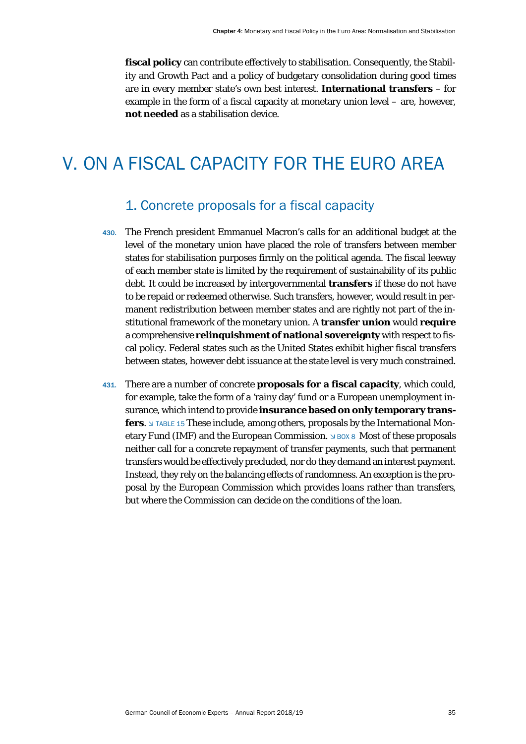**fiscal policy** can contribute effectively to stabilisation. Consequently, the Stability and Growth Pact and a policy of budgetary consolidation during good times are in every member state's own best interest. **International transfers** – for example in the form of a fiscal capacity at monetary union level – are, however, **not needed** as a stabilisation device.

# V. ON A FISCAL CAPACITY FOR THE EURO AREA

## 1. Concrete proposals for a fiscal capacity

430. The French president Emmanuel Macron's calls for an additional budget at the level of the monetary union have placed the role of transfers between member states for stabilisation purposes firmly on the political agenda. The fiscal leeway of each member state is limited by the requirement of sustainability of its public debt. It could be increased by intergovernmental **transfers** if these do not have to be repaid or redeemed otherwise. Such transfers, however, would result in permanent redistribution between member states and are rightly not part of the institutional framework of the monetary union. A **transfer union** would **require** a comprehensive **relinquishment of national sovereignty** with respect to fiscal policy. Federal states such as the United States exhibit higher fiscal transfers between states, however debt issuance at the state level is very much constrained.

431. There are a number of concrete **proposals for a fiscal capacity**, which could, for example, take the form of a 'rainy day' fund or a European unemployment insurance, which intend to provide **insurance based on only temporary transfers**. ↘ TABLE 15 These include, among others, proposals by the International Monetary Fund (IMF) and the European Commission. ↘ BOX 8 Most of these proposals neither call for a concrete repayment of transfer payments, such that permanent transfers would be effectively precluded, nor do they demand an interest payment. Instead, they rely on the balancing effects of randomness. An exception is the proposal by the European Commission which provides loans rather than transfers, but where the Commission can decide on the conditions of the loan.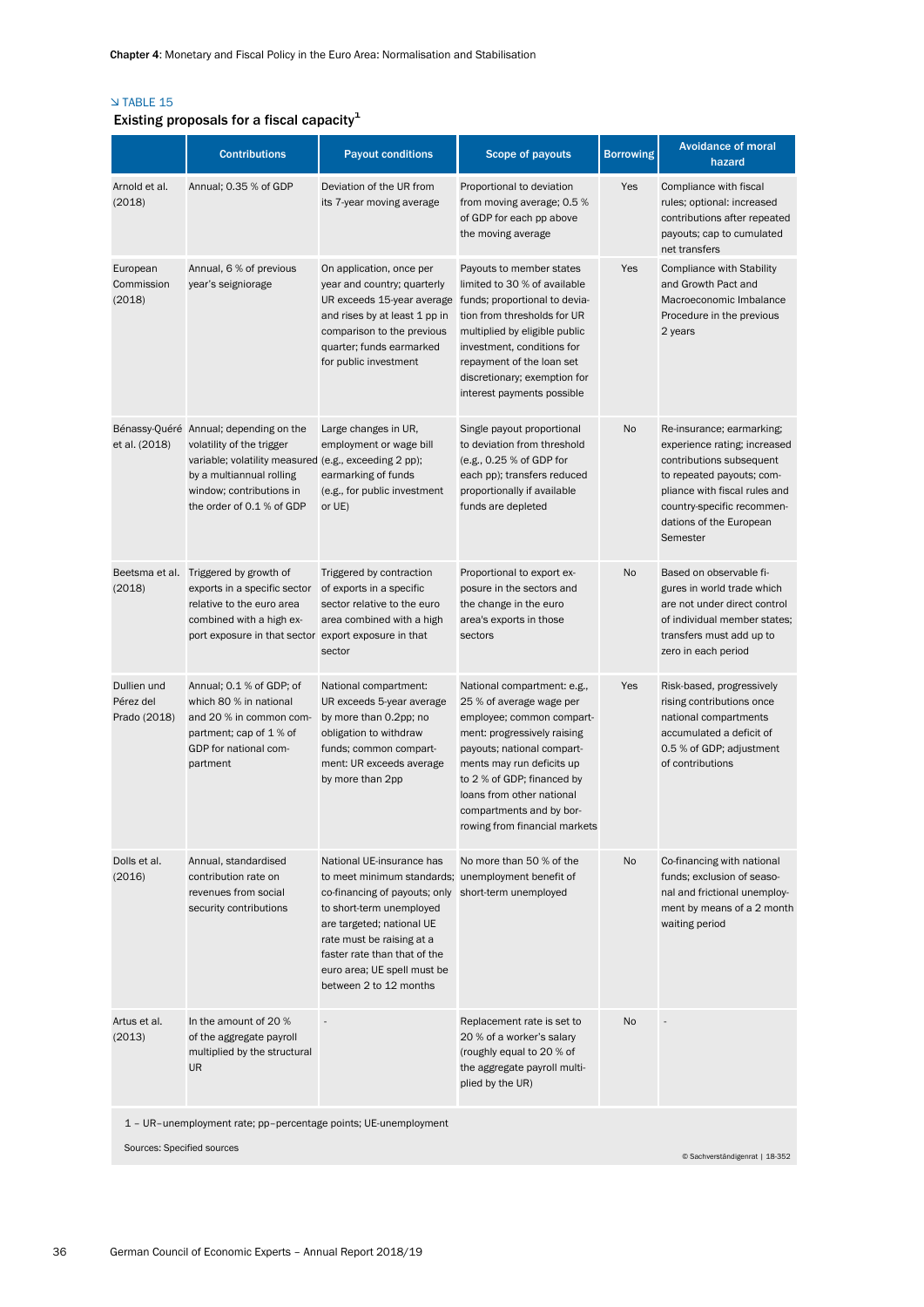↘ TABLE 15

## Existing proposals for a fiscal capacity[1]

| | Contributions | Payout conditions | Scope of payouts | Borrowing | Avoidance of moral hazard |
|---|---|---|---|---|---|
| Arnold et al. (2018) | Annual; 0.35 % of GDP | Deviation of the UR from its 7-year moving average | Proportional to deviation from moving average; 0.5 % of GDP for each pp above the moving average | Yes | Compliance with fiscal rules; optional: increased contributions after repeated payouts; cap to cumulated net transfers |
| European Commission (2018) | Annual, 6 % of previous year's seigniorage | On application, once per year and country; quarterly UR exceeds 15-year average and rises by at least 1 pp in comparison to the previous quarter; funds earmarked for public investment | Payouts to member states limited to 30 % of available funds; proportional to deviation from thresholds for UR multiplied by eligible public investment, conditions for repayment of the loan set discretionary; exemption for interest payments possible | Yes | Compliance with Stability and Growth Pact and Macroeconomic Imbalance Procedure in the previous 2 years |
| Bénassy-Quéré et al. (2018) | Annual; depending on the volatility of the trigger variable; volatility measured by a multiannual rolling window; contributions in the order of 0.1 % of GDP | Large changes in UR, employment or wage bill (e.g., exceeding 2 pp); earmarking of funds (e.g., for public investment or UE) | Single payout proportional to deviation from threshold (e.g., 0.25 % of GDP for each pp); transfers reduced proportionally if available funds are depleted | No | Re-insurance; earmarking; experience rating; increased contributions subsequent to repeated payouts; compliance with fiscal rules and country-specific recommendations of the European Semester |
| Beetsma et al. (2018) | Triggered by growth of exports in a specific sector relative to the euro area combined with a high export exposure in that sector | Triggered by contraction of exports in a specific sector relative to the euro area combined with a high export exposure in that sector | Proportional to export exposure in the sectors and the change in the euro area's exports in those sectors | No | Based on observable figures in world trade which are not under direct control of individual member states; transfers must add up to zero in each period |
| Dullien und Pérez del Prado (2018) | Annual; 0.1 % of GDP; of which 80 % in national and 20 % in common compartment; cap of 1 % of GDP for national compartment | National compartment: UR exceeds 5-year average by more than 0.2pp; no obligation to withdraw funds; common compartment: UR exceeds average by more than 2pp | National compartment: e.g., 25 % of average wage per employee; common compartment: progressively raising payouts; national compartments may run deficits up to 2 % of GDP; financed by loans from other national compartments and by borrowing from financial markets | Yes | Risk-based, progressively rising contributions once national compartments accumulated a deficit of 0.5 % of GDP; adjustment of contributions |
| Dolls et al. (2016) | Annual, standardised contribution rate on revenues from social security contributions | National UE-insurance has to meet minimum standards; co-financing of payouts; only to short-term unemployed are targeted; national UE rate must be raising at a faster rate than that of the euro area; UE spell must be between 2 to 12 months | No more than 50 % of the unemployment benefit of short-term unemployed | No | Co-financing with national funds; exclusion of seasonal and frictional unemployment by means of a 2 month waiting period |
| Artus et al. (2013) | In the amount of 20 % of the aggregate payroll multiplied by the structural UR | - | Replacement rate is set to 20 % of a worker's salary (roughly equal to 20 % of the aggregate payroll multiplied by the UR) | No | - |

1 – UR–unemployment rate; pp–percentage points; UE-unemployment

Sources: Specified sources

© Sachverständigenrat | 18-352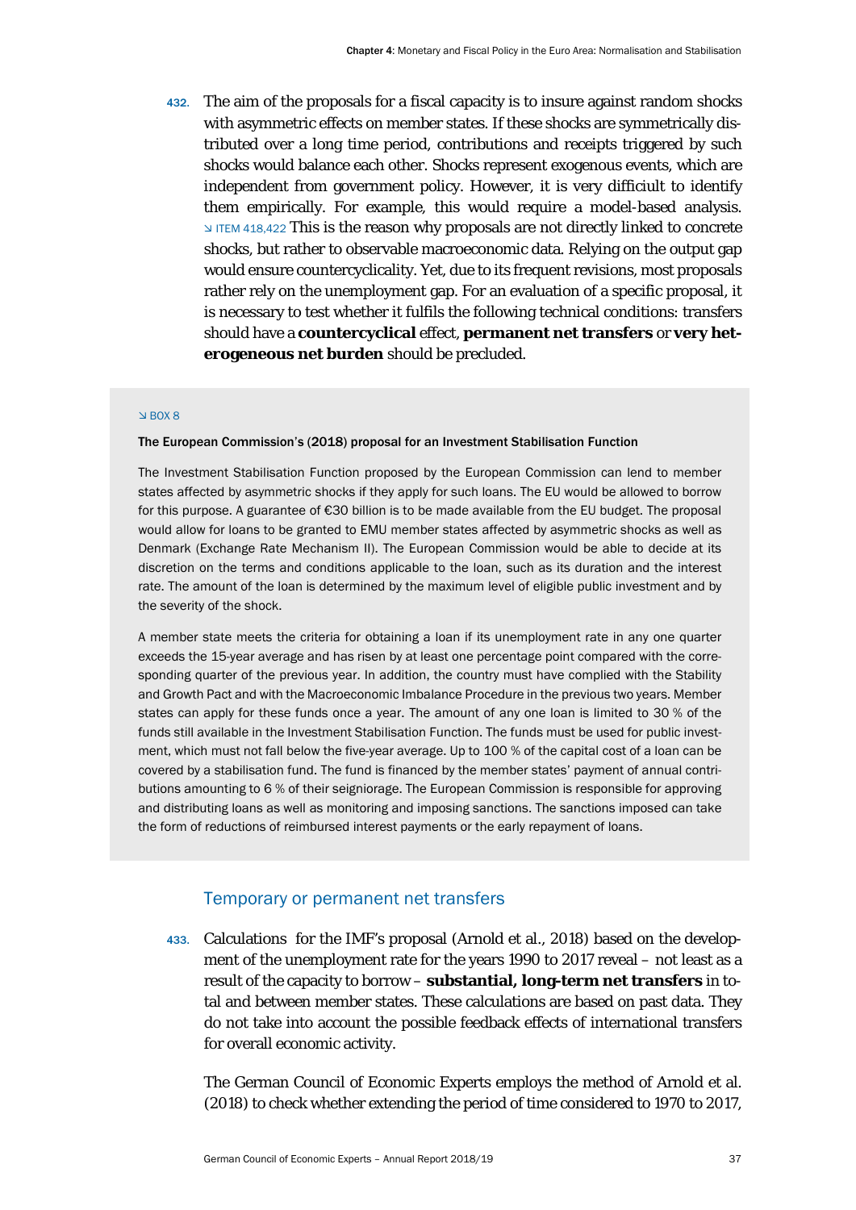432. The aim of the proposals for a fiscal capacity is to insure against random shocks with asymmetric effects on member states. If these shocks are symmetrically distributed over a long time period, contributions and receipts triggered by such shocks would balance each other. Shocks represent exogenous events, which are independent from government policy. However, it is very difficiult to identify them empirically. For example, this would require a model-based analysis. ↘ ITEM 418,422 This is the reason why proposals are not directly linked to concrete shocks, but rather to observable macroeconomic data. Relying on the output gap would ensure countercyclicality. Yet, due to its frequent revisions, most proposals rather rely on the unemployment gap. For an evaluation of a specific proposal, it is necessary to test whether it fulfils the following technical conditions: transfers should have a **countercyclical** effect, **permanent net transfers** or **very heterogeneous net burden** should be precluded.

↘ BOX 8

**The European Commission's (2018) proposal for an Investment Stabilisation Function**

The Investment Stabilisation Function proposed by the European Commission can lend to member states affected by asymmetric shocks if they apply for such loans. The EU would be allowed to borrow for this purpose. A guarantee of €30 billion is to be made available from the EU budget. The proposal would allow for loans to be granted to EMU member states affected by asymmetric shocks as well as Denmark (Exchange Rate Mechanism II). The European Commission would be able to decide at its discretion on the terms and conditions applicable to the loan, such as its duration and the interest rate. The amount of the loan is determined by the maximum level of eligible public investment and by the severity of the shock.

A member state meets the criteria for obtaining a loan if its unemployment rate in any one quarter exceeds the 15-year average and has risen by at least one percentage point compared with the corresponding quarter of the previous year. In addition, the country must have complied with the Stability and Growth Pact and with the Macroeconomic Imbalance Procedure in the previous two years. Member states can apply for these funds once a year. The amount of any one loan is limited to 30 % of the funds still available in the Investment Stabilisation Function. The funds must be used for public investment, which must not fall below the five-year average. Up to 100 % of the capital cost of a loan can be covered by a stabilisation fund. The fund is financed by the member states' payment of annual contributions amounting to 6 % of their seigniorage. The European Commission is responsible for approving and distributing loans as well as monitoring and imposing sanctions. The sanctions imposed can take the form of reductions of reimbursed interest payments or the early repayment of loans.

## Temporary or permanent net transfers

433. Calculations for the IMF's proposal (Arnold et al., 2018) based on the development of the unemployment rate for the years 1990 to 2017 reveal – not least as a result of the capacity to borrow – **substantial, long-term net transfers** in total and between member states. These calculations are based on past data. They do not take into account the possible feedback effects of international transfers for overall economic activity.

The German Council of Economic Experts employs the method of Arnold et al. (2018) to check whether extending the period of time considered to 1970 to 2017,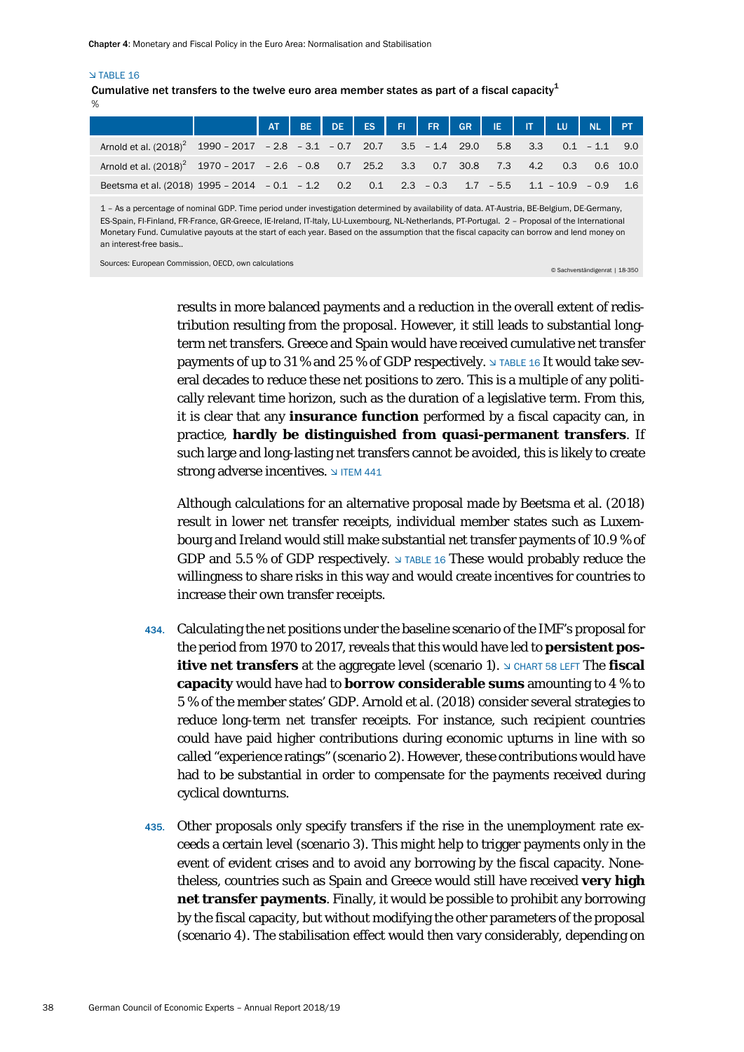↘ TABLE 16

**Cumulative net transfers to the twelve euro area member states as part of a fiscal capacity[1]**

%

| | | AT | BE | DE | ES | FI | FR | GR | IE | IT | LU | NL | PT |
|---|---|---|---|---|---|---|---|---|---|---|---|---|---|
| Arnold et al. (2018)[2] | 1990 – 2017 | – 2.8 | – 3.1 | – 0.7 | 20.7 | 3.5 | – 1.4 | 29.0 | 5.8 | 3.3 | 0.1 | – 1.1 | 9.0 |
| Arnold et al. (2018)[2] | 1970 – 2017 | – 2.6 | – 0.8 | 0.7 | 25.2 | 3.3 | 0.7 | 30.8 | 7.3 | 4.2 | 0.3 | 0.6 | 10.0 |
| Beetsma et al. (2018) | 1995 – 2014 | – 0.1 | – 1.2 | 0.2 | 0.1 | 2.3 | – 0.3 | 1.7 | – 5.5 | 1.1 | – 10.9 | – 0.9 | 1.6 |

1 – As a percentage of nominal GDP. Time period under investigation determined by availability of data. AT-Austria, BE-Belgium, DE-Germany, ES-Spain, FI-Finland, FR-France, GR-Greece, IE-Ireland, IT-Italy, LU-Luxembourg, NL-Netherlands, PT-Portugal. 2 – Proposal of the International Monetary Fund. Cumulative payouts at the start of each year. Based on the assumption that the fiscal capacity can borrow and lend money on an interest-free basis..

Sources: European Commission, OECD, own calculations

© Sachverständigenrat | 18-350

results in more balanced payments and a reduction in the overall extent of redistribution resulting from the proposal. However, it still leads to substantial long-term net transfers. Greece and Spain would have received cumulative net transfer payments of up to 31 % and 25 % of GDP respectively. ↘ TABLE 16 It would take several decades to reduce these net positions to zero. This is a multiple of any politically relevant time horizon, such as the duration of a legislative term. From this, it is clear that any **insurance function** performed by a fiscal capacity can, in practice, **hardly be distinguished from quasi-permanent transfers**. If such large and long-lasting net transfers cannot be avoided, this is likely to create strong adverse incentives. ↘ ITEM 441

Although calculations for an alternative proposal made by Beetsma et al. (2018) result in lower net transfer receipts, individual member states such as Luxembourg and Ireland would still make substantial net transfer payments of 10.9 % of GDP and 5.5 % of GDP respectively. ↘ TABLE 16 These would probably reduce the willingness to share risks in this way and would create incentives for countries to increase their own transfer receipts.

434. Calculating the net positions under the baseline scenario of the IMF's proposal for the period from 1970 to 2017, reveals that this would have led to **persistent positive net transfers** at the aggregate level (scenario 1). ↘ CHART 58 LEFT The **fiscal capacity** would have had to **borrow considerable sums** amounting to 4 % to 5 % of the member states' GDP. Arnold et al. (2018) consider several strategies to reduce long-term net transfer receipts. For instance, such recipient countries could have paid higher contributions during economic upturns in line with so called "experience ratings" (scenario 2). However, these contributions would have had to be substantial in order to compensate for the payments received during cyclical downturns.

435. Other proposals only specify transfers if the rise in the unemployment rate exceeds a certain level (scenario 3). This might help to trigger payments only in the event of evident crises and to avoid any borrowing by the fiscal capacity. Nonetheless, countries such as Spain and Greece would still have received **very high net transfer payments**. Finally, it would be possible to prohibit any borrowing by the fiscal capacity, but without modifying the other parameters of the proposal (scenario 4). The stabilisation effect would then vary considerably, depending on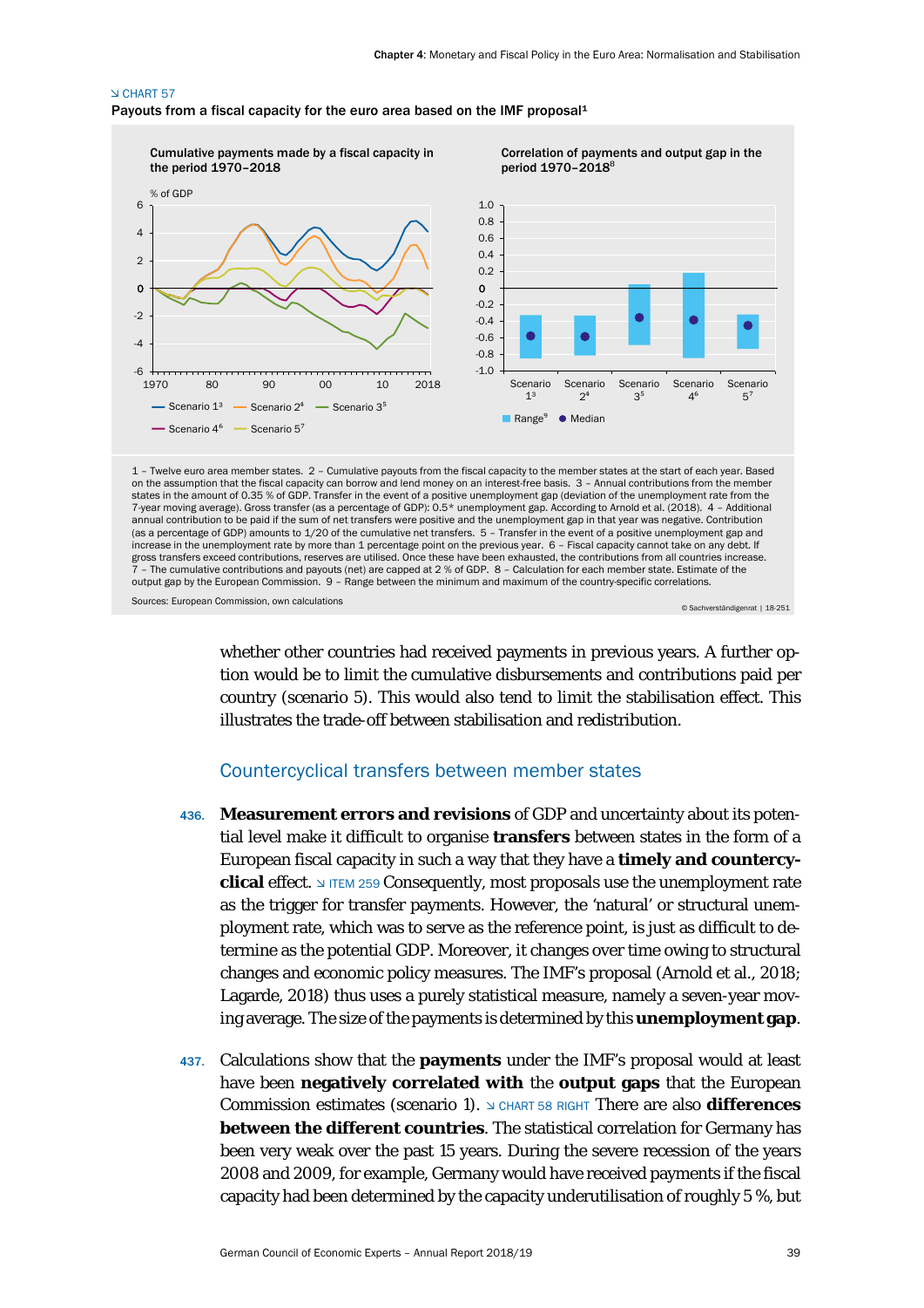↘ CHART 57

Payouts from a fiscal capacity for the euro area based on the IMF proposal[1]

Cumulative payments made by a fiscal capacity in the period 1970–2018

% of GDP

Scenario 1[3] — Scenario 2[4] — Scenario 3[5] — Scenario 4[6] — Scenario 5[7]

Correlation of payments and output gap in the period 1970–2018[8]

Range[9] ● Median

1 – Twelve euro area member states. 2 – Cumulative payouts from the fiscal capacity to the member states at the start of each year. Based on the assumption that the fiscal capacity can borrow and lend money on an interest-free basis. 3 – Annual contributions from the member states in the amount of 0.35 % of GDP. Transfer in the event of a positive unemployment gap (deviation of the unemployment rate from the 7-year moving average). Gross transfer (as a percentage of GDP): 0.5* unemployment gap. According to Arnold et al. (2018). 4 – Additional annual contribution to be paid if the sum of net transfers were positive and the unemployment gap in that year was negative. Contribution (as a percentage of GDP) amounts to 1/20 of the cumulative net transfers. 5 – Transfer in the event of a positive unemployment gap and increase in the unemployment rate by more than 1 percentage point on the previous year. 6 – Fiscal capacity cannot take on any debt. If gross transfers exceed contributions, reserves are utilised. Once these have been exhausted, the contributions from all countries increase. 7 – The cumulative contributions and payouts (net) are capped at 2 % of GDP. 8 – Calculation for each member state. Estimate of the output gap by the European Commission. 9 – Range between the minimum and maximum of the country-specific correlations.

Sources: European Commission, own calculations

© Sachverständigenrat | 18-251

whether other countries had received payments in previous years. A further option would be to limit the cumulative disbursements and contributions paid per country (scenario 5). This would also tend to limit the stabilisation effect. This illustrates the trade-off between stabilisation and redistribution.

## Countercyclical transfers between member states

436. **Measurement errors and revisions** of GDP and uncertainty about its potential level make it difficult to organise **transfers** between states in the form of a European fiscal capacity in such a way that they have a **timely and countercyclical** effect. ↘ ITEM 259 Consequently, most proposals use the unemployment rate as the trigger for transfer payments. However, the 'natural' or structural unemployment rate, which was to serve as the reference point, is just as difficult to determine as the potential GDP. Moreover, it changes over time owing to structural changes and economic policy measures. The IMF's proposal (Arnold et al., 2018; Lagarde, 2018) thus uses a purely statistical measure, namely a seven-year moving average. The size of the payments is determined by this **unemployment gap**.

437. Calculations show that the **payments** under the IMF's proposal would at least have been **negatively correlated with** the **output gaps** that the European Commission estimates (scenario 1). ↘ CHART 58 RIGHT There are also **differences between the different countries**. The statistical correlation for Germany has been very weak over the past 15 years. During the severe recession of the years 2008 and 2009, for example, Germany would have received payments if the fiscal capacity had been determined by the capacity underutilisation of roughly 5 %, but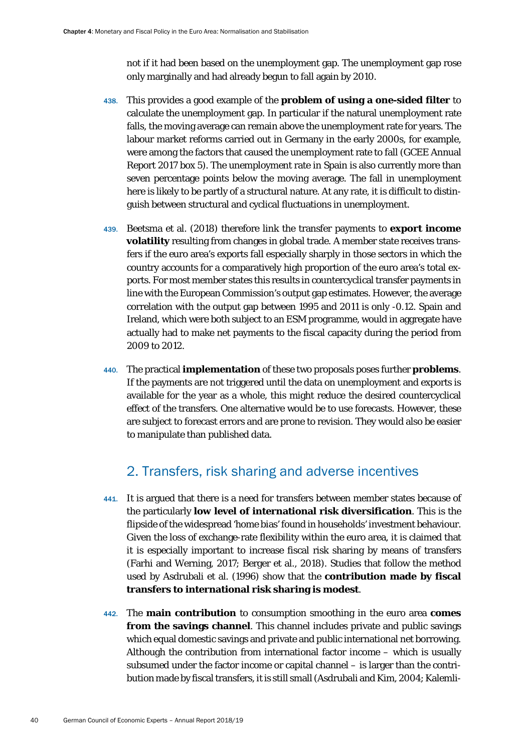not if it had been based on the unemployment gap. The unemployment gap rose only marginally and had already begun to fall again by 2010.

438. This provides a good example of the **problem of using a one-sided filter** to calculate the unemployment gap. In particular if the natural unemployment rate falls, the moving average can remain above the unemployment rate for years. The labour market reforms carried out in Germany in the early 2000s, for example, were among the factors that caused the unemployment rate to fall (GCEE Annual Report 2017 box 5). The unemployment rate in Spain is also currently more than seven percentage points below the moving average. The fall in unemployment here is likely to be partly of a structural nature. At any rate, it is difficult to distinguish between structural and cyclical fluctuations in unemployment.

439. Beetsma et al. (2018) therefore link the transfer payments to **export income volatility** resulting from changes in global trade. A member state receives transfers if the euro area's exports fall especially sharply in those sectors in which the country accounts for a comparatively high proportion of the euro area's total exports. For most member states this results in countercyclical transfer payments in line with the European Commission's output gap estimates. However, the average correlation with the output gap between 1995 and 2011 is only -0.12. Spain and Ireland, which were both subject to an ESM programme, would in aggregate have actually had to make net payments to the fiscal capacity during the period from 2009 to 2012.

440. The practical **implementation** of these two proposals poses further **problems**. If the payments are not triggered until the data on unemployment and exports is available for the year as a whole, this might reduce the desired countercyclical effect of the transfers. One alternative would be to use forecasts. However, these are subject to forecast errors and are prone to revision. They would also be easier to manipulate than published data.

## 2. Transfers, risk sharing and adverse incentives

441. It is argued that there is a need for transfers between member states because of the particularly **low level of international risk diversification**. This is the flipside of the widespread 'home bias' found in households' investment behaviour. Given the loss of exchange-rate flexibility within the euro area, it is claimed that it is especially important to increase fiscal risk sharing by means of transfers (Farhi and Werning, 2017; Berger et al., 2018). Studies that follow the method used by Asdrubali et al. (1996) show that the **contribution made by fiscal transfers to international risk sharing is modest**.

442. The **main contribution** to consumption smoothing in the euro area **comes from the savings channel**. This channel includes private and public savings which equal domestic savings and private and public international net borrowing. Although the contribution from international factor income – which is usually subsumed under the factor income or capital channel – is larger than the contribution made by fiscal transfers, it is still small (Asdrubali and Kim, 2004; Kalemli-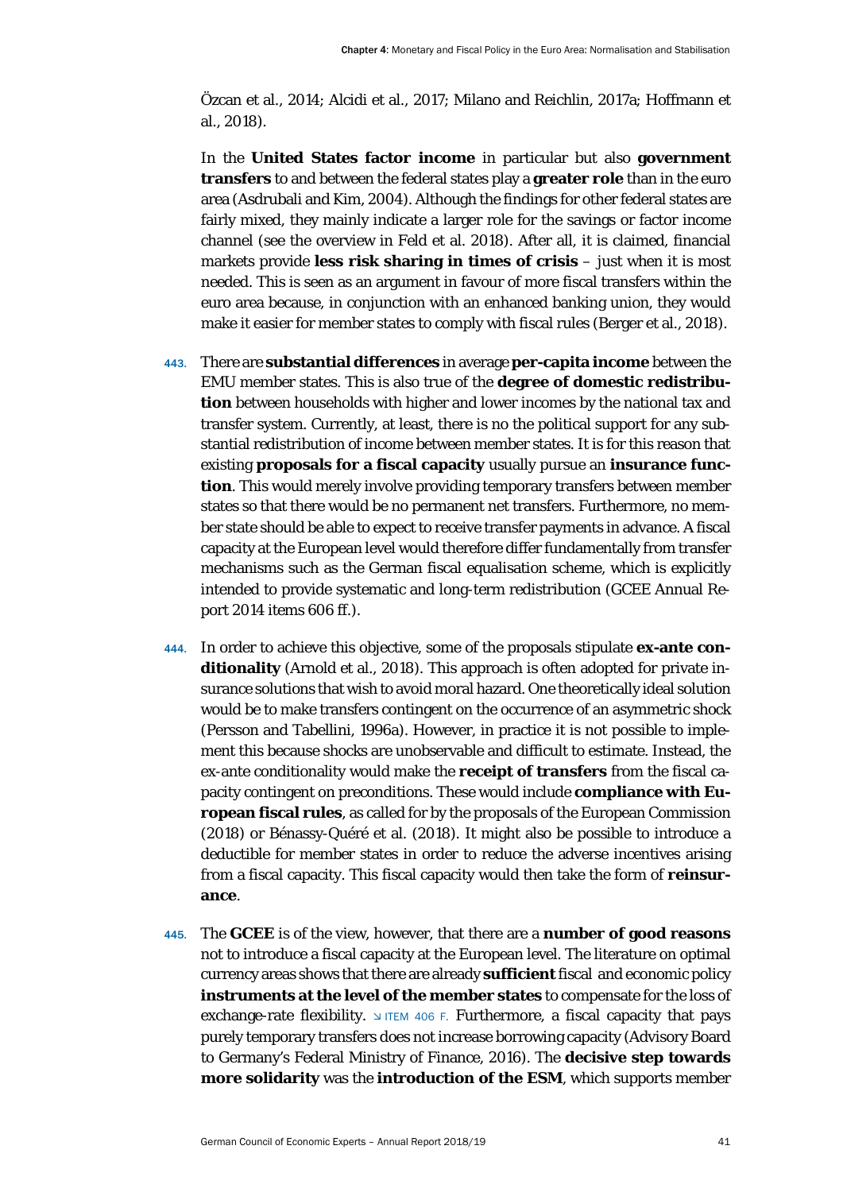Özcan et al., 2014; Alcidi et al., 2017; Milano and Reichlin, 2017a; Hoffmann et al., 2018).

In the **United States factor income** in particular but also **government transfers** to and between the federal states play a **greater role** than in the euro area (Asdrubali and Kim, 2004). Although the findings for other federal states are fairly mixed, they mainly indicate a larger role for the savings or factor income channel (see the overview in Feld et al. 2018). After all, it is claimed, financial markets provide **less risk sharing in times of crisis** – just when it is most needed. This is seen as an argument in favour of more fiscal transfers within the euro area because, in conjunction with an enhanced banking union, they would make it easier for member states to comply with fiscal rules (Berger et al., 2018).

443. There are **substantial differences** in average **per-capita income** between the EMU member states. This is also true of the **degree of domestic redistribution** between households with higher and lower incomes by the national tax and transfer system. Currently, at least, there is no the political support for any substantial redistribution of income between member states. It is for this reason that existing **proposals for a fiscal capacity** usually pursue an **insurance function**. This would merely involve providing temporary transfers between member states so that there would be no permanent net transfers. Furthermore, no member state should be able to expect to receive transfer payments in advance. A fiscal capacity at the European level would therefore differ fundamentally from transfer mechanisms such as the German fiscal equalisation scheme, which is explicitly intended to provide systematic and long-term redistribution (GCEE Annual Report 2014 items 606 ff.).

444. In order to achieve this objective, some of the proposals stipulate **ex-ante conditionality** (Arnold et al., 2018). This approach is often adopted for private insurance solutions that wish to avoid moral hazard. One theoretically ideal solution would be to make transfers contingent on the occurrence of an asymmetric shock (Persson and Tabellini, 1996a). However, in practice it is not possible to implement this because shocks are unobservable and difficult to estimate. Instead, the ex-ante conditionality would make the **receipt of transfers** from the fiscal capacity contingent on preconditions. These would include **compliance with European fiscal rules**, as called for by the proposals of the European Commission (2018) or Bénassy-Quéré et al. (2018). It might also be possible to introduce a deductible for member states in order to reduce the adverse incentives arising from a fiscal capacity. This fiscal capacity would then take the form of **reinsurance**.

445. The **GCEE** is of the view, however, that there are a **number of good reasons** not to introduce a fiscal capacity at the European level. The literature on optimal currency areas shows that there are already **sufficient** fiscal and economic policy **instruments at the level of the member states** to compensate for the loss of exchange-rate flexibility. ↘ ITEM 406 F. Furthermore, a fiscal capacity that pays purely temporary transfers does not increase borrowing capacity (Advisory Board to Germany's Federal Ministry of Finance, 2016). The **decisive step towards more solidarity** was the **introduction of the ESM**, which supports member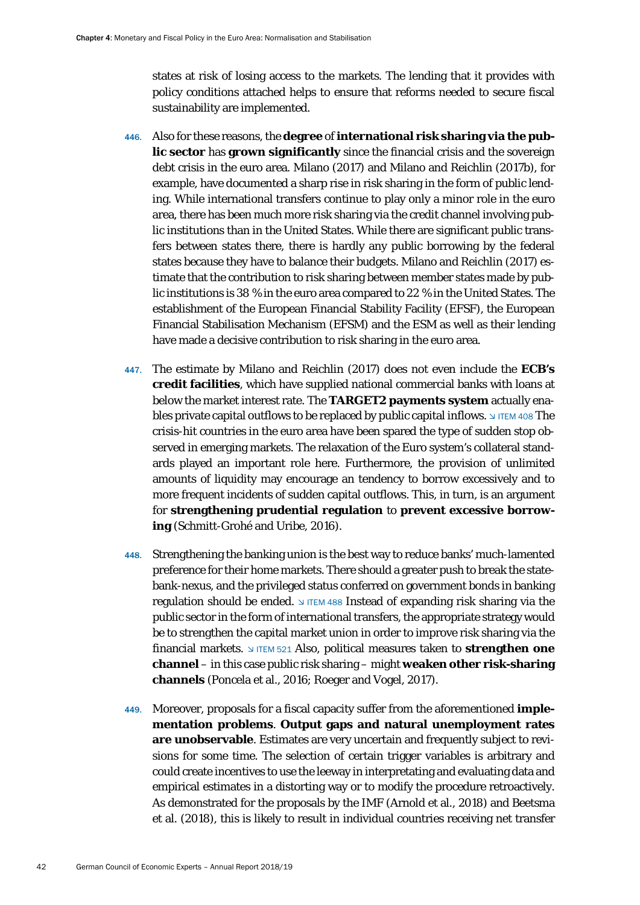states at risk of losing access to the markets. The lending that it provides with policy conditions attached helps to ensure that reforms needed to secure fiscal sustainability are implemented.

446. Also for these reasons, the **degree** of **international risk sharing via the public sector** has **grown significantly** since the financial crisis and the sovereign debt crisis in the euro area. Milano (2017) and Milano and Reichlin (2017b), for example, have documented a sharp rise in risk sharing in the form of public lending. While international transfers continue to play only a minor role in the euro area, there has been much more risk sharing via the credit channel involving public institutions than in the United States. While there are significant public transfers between states there, there is hardly any public borrowing by the federal states because they have to balance their budgets. Milano and Reichlin (2017) estimate that the contribution to risk sharing between member states made by public institutions is 38 % in the euro area compared to 22 % in the United States. The establishment of the European Financial Stability Facility (EFSF), the European Financial Stabilisation Mechanism (EFSM) and the ESM as well as their lending have made a decisive contribution to risk sharing in the euro area.

447. The estimate by Milano and Reichlin (2017) does not even include the **ECB's credit facilities**, which have supplied national commercial banks with loans at below the market interest rate. The **TARGET2 payments system** actually enables private capital outflows to be replaced by public capital inflows. ↘ ITEM 408 The crisis-hit countries in the euro area have been spared the type of sudden stop observed in emerging markets. The relaxation of the Euro system's collateral standards played an important role here. Furthermore, the provision of unlimited amounts of liquidity may encourage an tendency to borrow excessively and to more frequent incidents of sudden capital outflows. This, in turn, is an argument for **strengthening prudential regulation** to **prevent excessive borrowing** (Schmitt-Grohé and Uribe, 2016).

448. Strengthening the banking union is the best way to reduce banks' much-lamented preference for their home markets. There should a greater push to break the state-bank-nexus, and the privileged status conferred on government bonds in banking regulation should be ended. ↘ ITEM 488 Instead of expanding risk sharing via the public sector in the form of international transfers, the appropriate strategy would be to strengthen the capital market union in order to improve risk sharing via the financial markets. ↘ ITEM 521 Also, political measures taken to **strengthen one channel** – in this case public risk sharing – might **weaken other risk-sharing channels** (Poncela et al., 2016; Roeger and Vogel, 2017).

449. Moreover, proposals for a fiscal capacity suffer from the aforementioned **implementation problems**. **Output gaps and natural unemployment rates are unobservable**. Estimates are very uncertain and frequently subject to revisions for some time. The selection of certain trigger variables is arbitrary and could create incentives to use the leeway in interpretating and evaluating data and empirical estimates in a distorting way or to modify the procedure retroactively. As demonstrated for the proposals by the IMF (Arnold et al., 2018) and Beetsma et al. (2018), this is likely to result in individual countries receiving net transfer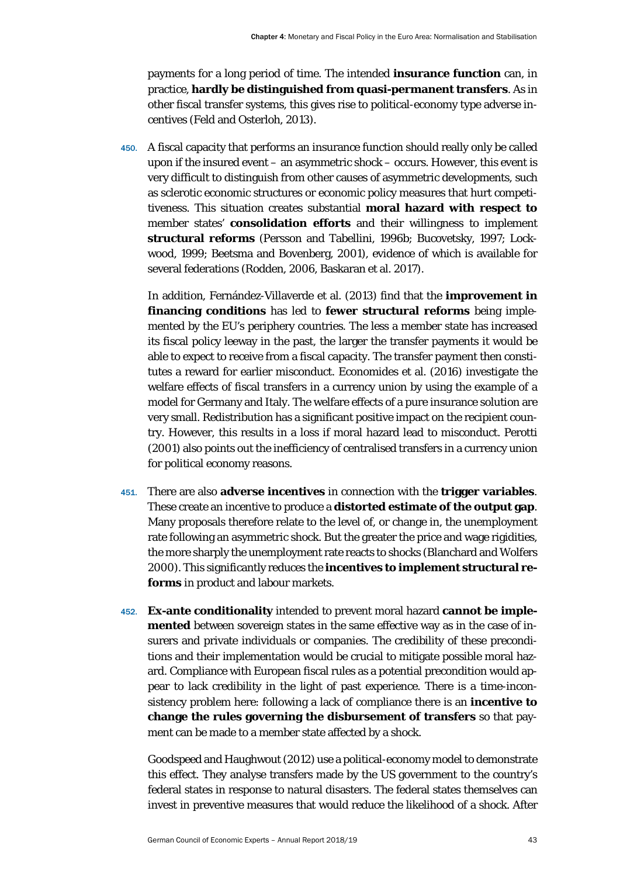payments for a long period of time. The intended **insurance function** can, in practice, **hardly be distinguished from quasi-permanent transfers**. As in other fiscal transfer systems, this gives rise to political-economy type adverse incentives (Feld and Osterloh, 2013).

450. A fiscal capacity that performs an insurance function should really only be called upon if the insured event – an asymmetric shock – occurs. However, this event is very difficult to distinguish from other causes of asymmetric developments, such as sclerotic economic structures or economic policy measures that hurt competitiveness. This situation creates substantial **moral hazard with respect to** member states' **consolidation efforts** and their willingness to implement **structural reforms** (Persson and Tabellini, 1996b; Bucovetsky, 1997; Lockwood, 1999; Beetsma and Bovenberg, 2001), evidence of which is available for several federations (Rodden, 2006, Baskaran et al. 2017).

In addition, Fernández-Villaverde et al. (2013) find that the **improvement in financing conditions** has led to **fewer structural reforms** being implemented by the EU's periphery countries. The less a member state has increased its fiscal policy leeway in the past, the larger the transfer payments it would be able to expect to receive from a fiscal capacity. The transfer payment then constitutes a reward for earlier misconduct. Economides et al. (2016) investigate the welfare effects of fiscal transfers in a currency union by using the example of a model for Germany and Italy. The welfare effects of a pure insurance solution are very small. Redistribution has a significant positive impact on the recipient country. However, this results in a loss if moral hazard lead to misconduct. Perotti (2001) also points out the inefficiency of centralised transfers in a currency union for political economy reasons.

451. There are also **adverse incentives** in connection with the **trigger variables**. These create an incentive to produce a **distorted estimate of the output gap**. Many proposals therefore relate to the level of, or change in, the unemployment rate following an asymmetric shock. But the greater the price and wage rigidities, the more sharply the unemployment rate reacts to shocks (Blanchard and Wolfers 2000). This significantly reduces the **incentives to implement structural reforms** in product and labour markets.

452. **Ex-ante conditionality** intended to prevent moral hazard **cannot be implemented** between sovereign states in the same effective way as in the case of insurers and private individuals or companies. The credibility of these preconditions and their implementation would be crucial to mitigate possible moral hazard. Compliance with European fiscal rules as a potential precondition would appear to lack credibility in the light of past experience. There is a time-inconsistency problem here: following a lack of compliance there is an **incentive to change the rules governing the disbursement of transfers** so that payment can be made to a member state affected by a shock.

Goodspeed and Haughwout (2012) use a political-economy model to demonstrate this effect. They analyse transfers made by the US government to the country's federal states in response to natural disasters. The federal states themselves can invest in preventive measures that would reduce the likelihood of a shock. After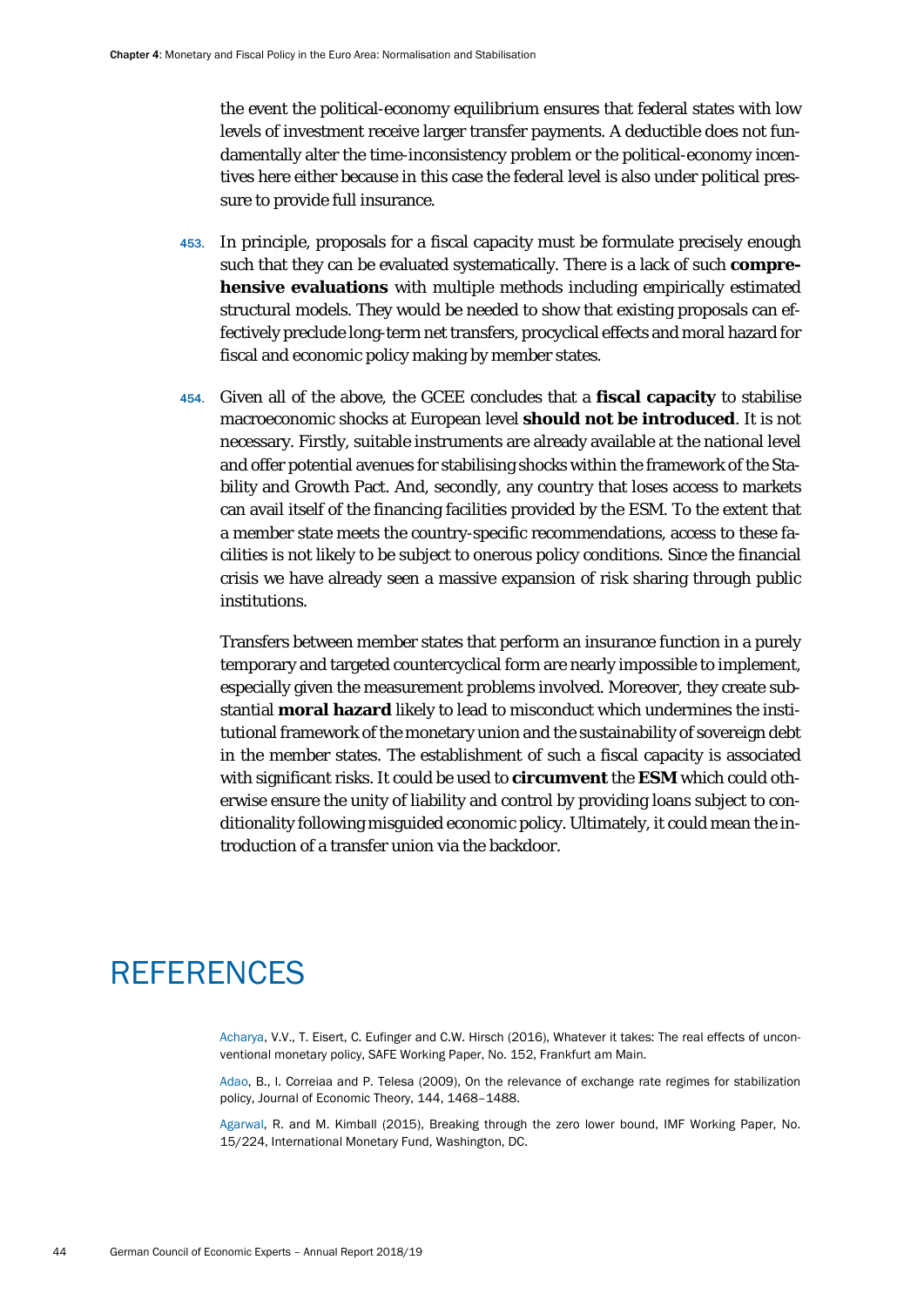the event the political-economy equilibrium ensures that federal states with low levels of investment receive larger transfer payments. A deductible does not fundamentally alter the time-inconsistency problem or the political-economy incentives here either because in this case the federal level is also under political pressure to provide full insurance.

453. In principle, proposals for a fiscal capacity must be formulate precisely enough such that they can be evaluated systematically. There is a lack of such **comprehensive evaluations** with multiple methods including empirically estimated structural models. They would be needed to show that existing proposals can effectively preclude long-term net transfers, procyclical effects and moral hazard for fiscal and economic policy making by member states.

454. Given all of the above, the GCEE concludes that a **fiscal capacity** to stabilise macroeconomic shocks at European level **should not be introduced**. It is not necessary. Firstly, suitable instruments are already available at the national level and offer potential avenues for stabilising shocks within the framework of the Stability and Growth Pact. And, secondly, any country that loses access to markets can avail itself of the financing facilities provided by the ESM. To the extent that a member state meets the country-specific recommendations, access to these facilities is not likely to be subject to onerous policy conditions. Since the financial crisis we have already seen a massive expansion of risk sharing through public institutions.

Transfers between member states that perform an insurance function in a purely temporary and targeted countercyclical form are nearly impossible to implement, especially given the measurement problems involved. Moreover, they create substantial **moral hazard** likely to lead to misconduct which undermines the institutional framework of the monetary union and the sustainability of sovereign debt in the member states. The establishment of such a fiscal capacity is associated with significant risks. It could be used to **circumvent** the **ESM** which could otherwise ensure the unity of liability and control by providing loans subject to conditionality following misguided economic policy. Ultimately, it could mean the introduction of a transfer union via the backdoor.

# REFERENCES

Acharya, V.V., T. Eisert, C. Eufinger and C.W. Hirsch (2016), Whatever it takes: The real effects of unconventional monetary policy, SAFE Working Paper, No. 152, Frankfurt am Main.

Adao, B., I. Correiaa and P. Telesa (2009), On the relevance of exchange rate regimes for stabilization policy, Journal of Economic Theory, 144, 1468–1488.

Agarwal, R. and M. Kimball (2015), Breaking through the zero lower bound, IMF Working Paper, No. 15/224, International Monetary Fund, Washington, DC.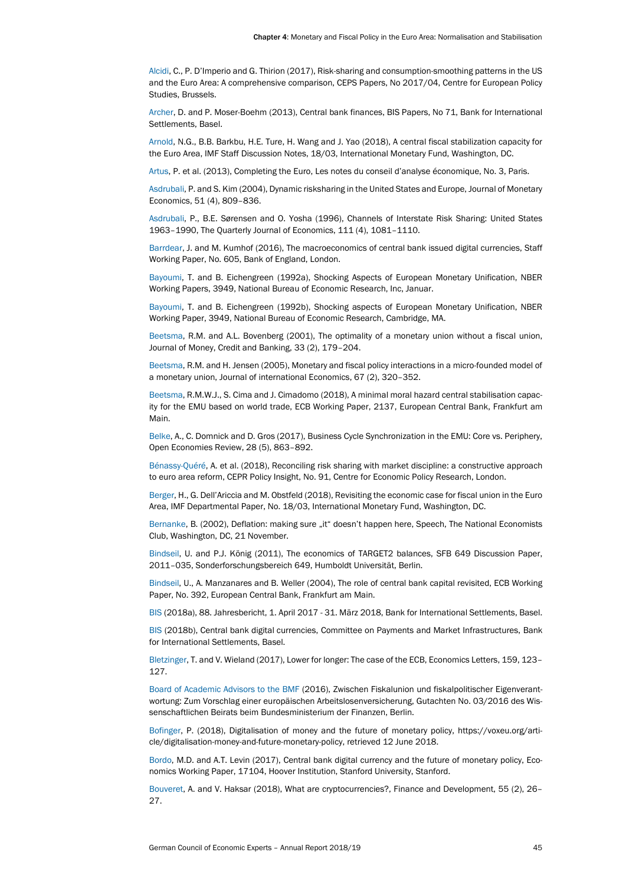Alcidi, C., P. D'Imperio and G. Thirion (2017), Risk-sharing and consumption-smoothing patterns in the US and the Euro Area: A comprehensive comparison, CEPS Papers, No 2017/04, Centre for European Policy Studies, Brussels.

Archer, D. and P. Moser-Boehm (2013), Central bank finances, BIS Papers, No 71, Bank for International Settlements, Basel.

Arnold, N.G., B.B. Barkbu, H.E. Ture, H. Wang and J. Yao (2018), A central fiscal stabilization capacity for the Euro Area, IMF Staff Discussion Notes, 18/03, International Monetary Fund, Washington, DC.

Artus, P. et al. (2013), Completing the Euro, Les notes du conseil d'analyse économique, No. 3, Paris.

Asdrubali, P. and S. Kim (2004), Dynamic risksharing in the United States and Europe, Journal of Monetary Economics, 51 (4), 809–836.

Asdrubali, P., B.E. Sørensen and O. Yosha (1996), Channels of Interstate Risk Sharing: United States 1963–1990, The Quarterly Journal of Economics, 111 (4), 1081–1110.

Barrdear, J. and M. Kumhof (2016), The macroeconomics of central bank issued digital currencies, Staff Working Paper, No. 605, Bank of England, London.

Bayoumi, T. and B. Eichengreen (1992a), Shocking Aspects of European Monetary Unification, NBER Working Papers, 3949, National Bureau of Economic Research, Inc, Januar.

Bayoumi, T. and B. Eichengreen (1992b), Shocking aspects of European Monetary Unification, NBER Working Paper, 3949, National Bureau of Economic Research, Cambridge, MA.

Beetsma, R.M. and A.L. Bovenberg (2001), The optimality of a monetary union without a fiscal union, Journal of Money, Credit and Banking, 33 (2), 179–204.

Beetsma, R.M. and H. Jensen (2005), Monetary and fiscal policy interactions in a micro-founded model of a monetary union, Journal of international Economics, 67 (2), 320–352.

Beetsma, R.M.W.J., S. Cima and J. Cimadomo (2018), A minimal moral hazard central stabilisation capacity for the EMU based on world trade, ECB Working Paper, 2137, European Central Bank, Frankfurt am Main.

Belke, A., C. Domnick and D. Gros (2017), Business Cycle Synchronization in the EMU: Core vs. Periphery, Open Economies Review, 28 (5), 863–892.

Bénassy-Quéré, A. et al. (2018), Reconciling risk sharing with market discipline: a constructive approach to euro area reform, CEPR Policy Insight, No. 91, Centre for Economic Policy Research, London.

Berger, H., G. Dell'Ariccia and M. Obstfeld (2018), Revisiting the economic case for fiscal union in the Euro Area, IMF Departmental Paper, No. 18/03, International Monetary Fund, Washington, DC.

Bernanke, B. (2002), Deflation: making sure „it" doesn't happen here, Speech, The National Economists Club, Washington, DC, 21 November.

Bindseil, U. and P.J. König (2011), The economics of TARGET2 balances, SFB 649 Discussion Paper, 2011–035, Sonderforschungsbereich 649, Humboldt Universität, Berlin.

Bindseil, U., A. Manzanares and B. Weller (2004), The role of central bank capital revisited, ECB Working Paper, No. 392, European Central Bank, Frankfurt am Main.

BIS (2018a), 88. Jahresbericht, 1. April 2017 - 31. März 2018, Bank for International Settlements, Basel.

BIS (2018b), Central bank digital currencies, Committee on Payments and Market Infrastructures, Bank for International Settlements, Basel.

Bletzinger, T. and V. Wieland (2017), Lower for longer: The case of the ECB, Economics Letters, 159, 123–127.

Board of Academic Advisors to the BMF (2016), Zwischen Fiskalunion und fiskalpolitischer Eigenverantwortung: Zum Vorschlag einer europäischen Arbeitslosenversicherung, Gutachten No. 03/2016 des Wissenschaftlichen Beirats beim Bundesministerium der Finanzen, Berlin.

Bofinger, P. (2018), Digitalisation of money and the future of monetary policy, https://voxeu.org/article/digitalisation-money-and-future-monetary-policy, retrieved 12 June 2018.

Bordo, M.D. and A.T. Levin (2017), Central bank digital currency and the future of monetary policy, Economics Working Paper, 17104, Hoover Institution, Stanford University, Stanford.

Bouveret, A. and V. Haksar (2018), What are cryptocurrencies?, Finance and Development, 55 (2), 26–27.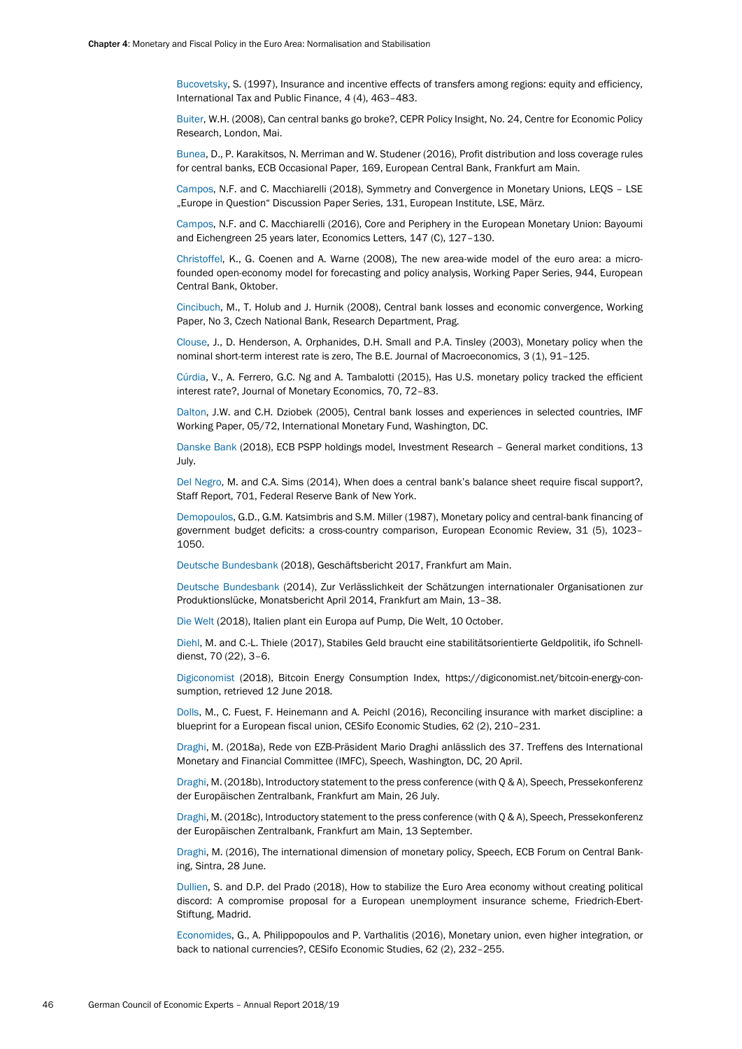Bucovetsky, S. (1997), Insurance and incentive effects of transfers among regions: equity and efficiency, International Tax and Public Finance, 4 (4), 463–483.

Buiter, W.H. (2008), Can central banks go broke?, CEPR Policy Insight, No. 24, Centre for Economic Policy Research, London, Mai.

Bunea, D., P. Karakitsos, N. Merriman and W. Studener (2016), Profit distribution and loss coverage rules for central banks, ECB Occasional Paper, 169, European Central Bank, Frankfurt am Main.

Campos, N.F. and C. Macchiarelli (2018), Symmetry and Convergence in Monetary Unions, LEQS – LSE „Europe in Question“ Discussion Paper Series, 131, European Institute, LSE, März.

Campos, N.F. and C. Macchiarelli (2016), Core and Periphery in the European Monetary Union: Bayoumi and Eichengreen 25 years later, Economics Letters, 147 (C), 127–130.

Christoffel, K., G. Coenen and A. Warne (2008), The new area-wide model of the euro area: a micro-founded open-economy model for forecasting and policy analysis, Working Paper Series, 944, European Central Bank, Oktober.

Cincibuch, M., T. Holub and J. Hurnik (2008), Central bank losses and economic convergence, Working Paper, No 3, Czech National Bank, Research Department, Prag.

Clouse, J., D. Henderson, A. Orphanides, D.H. Small and P.A. Tinsley (2003), Monetary policy when the nominal short-term interest rate is zero, The B.E. Journal of Macroeconomics, 3 (1), 91–125.

Cúrdia, V., A. Ferrero, G.C. Ng and A. Tambalotti (2015), Has U.S. monetary policy tracked the efficient interest rate?, Journal of Monetary Economics, 70, 72–83.

Dalton, J.W. and C.H. Dziobek (2005), Central bank losses and experiences in selected countries, IMF Working Paper, 05/72, International Monetary Fund, Washington, DC.

Danske Bank (2018), ECB PSPP holdings model, Investment Research – General market conditions, 13 July.

Del Negro, M. and C.A. Sims (2014), When does a central bank's balance sheet require fiscal support?, Staff Report, 701, Federal Reserve Bank of New York.

Demopoulos, G.D., G.M. Katsimbris and S.M. Miller (1987), Monetary policy and central-bank financing of government budget deficits: a cross-country comparison, European Economic Review, 31 (5), 1023–1050.

Deutsche Bundesbank (2018), Geschäftsbericht 2017, Frankfurt am Main.

Deutsche Bundesbank (2014), Zur Verlässlichkeit der Schätzungen internationaler Organisationen zur Produktionslücke, Monatsbericht April 2014, Frankfurt am Main, 13–38.

Die Welt (2018), Italien plant ein Europa auf Pump, Die Welt, 10 October.

Diehl, M. and C.-L. Thiele (2017), Stabiles Geld braucht eine stabilitätsorientierte Geldpolitik, ifo Schnelldienst, 70 (22), 3–6.

Digiconomist (2018), Bitcoin Energy Consumption Index, https://digiconomist.net/bitcoin-energy-consumption, retrieved 12 June 2018.

Dolls, M., C. Fuest, F. Heinemann and A. Peichl (2016), Reconciling insurance with market discipline: a blueprint for a European fiscal union, CESifo Economic Studies, 62 (2), 210–231.

Draghi, M. (2018a), Rede von EZB-Präsident Mario Draghi anlässlich des 37. Treffens des International Monetary and Financial Committee (IMFC), Speech, Washington, DC, 20 April.

Draghi, M. (2018b), Introductory statement to the press conference (with Q & A), Speech, Pressekonferenz der Europäischen Zentralbank, Frankfurt am Main, 26 July.

Draghi, M. (2018c), Introductory statement to the press conference (with Q & A), Speech, Pressekonferenz der Europäischen Zentralbank, Frankfurt am Main, 13 September.

Draghi, M. (2016), The international dimension of monetary policy, Speech, ECB Forum on Central Banking, Sintra, 28 June.

Dullien, S. and D.P. del Prado (2018), How to stabilize the Euro Area economy without creating political discord: A compromise proposal for a European unemployment insurance scheme, Friedrich-Ebert-Stiftung, Madrid.

Economides, G., A. Philippopoulos and P. Varthalitis (2016), Monetary union, even higher integration, or back to national currencies?, CESifo Economic Studies, 62 (2), 232–255.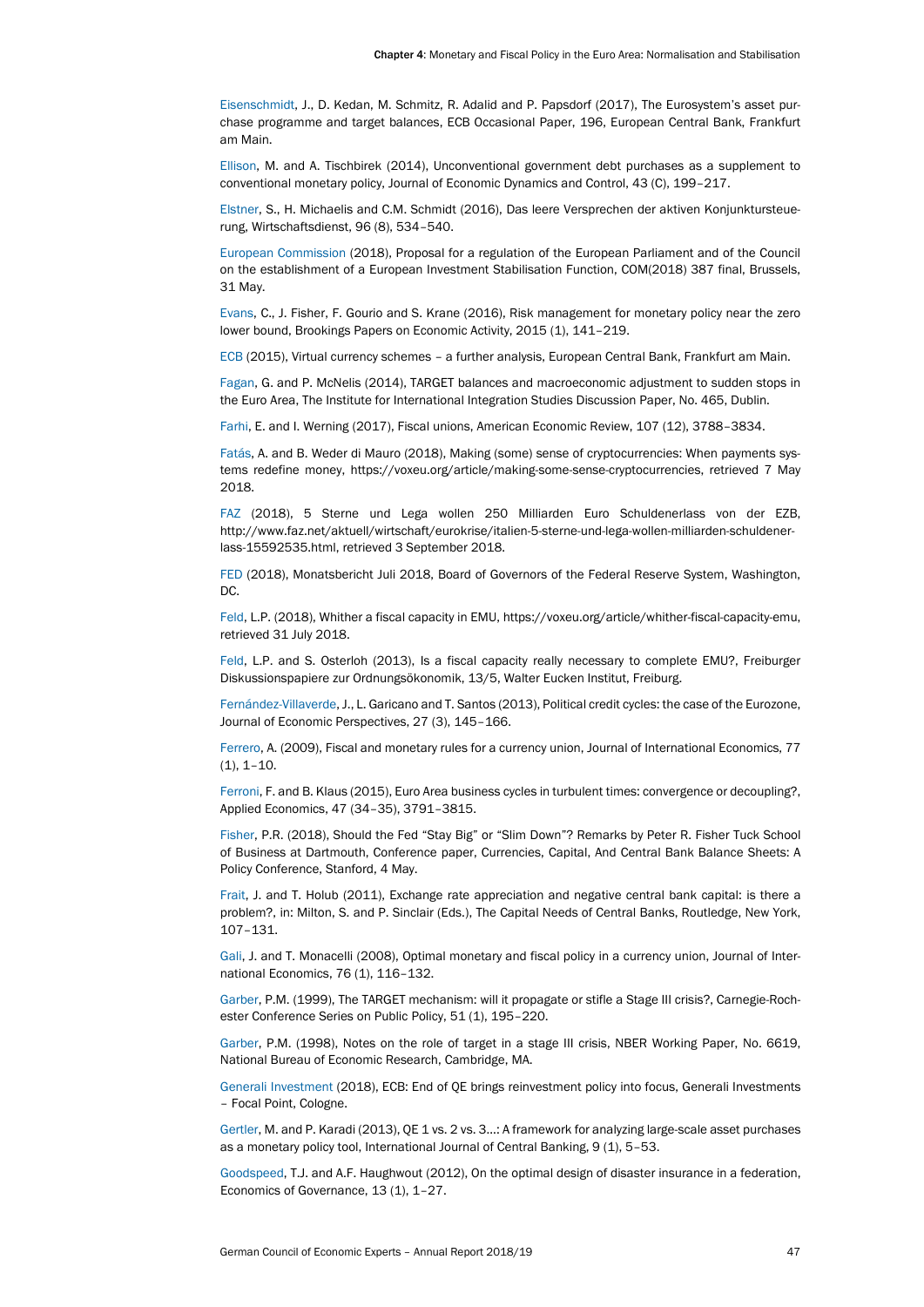Eisenschmidt, J., D. Kedan, M. Schmitz, R. Adalid and P. Papsdorf (2017), The Eurosystem's asset purchase programme and target balances, ECB Occasional Paper, 196, European Central Bank, Frankfurt am Main.

Ellison, M. and A. Tischbirek (2014), Unconventional government debt purchases as a supplement to conventional monetary policy, Journal of Economic Dynamics and Control, 43 (C), 199–217.

Elstner, S., H. Michaelis and C.M. Schmidt (2016), Das leere Versprechen der aktiven Konjunktursteuerung, Wirtschaftsdienst, 96 (8), 534–540.

European Commission (2018), Proposal for a regulation of the European Parliament and of the Council on the establishment of a European Investment Stabilisation Function, COM(2018) 387 final, Brussels, 31 May.

Evans, C., J. Fisher, F. Gourio and S. Krane (2016), Risk management for monetary policy near the zero lower bound, Brookings Papers on Economic Activity, 2015 (1), 141–219.

ECB (2015), Virtual currency schemes – a further analysis, European Central Bank, Frankfurt am Main.

Fagan, G. and P. McNelis (2014), TARGET balances and macroeconomic adjustment to sudden stops in the Euro Area, The Institute for International Integration Studies Discussion Paper, No. 465, Dublin.

Farhi, E. and I. Werning (2017), Fiscal unions, American Economic Review, 107 (12), 3788–3834.

Fatás, A. and B. Weder di Mauro (2018), Making (some) sense of cryptocurrencies: When payments systems redefine money, https://voxeu.org/article/making-some-sense-cryptocurrencies, retrieved 7 May 2018.

FAZ (2018), 5 Sterne und Lega wollen 250 Milliarden Euro Schuldenerlass von der EZB, http://www.faz.net/aktuell/wirtschaft/eurokrise/italien-5-sterne-und-lega-wollen-milliarden-schuldenerlass-15592535.html, retrieved 3 September 2018.

FED (2018), Monatsbericht Juli 2018, Board of Governors of the Federal Reserve System, Washington, DC.

Feld, L.P. (2018), Whither a fiscal capacity in EMU, https://voxeu.org/article/whither-fiscal-capacity-emu, retrieved 31 July 2018.

Feld, L.P. and S. Osterloh (2013), Is a fiscal capacity really necessary to complete EMU?, Freiburger Diskussionspapiere zur Ordnungsökonomik, 13/5, Walter Eucken Institut, Freiburg.

Fernández-Villaverde, J., L. Garicano and T. Santos (2013), Political credit cycles: the case of the Eurozone, Journal of Economic Perspectives, 27 (3), 145–166.

Ferrero, A. (2009), Fiscal and monetary rules for a currency union, Journal of International Economics, 77 (1), 1–10.

Ferroni, F. and B. Klaus (2015), Euro Area business cycles in turbulent times: convergence or decoupling?, Applied Economics, 47 (34–35), 3791–3815.

Fisher, P.R. (2018), Should the Fed "Stay Big" or "Slim Down"? Remarks by Peter R. Fisher Tuck School of Business at Dartmouth, Conference paper, Currencies, Capital, And Central Bank Balance Sheets: A Policy Conference, Stanford, 4 May.

Frait, J. and T. Holub (2011), Exchange rate appreciation and negative central bank capital: is there a problem?, in: Milton, S. and P. Sinclair (Eds.), The Capital Needs of Central Banks, Routledge, New York, 107–131.

Gali, J. and T. Monacelli (2008), Optimal monetary and fiscal policy in a currency union, Journal of International Economics, 76 (1), 116–132.

Garber, P.M. (1999), The TARGET mechanism: will it propagate or stifle a Stage III crisis?, Carnegie-Rochester Conference Series on Public Policy, 51 (1), 195–220.

Garber, P.M. (1998), Notes on the role of target in a stage III crisis, NBER Working Paper, No. 6619, National Bureau of Economic Research, Cambridge, MA.

Generali Investment (2018), ECB: End of QE brings reinvestment policy into focus, Generali Investments – Focal Point, Cologne.

Gertler, M. and P. Karadi (2013), QE 1 vs. 2 vs. 3...: A framework for analyzing large-scale asset purchases as a monetary policy tool, International Journal of Central Banking, 9 (1), 5–53.

Goodspeed, T.J. and A.F. Haughwout (2012), On the optimal design of disaster insurance in a federation, Economics of Governance, 13 (1), 1–27.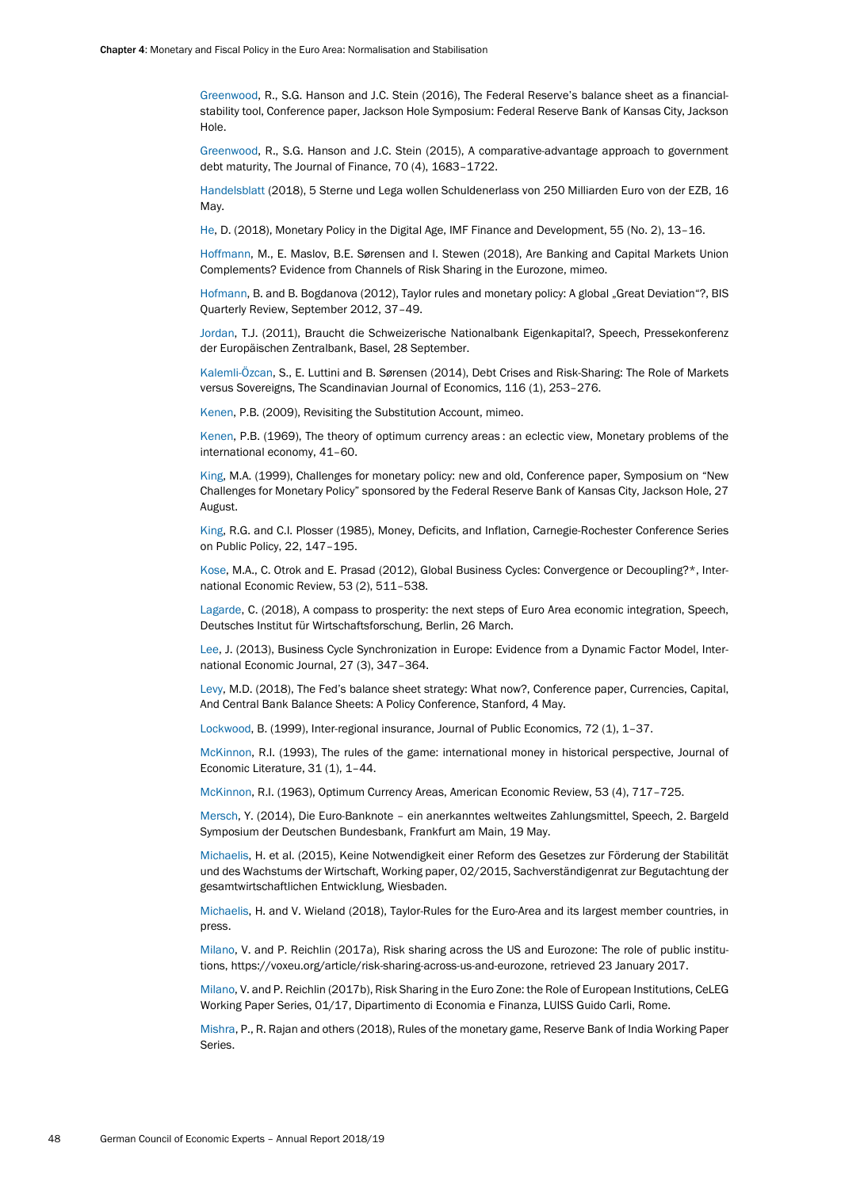Greenwood, R., S.G. Hanson and J.C. Stein (2016), The Federal Reserve's balance sheet as a financial-stability tool, Conference paper, Jackson Hole Symposium: Federal Reserve Bank of Kansas City, Jackson Hole.

Greenwood, R., S.G. Hanson and J.C. Stein (2015), A comparative-advantage approach to government debt maturity, The Journal of Finance, 70 (4), 1683–1722.

Handelsblatt (2018), 5 Sterne und Lega wollen Schuldenerlass von 250 Milliarden Euro von der EZB, 16 May.

He, D. (2018), Monetary Policy in the Digital Age, IMF Finance and Development, 55 (No. 2), 13–16.

Hoffmann, M., E. Maslov, B.E. Sørensen and I. Stewen (2018), Are Banking and Capital Markets Union Complements? Evidence from Channels of Risk Sharing in the Eurozone, mimeo.

Hofmann, B. and B. Bogdanova (2012), Taylor rules and monetary policy: A global „Great Deviation"?, BIS Quarterly Review, September 2012, 37–49.

Jordan, T.J. (2011), Braucht die Schweizerische Nationalbank Eigenkapital?, Speech, Pressekonferenz der Europäischen Zentralbank, Basel, 28 September.

Kalemli-Özcan, S., E. Luttini and B. Sørensen (2014), Debt Crises and Risk-Sharing: The Role of Markets versus Sovereigns, The Scandinavian Journal of Economics, 116 (1), 253–276.

Kenen, P.B. (2009), Revisiting the Substitution Account, mimeo.

Kenen, P.B. (1969), The theory of optimum currency areas : an eclectic view, Monetary problems of the international economy, 41–60.

King, M.A. (1999), Challenges for monetary policy: new and old, Conference paper, Symposium on "New Challenges for Monetary Policy" sponsored by the Federal Reserve Bank of Kansas City, Jackson Hole, 27 August.

King, R.G. and C.I. Plosser (1985), Money, Deficits, and Inflation, Carnegie-Rochester Conference Series on Public Policy, 22, 147–195.

Kose, M.A., C. Otrok and E. Prasad (2012), Global Business Cycles: Convergence or Decoupling?*, International Economic Review, 53 (2), 511–538.

Lagarde, C. (2018), A compass to prosperity: the next steps of Euro Area economic integration, Speech, Deutsches Institut für Wirtschaftsforschung, Berlin, 26 March.

Lee, J. (2013), Business Cycle Synchronization in Europe: Evidence from a Dynamic Factor Model, International Economic Journal, 27 (3), 347–364.

Levy, M.D. (2018), The Fed's balance sheet strategy: What now?, Conference paper, Currencies, Capital, And Central Bank Balance Sheets: A Policy Conference, Stanford, 4 May.

Lockwood, B. (1999), Inter-regional insurance, Journal of Public Economics, 72 (1), 1–37.

McKinnon, R.I. (1993), The rules of the game: international money in historical perspective, Journal of Economic Literature, 31 (1), 1–44.

McKinnon, R.I. (1963), Optimum Currency Areas, American Economic Review, 53 (4), 717–725.

Mersch, Y. (2014), Die Euro-Banknote – ein anerkanntes weltweites Zahlungsmittel, Speech, 2. Bargeld Symposium der Deutschen Bundesbank, Frankfurt am Main, 19 May.

Michaelis, H. et al. (2015), Keine Notwendigkeit einer Reform des Gesetzes zur Förderung der Stabilität und des Wachstums der Wirtschaft, Working paper, 02/2015, Sachverständigenrat zur Begutachtung der gesamtwirtschaftlichen Entwicklung, Wiesbaden.

Michaelis, H. and V. Wieland (2018), Taylor-Rules for the Euro-Area and its largest member countries, in press.

Milano, V. and P. Reichlin (2017a), Risk sharing across the US and Eurozone: The role of public institutions, https://voxeu.org/article/risk-sharing-across-us-and-eurozone, retrieved 23 January 2017.

Milano, V. and P. Reichlin (2017b), Risk Sharing in the Euro Zone: the Role of European Institutions, CeLEG Working Paper Series, 01/17, Dipartimento di Economia e Finanza, LUISS Guido Carli, Rome.

Mishra, P., R. Rajan and others (2018), Rules of the monetary game, Reserve Bank of India Working Paper Series.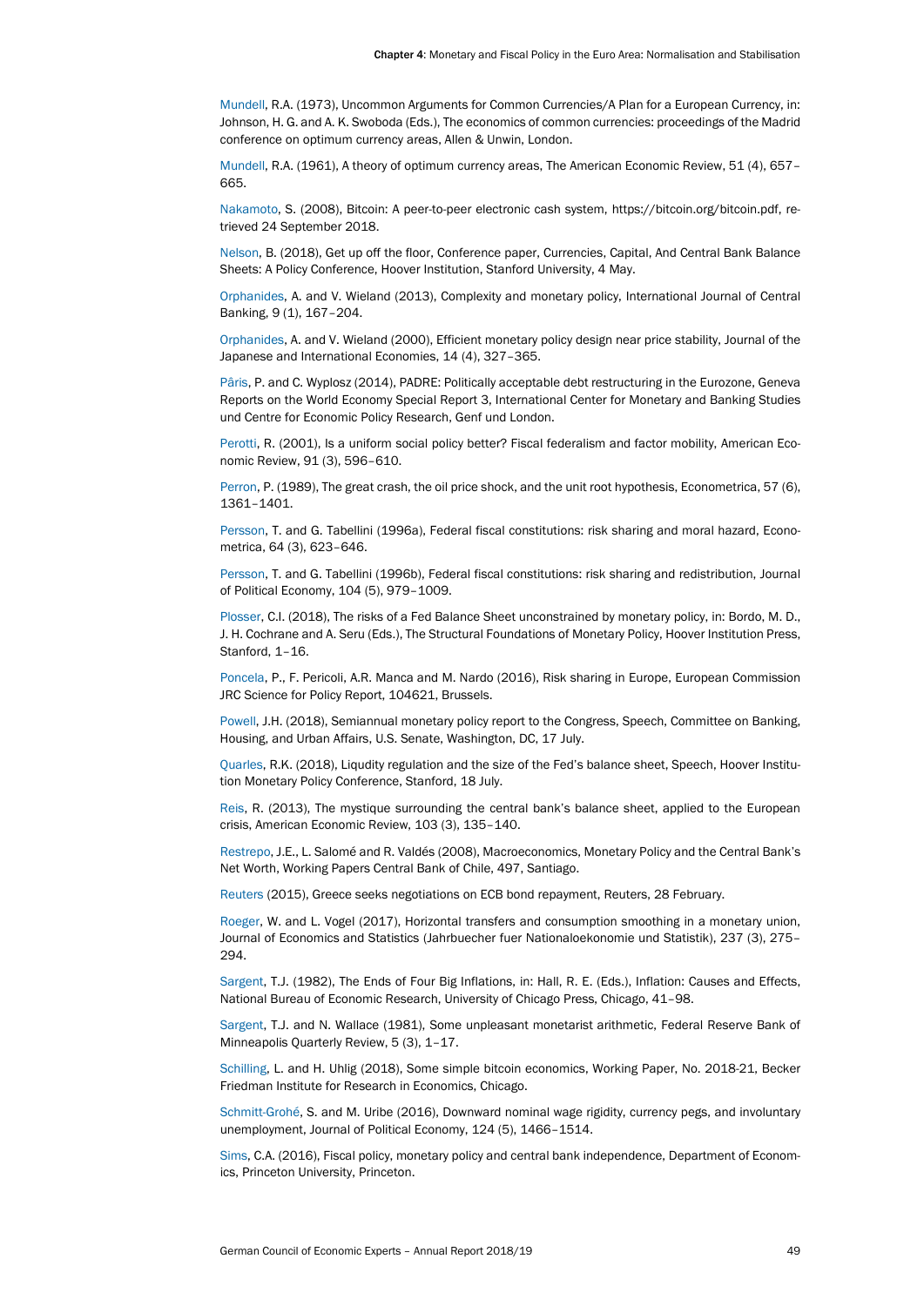Mundell, R.A. (1973), Uncommon Arguments for Common Currencies/A Plan for a European Currency, in: Johnson, H. G. and A. K. Swoboda (Eds.), The economics of common currencies: proceedings of the Madrid conference on optimum currency areas, Allen & Unwin, London.

Mundell, R.A. (1961), A theory of optimum currency areas, The American Economic Review, 51 (4), 657–665.

Nakamoto, S. (2008), Bitcoin: A peer-to-peer electronic cash system, https://bitcoin.org/bitcoin.pdf, retrieved 24 September 2018.

Nelson, B. (2018), Get up off the floor, Conference paper, Currencies, Capital, And Central Bank Balance Sheets: A Policy Conference, Hoover Institution, Stanford University, 4 May.

Orphanides, A. and V. Wieland (2013), Complexity and monetary policy, International Journal of Central Banking, 9 (1), 167–204.

Orphanides, A. and V. Wieland (2000), Efficient monetary policy design near price stability, Journal of the Japanese and International Economies, 14 (4), 327–365.

Pâris, P. and C. Wyplosz (2014), PADRE: Politically acceptable debt restructuring in the Eurozone, Geneva Reports on the World Economy Special Report 3, International Center for Monetary and Banking Studies und Centre for Economic Policy Research, Genf und London.

Perotti, R. (2001), Is a uniform social policy better? Fiscal federalism and factor mobility, American Economic Review, 91 (3), 596–610.

Perron, P. (1989), The great crash, the oil price shock, and the unit root hypothesis, Econometrica, 57 (6), 1361–1401.

Persson, T. and G. Tabellini (1996a), Federal fiscal constitutions: risk sharing and moral hazard, Econometrica, 64 (3), 623–646.

Persson, T. and G. Tabellini (1996b), Federal fiscal constitutions: risk sharing and redistribution, Journal of Political Economy, 104 (5), 979–1009.

Plosser, C.I. (2018), The risks of a Fed Balance Sheet unconstrained by monetary policy, in: Bordo, M. D., J. H. Cochrane and A. Seru (Eds.), The Structural Foundations of Monetary Policy, Hoover Institution Press, Stanford, 1–16.

Poncela, P., F. Pericoli, A.R. Manca and M. Nardo (2016), Risk sharing in Europe, European Commission JRC Science for Policy Report, 104621, Brussels.

Powell, J.H. (2018), Semiannual monetary policy report to the Congress, Speech, Committee on Banking, Housing, and Urban Affairs, U.S. Senate, Washington, DC, 17 July.

Quarles, R.K. (2018), Liqudity regulation and the size of the Fed's balance sheet, Speech, Hoover Institution Monetary Policy Conference, Stanford, 18 July.

Reis, R. (2013), The mystique surrounding the central bank's balance sheet, applied to the European crisis, American Economic Review, 103 (3), 135–140.

Restrepo, J.E., L. Salomé and R. Valdés (2008), Macroeconomics, Monetary Policy and the Central Bank's Net Worth, Working Papers Central Bank of Chile, 497, Santiago.

Reuters (2015), Greece seeks negotiations on ECB bond repayment, Reuters, 28 February.

Roeger, W. and L. Vogel (2017), Horizontal transfers and consumption smoothing in a monetary union, Journal of Economics and Statistics (Jahrbuecher fuer Nationaloekonomie und Statistik), 237 (3), 275–294.

Sargent, T.J. (1982), The Ends of Four Big Inflations, in: Hall, R. E. (Eds.), Inflation: Causes and Effects, National Bureau of Economic Research, University of Chicago Press, Chicago, 41–98.

Sargent, T.J. and N. Wallace (1981), Some unpleasant monetarist arithmetic, Federal Reserve Bank of Minneapolis Quarterly Review, 5 (3), 1–17.

Schilling, L. and H. Uhlig (2018), Some simple bitcoin economics, Working Paper, No. 2018-21, Becker Friedman Institute for Research in Economics, Chicago.

Schmitt-Grohé, S. and M. Uribe (2016), Downward nominal wage rigidity, currency pegs, and involuntary unemployment, Journal of Political Economy, 124 (5), 1466–1514.

Sims, C.A. (2016), Fiscal policy, monetary policy and central bank independence, Department of Economics, Princeton University, Princeton.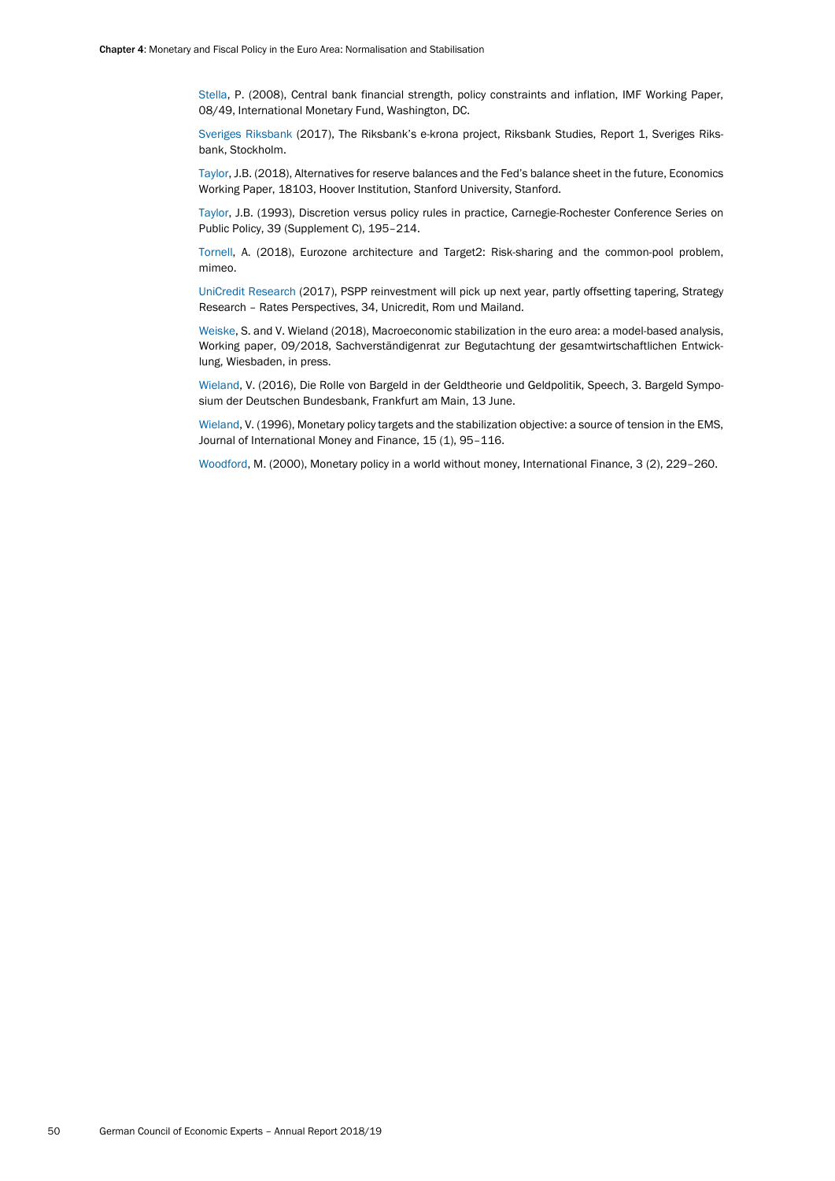Stella, P. (2008), Central bank financial strength, policy constraints and inflation, IMF Working Paper, 08/49, International Monetary Fund, Washington, DC.

Sveriges Riksbank (2017), The Riksbank's e-krona project, Riksbank Studies, Report 1, Sveriges Riksbank, Stockholm.

Taylor, J.B. (2018), Alternatives for reserve balances and the Fed's balance sheet in the future, Economics Working Paper, 18103, Hoover Institution, Stanford University, Stanford.

Taylor, J.B. (1993), Discretion versus policy rules in practice, Carnegie-Rochester Conference Series on Public Policy, 39 (Supplement C), 195–214.

Tornell, A. (2018), Eurozone architecture and Target2: Risk-sharing and the common-pool problem, mimeo.

UniCredit Research (2017), PSPP reinvestment will pick up next year, partly offsetting tapering, Strategy Research – Rates Perspectives, 34, Unicredit, Rom und Mailand.

Weiske, S. and V. Wieland (2018), Macroeconomic stabilization in the euro area: a model-based analysis, Working paper, 09/2018, Sachverständigenrat zur Begutachtung der gesamtwirtschaftlichen Entwicklung, Wiesbaden, in press.

Wieland, V. (2016), Die Rolle von Bargeld in der Geldtheorie und Geldpolitik, Speech, 3. Bargeld Symposium der Deutschen Bundesbank, Frankfurt am Main, 13 June.

Wieland, V. (1996), Monetary policy targets and the stabilization objective: a source of tension in the EMS, Journal of International Money and Finance, 15 (1), 95–116.

Woodford, M. (2000), Monetary policy in a world without money, International Finance, 3 (2), 229–260.